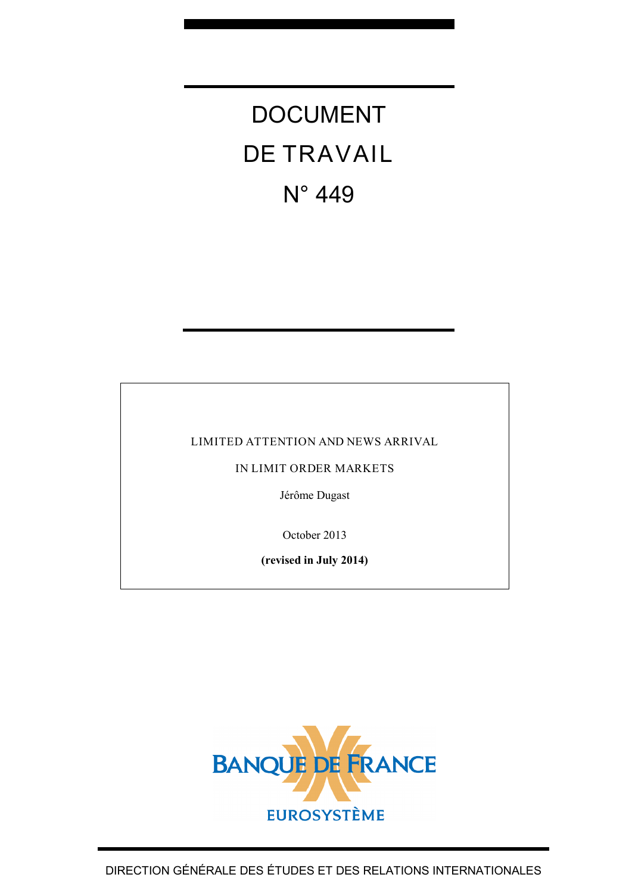# DOCUMENT DE TRAVAIL N° 449

LIMITED ATTENTION AND NEWS ARRIVAL

IN LIMIT ORDER MARKETS

Jérôme Dugast

October 2013

**(revised in July 2014)**

BANQUE DE FRANCE

EUROSYSTÈME

DIRECTION GÉNÉRALE DES ÉTUDES ET DES RELATIONS INTERNATIONALES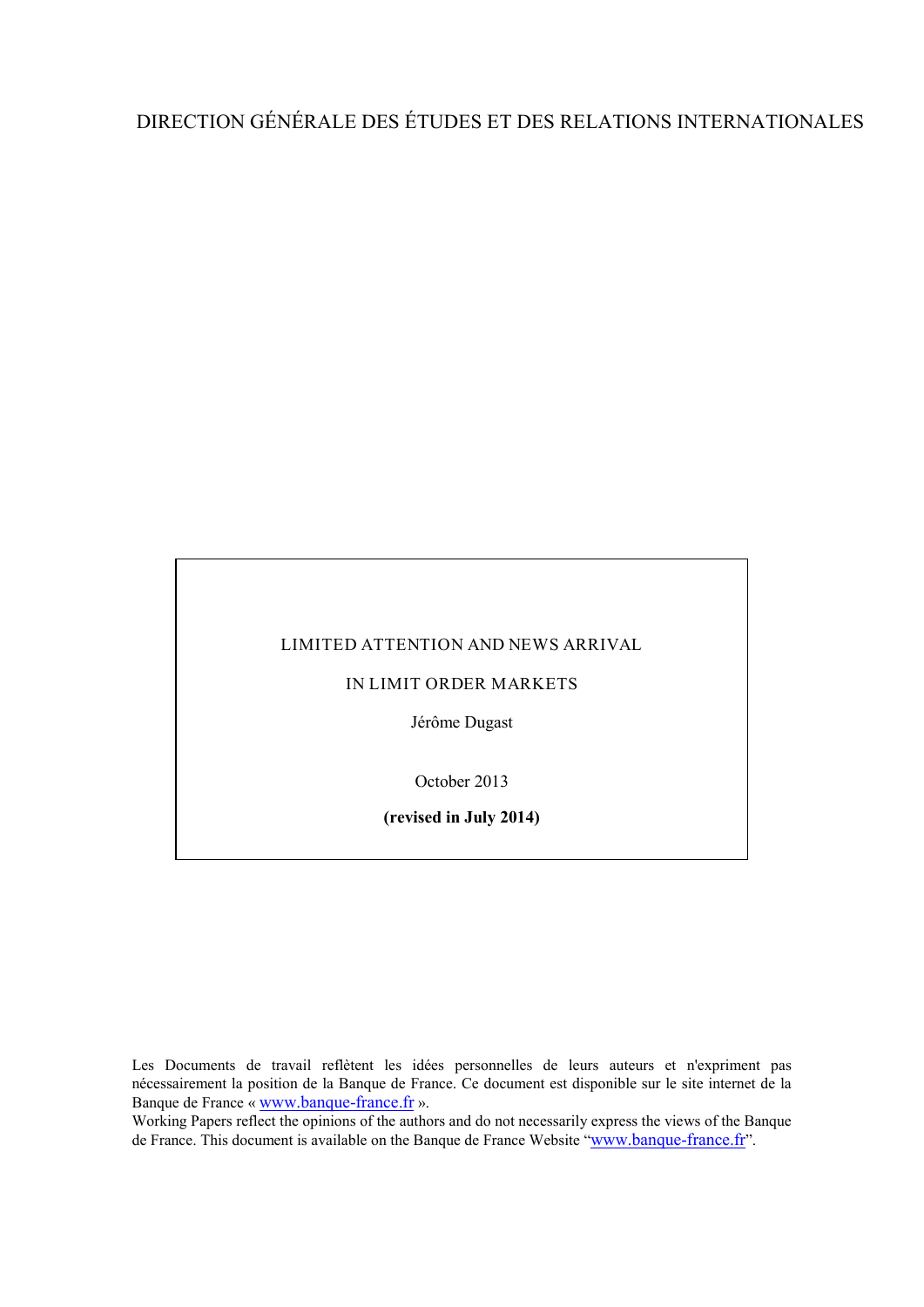DIRECTION GÉNÉRALE DES ÉTUDES ET DES RELATIONS INTERNATIONALES

LIMITED ATTENTION AND NEWS ARRIVAL

IN LIMIT ORDER MARKETS

Jérôme Dugast

October 2013

**(revised in July 2014)**

Les Documents de travail reflètent les idées personnelles de leurs auteurs et n'expriment pas nécessairement la position de la Banque de France. Ce document est disponible sur le site internet de la Banque de France « www.banque-france.fr ».

Working Papers reflect the opinions of the authors and do not necessarily express the views of the Banque de France. This document is available on the Banque de France Website "www.banque-france.fr".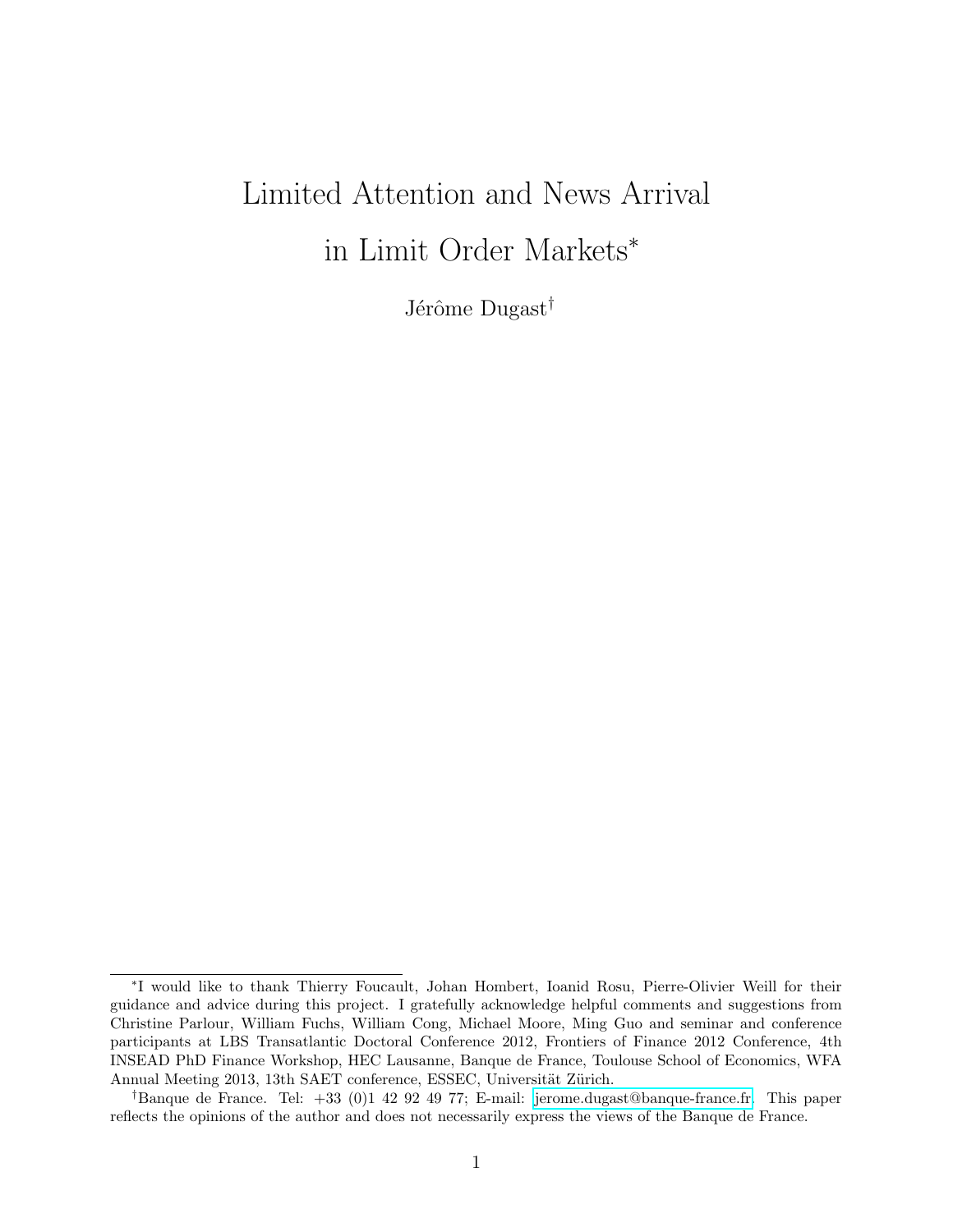# Limited Attention and News Arrival in Limit Order Markets*

Jérôme Dugast[†]

*I would like to thank Thierry Foucault, Johan Hombert, Ioanid Rosu, Pierre-Olivier Weill for their guidance and advice during this project. I gratefully acknowledge helpful comments and suggestions from Christine Parlour, William Fuchs, William Cong, Michael Moore, Ming Guo and seminar and conference participants at LBS Transatlantic Doctoral Conference 2012, Frontiers of Finance 2012 Conference, 4th INSEAD PhD Finance Workshop, HEC Lausanne, Banque de France, Toulouse School of Economics, WFA Annual Meeting 2013, 13th SAET conference, ESSEC, Universität Zürich.

[†]Banque de France. Tel: +33 (0)1 42 92 49 77; E-mail: jerome.dugast@banque-france.fr. This paper reflects the opinions of the author and does not necessarily express the views of the Banque de France.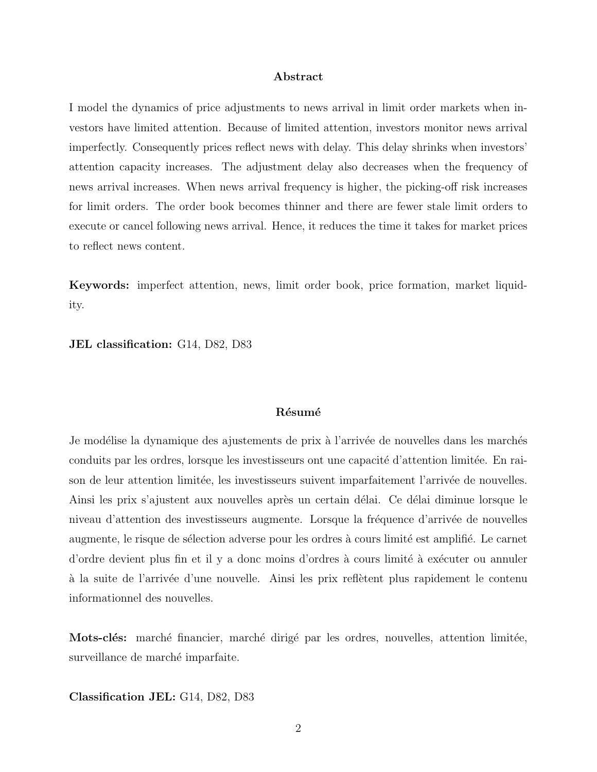## Abstract

I model the dynamics of price adjustments to news arrival in limit order markets when investors have limited attention. Because of limited attention, investors monitor news arrival imperfectly. Consequently prices reflect news with delay. This delay shrinks when investors' attention capacity increases. The adjustment delay also decreases when the frequency of news arrival increases. When news arrival frequency is higher, the picking-off risk increases for limit orders. The order book becomes thinner and there are fewer stale limit orders to execute or cancel following news arrival. Hence, it reduces the time it takes for market prices to reflect news content.

**Keywords:** imperfect attention, news, limit order book, price formation, market liquidity.

**JEL classification:** G14, D82, D83

## Résumé

Je modélise la dynamique des ajustements de prix à l'arrivée de nouvelles dans les marchés conduits par les ordres, lorsque les investisseurs ont une capacité d'attention limitée. En raison de leur attention limitée, les investisseurs suivent imparfaitement l'arrivée de nouvelles. Ainsi les prix s'ajustent aux nouvelles après un certain délai. Ce délai diminue lorsque le niveau d'attention des investisseurs augmente. Lorsque la fréquence d'arrivée de nouvelles augmente, le risque de sélection adverse pour les ordres à cours limité est amplifié. Le carnet d'ordre devient plus fin et il y a donc moins d'ordres à cours limité à exécuter ou annuler à la suite de l'arrivée d'une nouvelle. Ainsi les prix reflètent plus rapidement le contenu informationnel des nouvelles.

**Mots-clés:** marché financier, marché dirigé par les ordres, nouvelles, attention limitée, surveillance de marché imparfaite.

**Classification JEL:** G14, D82, D83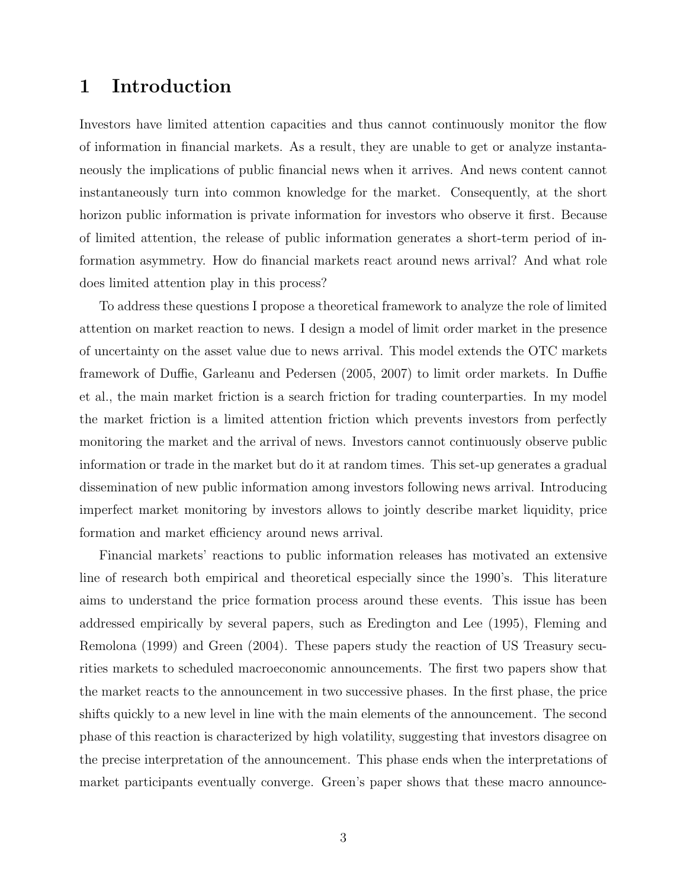# 1 Introduction

Investors have limited attention capacities and thus cannot continuously monitor the flow of information in financial markets. As a result, they are unable to get or analyze instantaneously the implications of public financial news when it arrives. And news content cannot instantaneously turn into common knowledge for the market. Consequently, at the short horizon public information is private information for investors who observe it first. Because of limited attention, the release of public information generates a short-term period of information asymmetry. How do financial markets react around news arrival? And what role does limited attention play in this process?

To address these questions I propose a theoretical framework to analyze the role of limited attention on market reaction to news. I design a model of limit order market in the presence of uncertainty on the asset value due to news arrival. This model extends the OTC markets framework of Duffie, Garleanu and Pedersen (2005, 2007) to limit order markets. In Duffie et al., the main market friction is a search friction for trading counterparties. In my model the market friction is a limited attention friction which prevents investors from perfectly monitoring the market and the arrival of news. Investors cannot continuously observe public information or trade in the market but do it at random times. This set-up generates a gradual dissemination of new public information among investors following news arrival. Introducing imperfect market monitoring by investors allows to jointly describe market liquidity, price formation and market efficiency around news arrival.

Financial markets' reactions to public information releases has motivated an extensive line of research both empirical and theoretical especially since the 1990's. This literature aims to understand the price formation process around these events. This issue has been addressed empirically by several papers, such as Eredington and Lee (1995), Fleming and Remolona (1999) and Green (2004). These papers study the reaction of US Treasury securities markets to scheduled macroeconomic announcements. The first two papers show that the market reacts to the announcement in two successive phases. In the first phase, the price shifts quickly to a new level in line with the main elements of the announcement. The second phase of this reaction is characterized by high volatility, suggesting that investors disagree on the precise interpretation of the announcement. This phase ends when the interpretations of market participants eventually converge. Green's paper shows that these macro announce-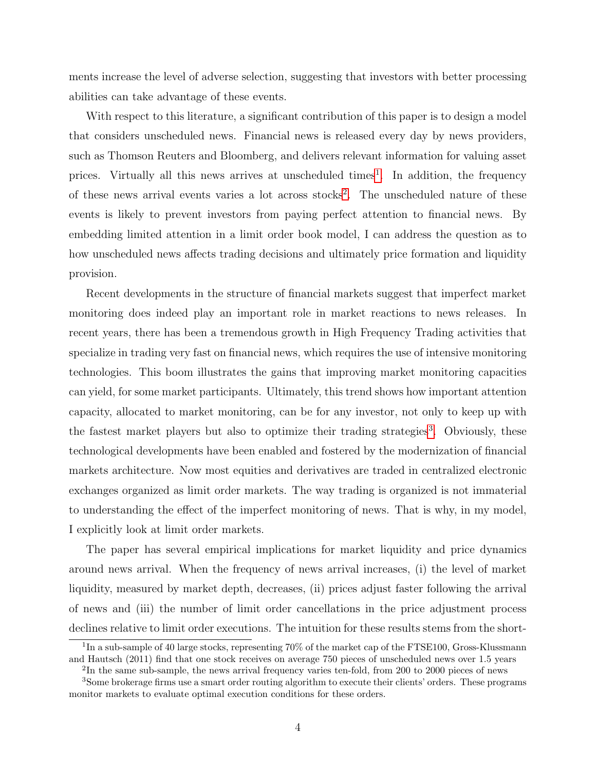ments increase the level of adverse selection, suggesting that investors with better processing abilities can take advantage of these events.

With respect to this literature, a significant contribution of this paper is to design a model that considers unscheduled news. Financial news is released every day by news providers, such as Thomson Reuters and Bloomberg, and delivers relevant information for valuing asset prices. Virtually all this news arrives at unscheduled times[1]. In addition, the frequency of these news arrival events varies a lot across stocks[2]. The unscheduled nature of these events is likely to prevent investors from paying perfect attention to financial news. By embedding limited attention in a limit order book model, I can address the question as to how unscheduled news affects trading decisions and ultimately price formation and liquidity provision.

Recent developments in the structure of financial markets suggest that imperfect market monitoring does indeed play an important role in market reactions to news releases. In recent years, there has been a tremendous growth in High Frequency Trading activities that specialize in trading very fast on financial news, which requires the use of intensive monitoring technologies. This boom illustrates the gains that improving market monitoring capacities can yield, for some market participants. Ultimately, this trend shows how important attention capacity, allocated to market monitoring, can be for any investor, not only to keep up with the fastest market players but also to optimize their trading strategies[3]. Obviously, these technological developments have been enabled and fostered by the modernization of financial markets architecture. Now most equities and derivatives are traded in centralized electronic exchanges organized as limit order markets. The way trading is organized is not immaterial to understanding the effect of the imperfect monitoring of news. That is why, in my model, I explicitly look at limit order markets.

The paper has several empirical implications for market liquidity and price dynamics around news arrival. When the frequency of news arrival increases, (i) the level of market liquidity, measured by market depth, decreases, (ii) prices adjust faster following the arrival of news and (iii) the number of limit order cancellations in the price adjustment process declines relative to limit order executions. The intuition for these results stems from the short-

[1] In a sub-sample of 40 large stocks, representing 70% of the market cap of the FTSE100, Gross-Klussmann and Hautsch (2011) find that one stock receives on average 750 pieces of unscheduled news over 1.5 years

[2] In the same sub-sample, the news arrival frequency varies ten-fold, from 200 to 2000 pieces of news

[3] Some brokerage firms use a smart order routing algorithm to execute their clients' orders. These programs monitor markets to evaluate optimal execution conditions for these orders.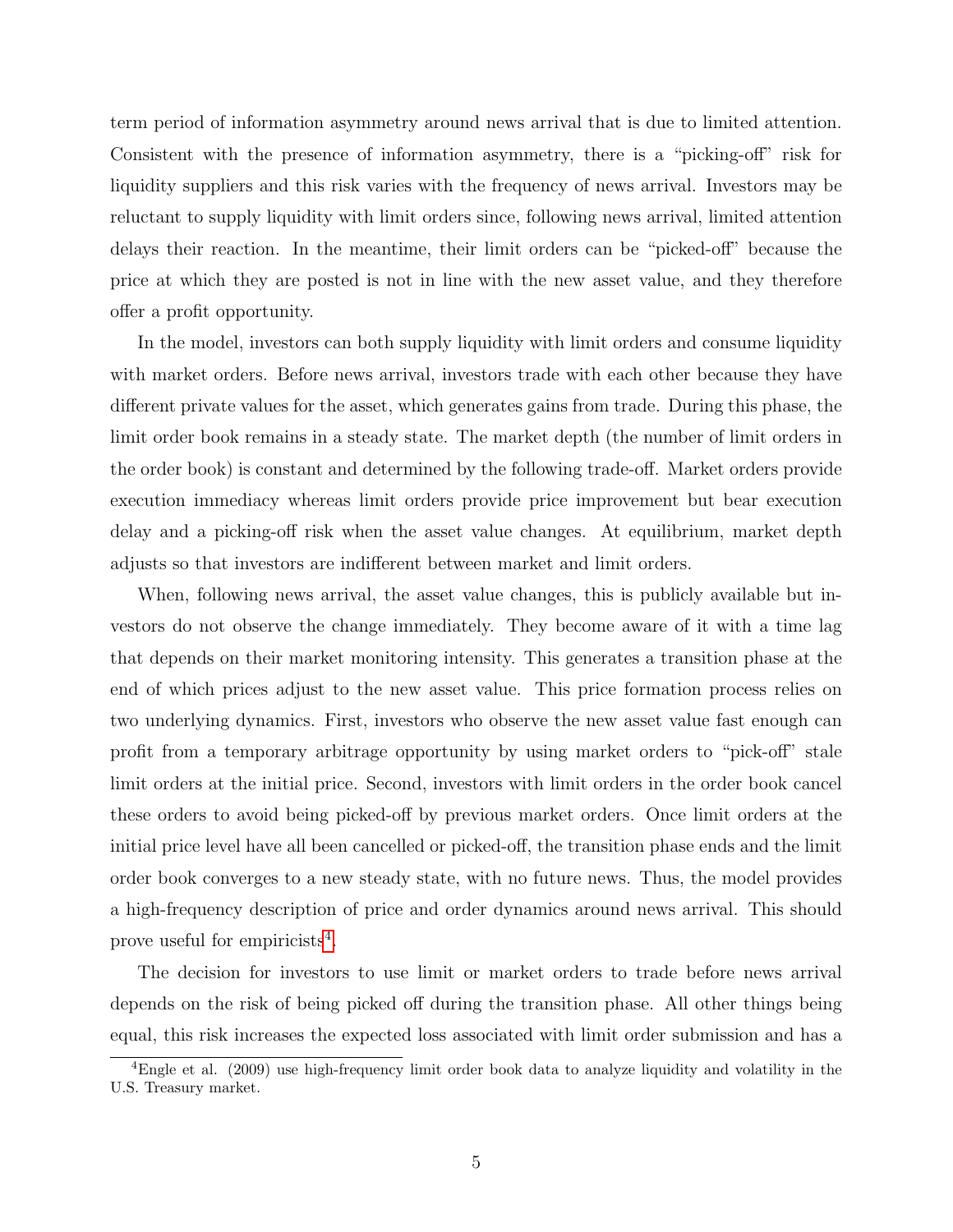term period of information asymmetry around news arrival that is due to limited attention. Consistent with the presence of information asymmetry, there is a "picking-off" risk for liquidity suppliers and this risk varies with the frequency of news arrival. Investors may be reluctant to supply liquidity with limit orders since, following news arrival, limited attention delays their reaction. In the meantime, their limit orders can be "picked-off" because the price at which they are posted is not in line with the new asset value, and they therefore offer a profit opportunity.

In the model, investors can both supply liquidity with limit orders and consume liquidity with market orders. Before news arrival, investors trade with each other because they have different private values for the asset, which generates gains from trade. During this phase, the limit order book remains in a steady state. The market depth (the number of limit orders in the order book) is constant and determined by the following trade-off. Market orders provide execution immediacy whereas limit orders provide price improvement but bear execution delay and a picking-off risk when the asset value changes. At equilibrium, market depth adjusts so that investors are indifferent between market and limit orders.

When, following news arrival, the asset value changes, this is publicly available but investors do not observe the change immediately. They become aware of it with a time lag that depends on their market monitoring intensity. This generates a transition phase at the end of which prices adjust to the new asset value. This price formation process relies on two underlying dynamics. First, investors who observe the new asset value fast enough can profit from a temporary arbitrage opportunity by using market orders to "pick-off" stale limit orders at the initial price. Second, investors with limit orders in the order book cancel these orders to avoid being picked-off by previous market orders. Once limit orders at the initial price level have all been cancelled or picked-off, the transition phase ends and the limit order book converges to a new steady state, with no future news. Thus, the model provides a high-frequency description of price and order dynamics around news arrival. This should prove useful for empiricists[4].

The decision for investors to use limit or market orders to trade before news arrival depends on the risk of being picked off during the transition phase. All other things being equal, this risk increases the expected loss associated with limit order submission and has a

[4] Engle et al. (2009) use high-frequency limit order book data to analyze liquidity and volatility in the U.S. Treasury market.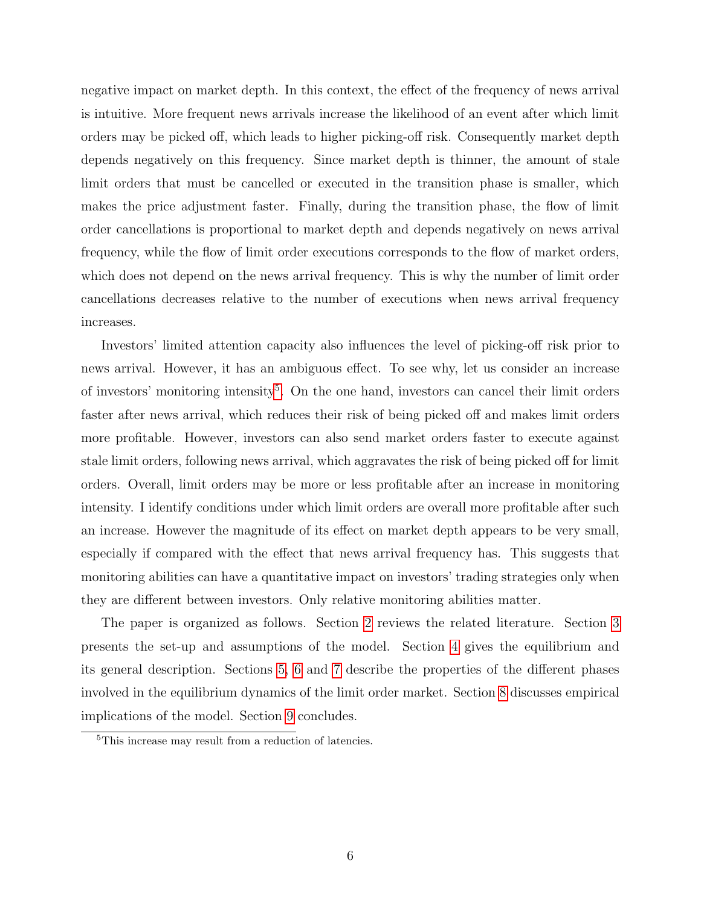negative impact on market depth. In this context, the effect of the frequency of news arrival is intuitive. More frequent news arrivals increase the likelihood of an event after which limit orders may be picked off, which leads to higher picking-off risk. Consequently market depth depends negatively on this frequency. Since market depth is thinner, the amount of stale limit orders that must be cancelled or executed in the transition phase is smaller, which makes the price adjustment faster. Finally, during the transition phase, the flow of limit order cancellations is proportional to market depth and depends negatively on news arrival frequency, while the flow of limit order executions corresponds to the flow of market orders, which does not depend on the news arrival frequency. This is why the number of limit order cancellations decreases relative to the number of executions when news arrival frequency increases.

Investors' limited attention capacity also influences the level of picking-off risk prior to news arrival. However, it has an ambiguous effect. To see why, let us consider an increase of investors' monitoring intensity[5]. On the one hand, investors can cancel their limit orders faster after news arrival, which reduces their risk of being picked off and makes limit orders more profitable. However, investors can also send market orders faster to execute against stale limit orders, following news arrival, which aggravates the risk of being picked off for limit orders. Overall, limit orders may be more or less profitable after an increase in monitoring intensity. I identify conditions under which limit orders are overall more profitable after such an increase. However the magnitude of its effect on market depth appears to be very small, especially if compared with the effect that news arrival frequency has. This suggests that monitoring abilities can have a quantitative impact on investors' trading strategies only when they are different between investors. Only relative monitoring abilities matter.

The paper is organized as follows. Section 2 reviews the related literature. Section 3 presents the set-up and assumptions of the model. Section 4 gives the equilibrium and its general description. Sections 5, 6 and 7 describe the properties of the different phases involved in the equilibrium dynamics of the limit order market. Section 8 discusses empirical implications of the model. Section 9 concludes.

[5]This increase may result from a reduction of latencies.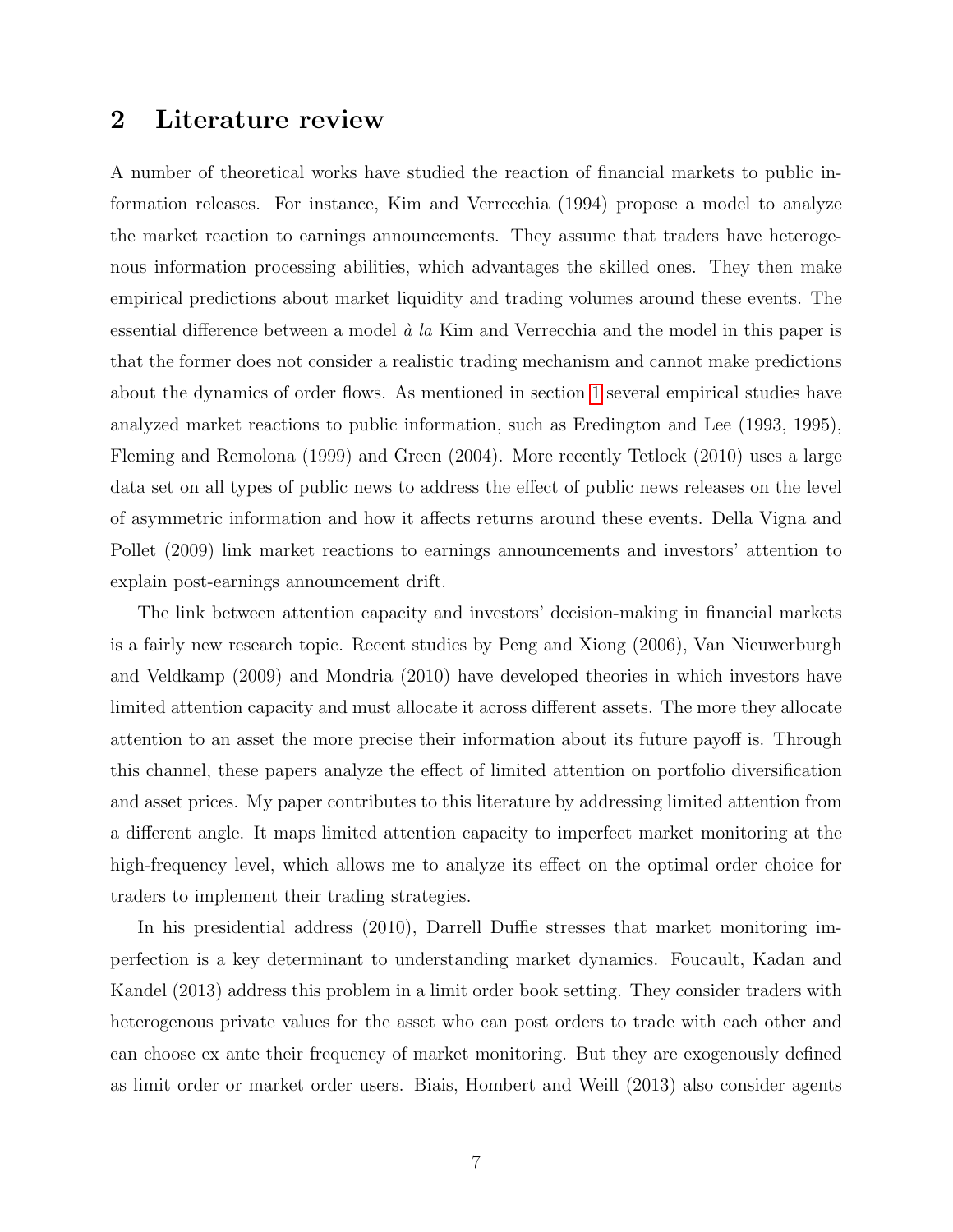## 2 Literature review

A number of theoretical works have studied the reaction of financial markets to public information releases. For instance, Kim and Verrecchia (1994) propose a model to analyze the market reaction to earnings announcements. They assume that traders have heterogenous information processing abilities, which advantages the skilled ones. They then make empirical predictions about market liquidity and trading volumes around these events. The essential difference between a model *à la* Kim and Verrecchia and the model in this paper is that the former does not consider a realistic trading mechanism and cannot make predictions about the dynamics of order flows. As mentioned in section 1 several empirical studies have analyzed market reactions to public information, such as Eredington and Lee (1993, 1995), Fleming and Remolona (1999) and Green (2004). More recently Tetlock (2010) uses a large data set on all types of public news to address the effect of public news releases on the level of asymmetric information and how it affects returns around these events. Della Vigna and Pollet (2009) link market reactions to earnings announcements and investors' attention to explain post-earnings announcement drift.

The link between attention capacity and investors' decision-making in financial markets is a fairly new research topic. Recent studies by Peng and Xiong (2006), Van Nieuwerburgh and Veldkamp (2009) and Mondria (2010) have developed theories in which investors have limited attention capacity and must allocate it across different assets. The more they allocate attention to an asset the more precise their information about its future payoff is. Through this channel, these papers analyze the effect of limited attention on portfolio diversification and asset prices. My paper contributes to this literature by addressing limited attention from a different angle. It maps limited attention capacity to imperfect market monitoring at the high-frequency level, which allows me to analyze its effect on the optimal order choice for traders to implement their trading strategies.

In his presidential address (2010), Darrell Duffie stresses that market monitoring imperfection is a key determinant to understanding market dynamics. Foucault, Kadan and Kandel (2013) address this problem in a limit order book setting. They consider traders with heterogenous private values for the asset who can post orders to trade with each other and can choose ex ante their frequency of market monitoring. But they are exogenously defined as limit order or market order users. Biais, Hombert and Weill (2013) also consider agents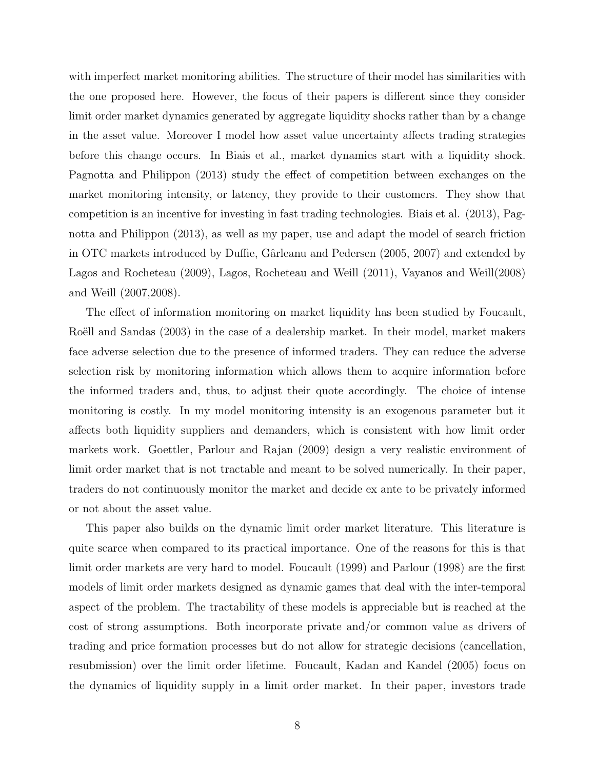with imperfect market monitoring abilities. The structure of their model has similarities with the one proposed here. However, the focus of their papers is different since they consider limit order market dynamics generated by aggregate liquidity shocks rather than by a change in the asset value. Moreover I model how asset value uncertainty affects trading strategies before this change occurs. In Biais et al., market dynamics start with a liquidity shock. Pagnotta and Philippon (2013) study the effect of competition between exchanges on the market monitoring intensity, or latency, they provide to their customers. They show that competition is an incentive for investing in fast trading technologies. Biais et al. (2013), Pagnotta and Philippon (2013), as well as my paper, use and adapt the model of search friction in OTC markets introduced by Duffie, Gârleanu and Pedersen (2005, 2007) and extended by Lagos and Rocheteau (2009), Lagos, Rocheteau and Weill (2011), Vayanos and Weill(2008) and Weill (2007,2008).

The effect of information monitoring on market liquidity has been studied by Foucault, Roëll and Sandas (2003) in the case of a dealership market. In their model, market makers face adverse selection due to the presence of informed traders. They can reduce the adverse selection risk by monitoring information which allows them to acquire information before the informed traders and, thus, to adjust their quote accordingly. The choice of intense monitoring is costly. In my model monitoring intensity is an exogenous parameter but it affects both liquidity suppliers and demanders, which is consistent with how limit order markets work. Goettler, Parlour and Rajan (2009) design a very realistic environment of limit order market that is not tractable and meant to be solved numerically. In their paper, traders do not continuously monitor the market and decide ex ante to be privately informed or not about the asset value.

This paper also builds on the dynamic limit order market literature. This literature is quite scarce when compared to its practical importance. One of the reasons for this is that limit order markets are very hard to model. Foucault (1999) and Parlour (1998) are the first models of limit order markets designed as dynamic games that deal with the inter-temporal aspect of the problem. The tractability of these models is appreciable but is reached at the cost of strong assumptions. Both incorporate private and/or common value as drivers of trading and price formation processes but do not allow for strategic decisions (cancellation, resubmission) over the limit order lifetime. Foucault, Kadan and Kandel (2005) focus on the dynamics of liquidity supply in a limit order market. In their paper, investors trade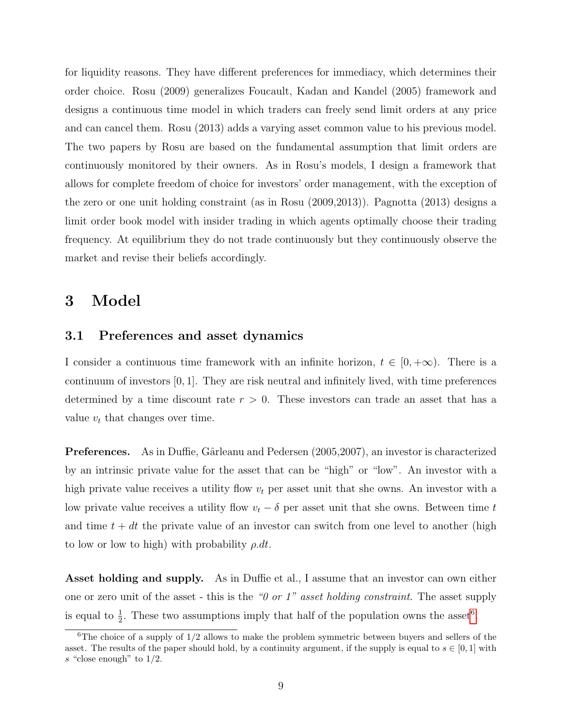for liquidity reasons. They have different preferences for immediacy, which determines their order choice. Rosu (2009) generalizes Foucault, Kadan and Kandel (2005) framework and designs a continuous time model in which traders can freely send limit orders at any price and can cancel them. Rosu (2013) adds a varying asset common value to his previous model. The two papers by Rosu are based on the fundamental assumption that limit orders are continuously monitored by their owners. As in Rosu's models, I design a framework that allows for complete freedom of choice for investors' order management, with the exception of the zero or one unit holding constraint (as in Rosu (2009,2013)). Pagnotta (2013) designs a limit order book model with insider trading in which agents optimally choose their trading frequency. At equilibrium they do not trade continuously but they continuously observe the market and revise their beliefs accordingly.

# 3 Model

## 3.1 Preferences and asset dynamics

I consider a continuous time framework with an infinite horizon, $t \in [0, +\infty)$. There is a continuum of investors $[0, 1]$. They are risk neutral and infinitely lived, with time preferences determined by a time discount rate $r > 0$. These investors can trade an asset that has a value $v_t$ that changes over time.

**Preferences.** As in Duffie, Gârleanu and Pedersen (2005,2007), an investor is characterized by an intrinsic private value for the asset that can be "high" or "low". An investor with a high private value receives a utility flow $v_t$ per asset unit that she owns. An investor with a low private value receives a utility flow $v_t - \delta$ per asset unit that she owns. Between time $t$ and time $t + dt$ the private value of an investor can switch from one level to another (high to low or low to high) with probability $\rho.dt$.

**Asset holding and supply.** As in Duffie et al., I assume that an investor can own either one or zero unit of the asset - this is the *"0 or 1" asset holding constraint*. The asset supply is equal to $\frac{1}{2}$. These two assumptions imply that half of the population owns the asset[6].

[6] The choice of a supply of 1/2 allows to make the problem symmetric between buyers and sellers of the asset. The results of the paper should hold, by a continuity argument, if the supply is equal to $s \in [0, 1]$ with $s$ "close enough" to 1/2.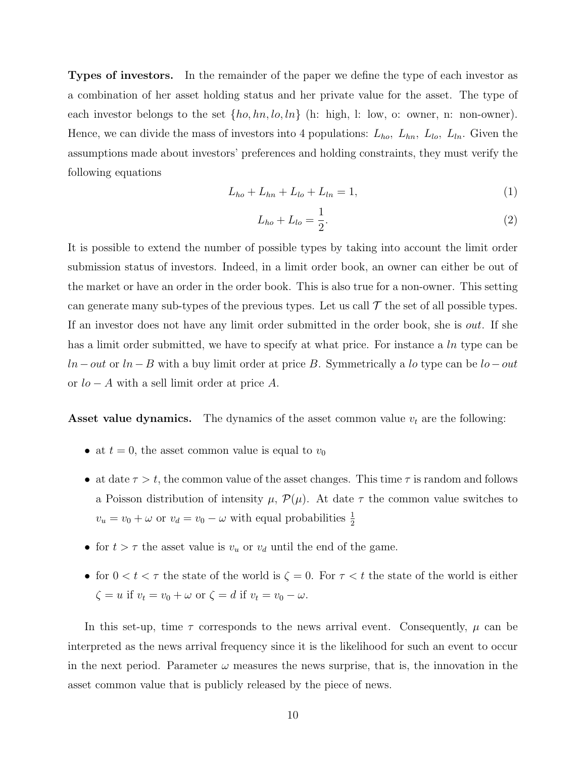**Types of investors.** In the remainder of the paper we define the type of each investor as a combination of her asset holding status and her private value for the asset. The type of each investor belongs to the set $\{ho, hn, lo, ln\}$ (h: high, l: low, o: owner, n: non-owner). Hence, we can divide the mass of investors into 4 populations: $L_{ho}$, $L_{hn}$, $L_{lo}$, $L_{ln}$. Given the assumptions made about investors' preferences and holding constraints, they must verify the following equations

$$L_{ho} + L_{hn} + L_{lo} + L_{ln} = 1, \tag{1}$$

$$L_{ho} + L_{lo} = \frac{1}{2}. \tag{2}$$

It is possible to extend the number of possible types by taking into account the limit order submission status of investors. Indeed, in a limit order book, an owner can either be out of the market or have an order in the order book. This is also true for a non-owner. This setting can generate many sub-types of the previous types. Let us call $\mathcal{T}$ the set of all possible types. If an investor does not have any limit order submitted in the order book, she is *out*. If she has a limit order submitted, we have to specify at what price. For instance a $ln$ type can be $ln - out$ or $ln - B$ with a buy limit order at price $B$. Symmetrically a $lo$ type can be $lo - out$ or $lo - A$ with a sell limit order at price $A$.

**Asset value dynamics.** The dynamics of the asset common value $v_t$ are the following:

- at $t = 0$, the asset common value is equal to $v_0$
- at date $\tau > t$, the common value of the asset changes. This time $\tau$ is random and follows a Poisson distribution of intensity $\mu$, $\mathcal{P}(\mu)$. At date $\tau$ the common value switches to $v_u = v_0 + \omega$ or $v_d = v_0 - \omega$ with equal probabilities $\frac{1}{2}$
- for $t > \tau$ the asset value is $v_u$ or $v_d$ until the end of the game.
- for $0 < t < \tau$ the state of the world is $\zeta = 0$. For $\tau < t$ the state of the world is either $\zeta = u$ if $v_t = v_0 + \omega$ or $\zeta = d$ if $v_t = v_0 - \omega$.

In this set-up, time $\tau$ corresponds to the news arrival event. Consequently, $\mu$ can be interpreted as the news arrival frequency since it is the likelihood for such an event to occur in the next period. Parameter $\omega$ measures the news surprise, that is, the innovation in the asset common value that is publicly released by the piece of news.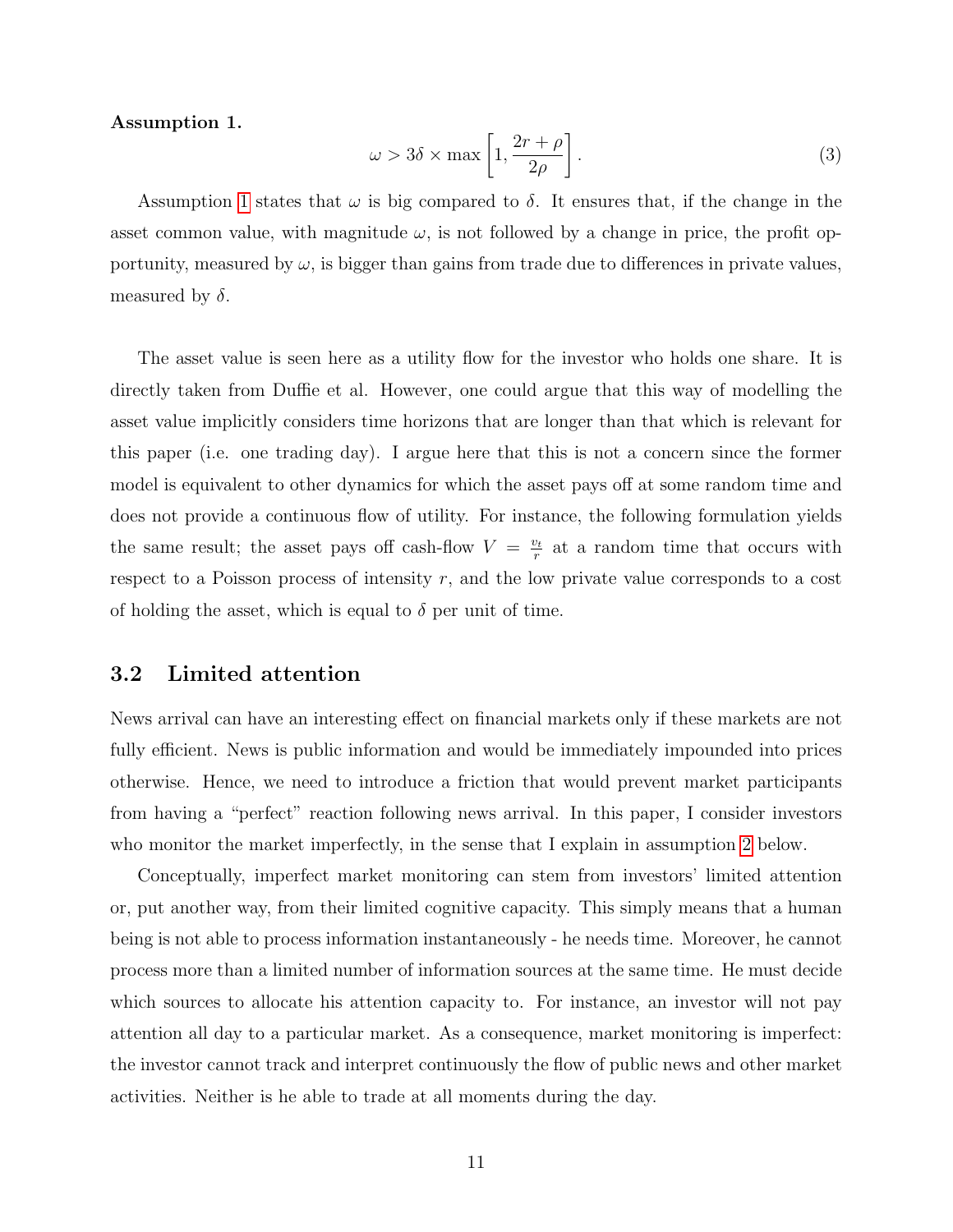**Assumption 1.**

$$\omega > 3\delta \times \max\left[1, \frac{2r+\rho}{2\rho}\right]. \tag{3}$$

Assumption 1 states that $\omega$ is big compared to $\delta$. It ensures that, if the change in the asset common value, with magnitude $\omega$, is not followed by a change in price, the profit opportunity, measured by $\omega$, is bigger than gains from trade due to differences in private values, measured by $\delta$.

The asset value is seen here as a utility flow for the investor who holds one share. It is directly taken from Duffie et al. However, one could argue that this way of modelling the asset value implicitly considers time horizons that are longer than that which is relevant for this paper (i.e. one trading day). I argue here that this is not a concern since the former model is equivalent to other dynamics for which the asset pays off at some random time and does not provide a continuous flow of utility. For instance, the following formulation yields the same result; the asset pays off cash-flow $V = \frac{v_t}{r}$ at a random time that occurs with respect to a Poisson process of intensity $r$, and the low private value corresponds to a cost of holding the asset, which is equal to $\delta$ per unit of time.

## 3.2 Limited attention

News arrival can have an interesting effect on financial markets only if these markets are not fully efficient. News is public information and would be immediately impounded into prices otherwise. Hence, we need to introduce a friction that would prevent market participants from having a "perfect" reaction following news arrival. In this paper, I consider investors who monitor the market imperfectly, in the sense that I explain in assumption 2 below.

Conceptually, imperfect market monitoring can stem from investors' limited attention or, put another way, from their limited cognitive capacity. This simply means that a human being is not able to process information instantaneously - he needs time. Moreover, he cannot process more than a limited number of information sources at the same time. He must decide which sources to allocate his attention capacity to. For instance, an investor will not pay attention all day to a particular market. As a consequence, market monitoring is imperfect: the investor cannot track and interpret continuously the flow of public news and other market activities. Neither is he able to trade at all moments during the day.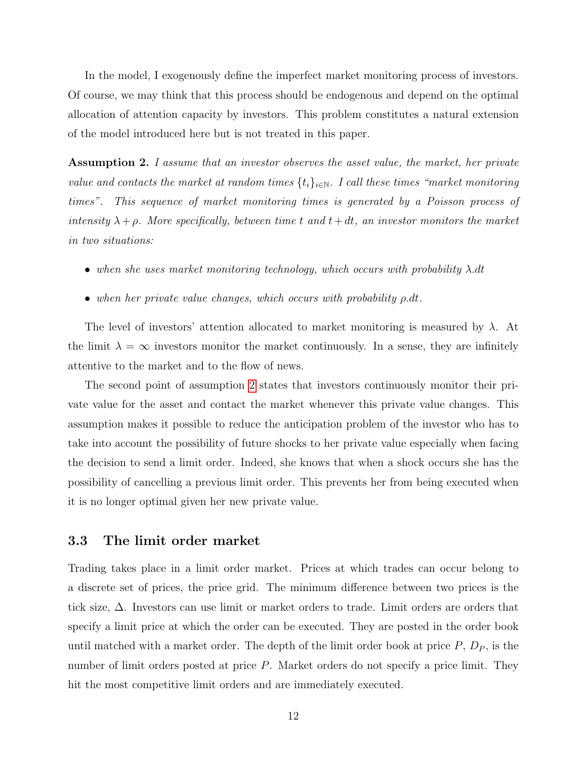In the model, I exogenously define the imperfect market monitoring process of investors. Of course, we may think that this process should be endogenous and depend on the optimal allocation of attention capacity by investors. This problem constitutes a natural extension of the model introduced here but is not treated in this paper.

**Assumption 2.** *I assume that an investor observes the asset value, the market, her private value and contacts the market at random times $\{t_i\}_{i\in\mathbb{N}}$. I call these times "market monitoring times". This sequence of market monitoring times is generated by a Poisson process of intensity $\lambda + \rho$. More specifically, between time $t$ and $t + dt$, an investor monitors the market in two situations:*

- *when she uses market monitoring technology, which occurs with probability $\lambda.dt$*
- *when her private value changes, which occurs with probability $\rho.dt$.*

The level of investors' attention allocated to market monitoring is measured by $\lambda$. At the limit $\lambda = \infty$ investors monitor the market continuously. In a sense, they are infinitely attentive to the market and to the flow of news.

The second point of assumption 2 states that investors continuously monitor their private value for the asset and contact the market whenever this private value changes. This assumption makes it possible to reduce the anticipation problem of the investor who has to take into account the possibility of future shocks to her private value especially when facing the decision to send a limit order. Indeed, she knows that when a shock occurs she has the possibility of cancelling a previous limit order. This prevents her from being executed when it is no longer optimal given her new private value.

### 3.3 The limit order market

Trading takes place in a limit order market. Prices at which trades can occur belong to a discrete set of prices, the price grid. The minimum difference between two prices is the tick size, $\Delta$. Investors can use limit or market orders to trade. Limit orders are orders that specify a limit price at which the order can be executed. They are posted in the order book until matched with a market order. The depth of the limit order book at price $P$, $D_P$, is the number of limit orders posted at price $P$. Market orders do not specify a price limit. They hit the most competitive limit orders and are immediately executed.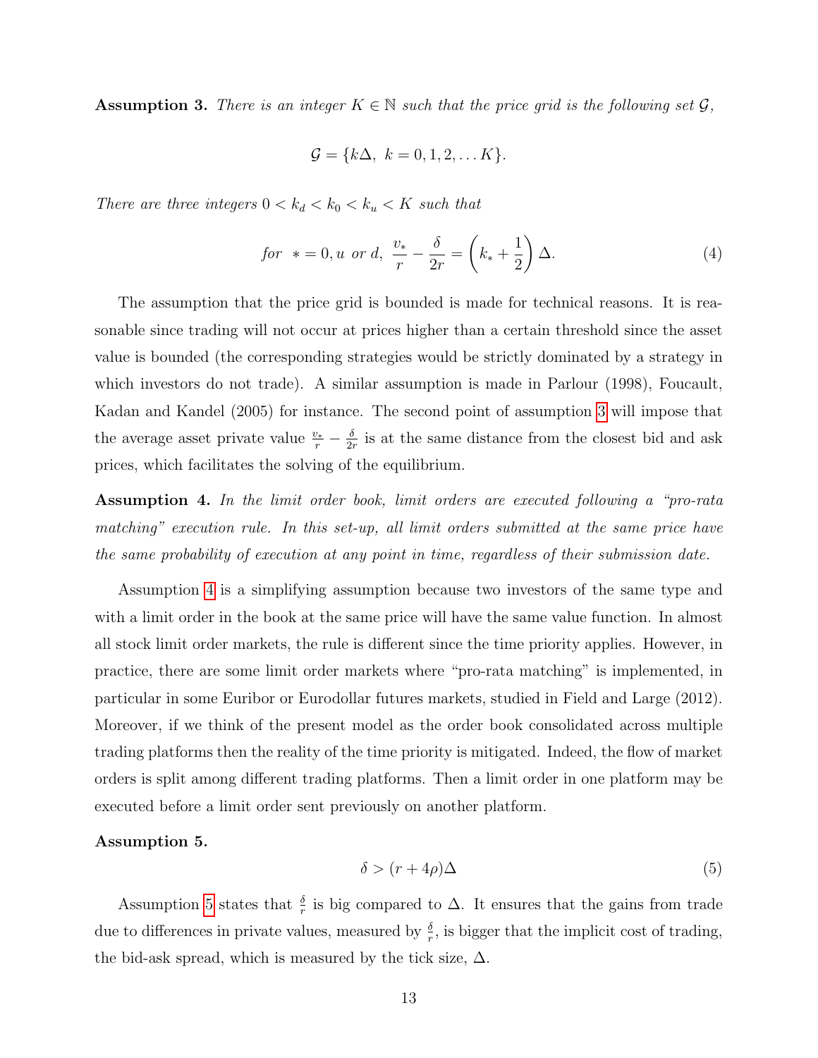**Assumption 3.** *There is an integer $K \in \mathbb{N}$ such that the price grid is the following set $\mathcal{G}$,*

$$\mathcal{G} = \{k\Delta, \ k = 0, 1, 2, \dots K\}.$$

*There are three integers $0 < k_d < k_0 < k_u < K$ such that*

$$\text{for } \ * = 0, u \text{ or } d, \ \frac{v_*}{r} - \frac{\delta}{2r} = \left(k_* + \frac{1}{2}\right)\Delta. \tag{4}$$

The assumption that the price grid is bounded is made for technical reasons. It is reasonable since trading will not occur at prices higher than a certain threshold since the asset value is bounded (the corresponding strategies would be strictly dominated by a strategy in which investors do not trade). A similar assumption is made in Parlour (1998), Foucault, Kadan and Kandel (2005) for instance. The second point of assumption 3 will impose that the average asset private value $\frac{v_*}{r} - \frac{\delta}{2r}$ is at the same distance from the closest bid and ask prices, which facilitates the solving of the equilibrium.

**Assumption 4.** *In the limit order book, limit orders are executed following a "pro-rata matching" execution rule. In this set-up, all limit orders submitted at the same price have the same probability of execution at any point in time, regardless of their submission date.*

Assumption 4 is a simplifying assumption because two investors of the same type and with a limit order in the book at the same price will have the same value function. In almost all stock limit order markets, the rule is different since the time priority applies. However, in practice, there are some limit order markets where "pro-rata matching" is implemented, in particular in some Euribor or Eurodollar futures markets, studied in Field and Large (2012). Moreover, if we think of the present model as the order book consolidated across multiple trading platforms then the reality of the time priority is mitigated. Indeed, the flow of market orders is split among different trading platforms. Then a limit order in one platform may be executed before a limit order sent previously on another platform.

**Assumption 5.**

$$\delta > (r + 4\rho)\Delta \tag{5}$$

Assumption 5 states that $\frac{\delta}{r}$ is big compared to $\Delta$. It ensures that the gains from trade due to differences in private values, measured by $\frac{\delta}{r}$, is bigger that the implicit cost of trading, the bid-ask spread, which is measured by the tick size, $\Delta$.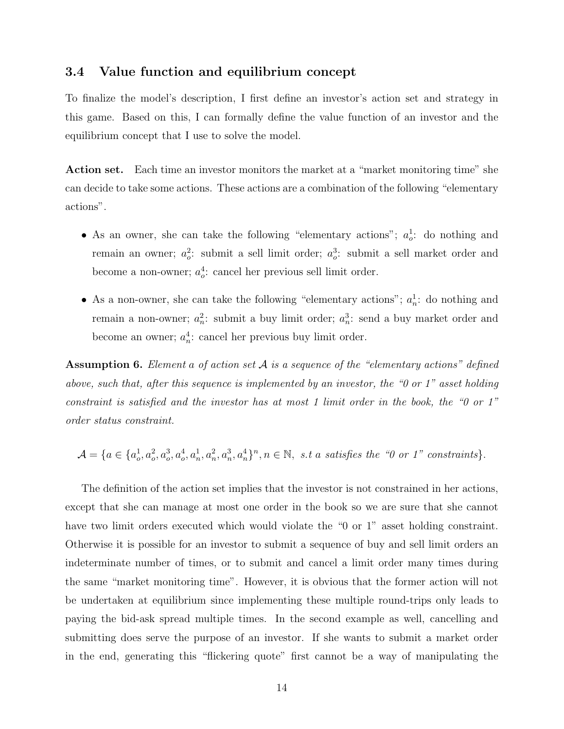### 3.4 Value function and equilibrium concept

To finalize the model's description, I first define an investor's action set and strategy in this game. Based on this, I can formally define the value function of an investor and the equilibrium concept that I use to solve the model.

**Action set.** Each time an investor monitors the market at a "market monitoring time" she can decide to take some actions. These actions are a combination of the following "elementary actions".

- As an owner, she can take the following "elementary actions"; $a_o^1$: do nothing and remain an owner; $a_o^2$: submit a sell limit order; $a_o^3$: submit a sell market order and become a non-owner; $a_o^4$: cancel her previous sell limit order.
- As a non-owner, she can take the following "elementary actions"; $a_n^1$: do nothing and remain a non-owner; $a_n^2$: submit a buy limit order; $a_n^3$: send a buy market order and become an owner; $a_n^4$: cancel her previous buy limit order.

**Assumption 6.** *Element a of action set $\mathcal{A}$ is a sequence of the "elementary actions" defined above, such that, after this sequence is implemented by an investor, the "0 or 1" asset holding constraint is satisfied and the investor has at most 1 limit order in the book, the "0 or 1" order status constraint.*

$$\mathcal{A} = \{a \in \{a_o^1, a_o^2, a_o^3, a_o^4, a_n^1, a_n^2, a_n^3, a_n^4\}^n, n \in \mathbb{N},\ s.t\ a \text{ satisfies the "0 or 1" constraints}\}.$$

The definition of the action set implies that the investor is not constrained in her actions, except that she can manage at most one order in the book so we are sure that she cannot have two limit orders executed which would violate the "0 or 1" asset holding constraint. Otherwise it is possible for an investor to submit a sequence of buy and sell limit orders an indeterminate number of times, or to submit and cancel a limit order many times during the same "market monitoring time". However, it is obvious that the former action will not be undertaken at equilibrium since implementing these multiple round-trips only leads to paying the bid-ask spread multiple times. In the second example as well, cancelling and submitting does serve the purpose of an investor. If she wants to submit a market order in the end, generating this "flickering quote" first cannot be a way of manipulating the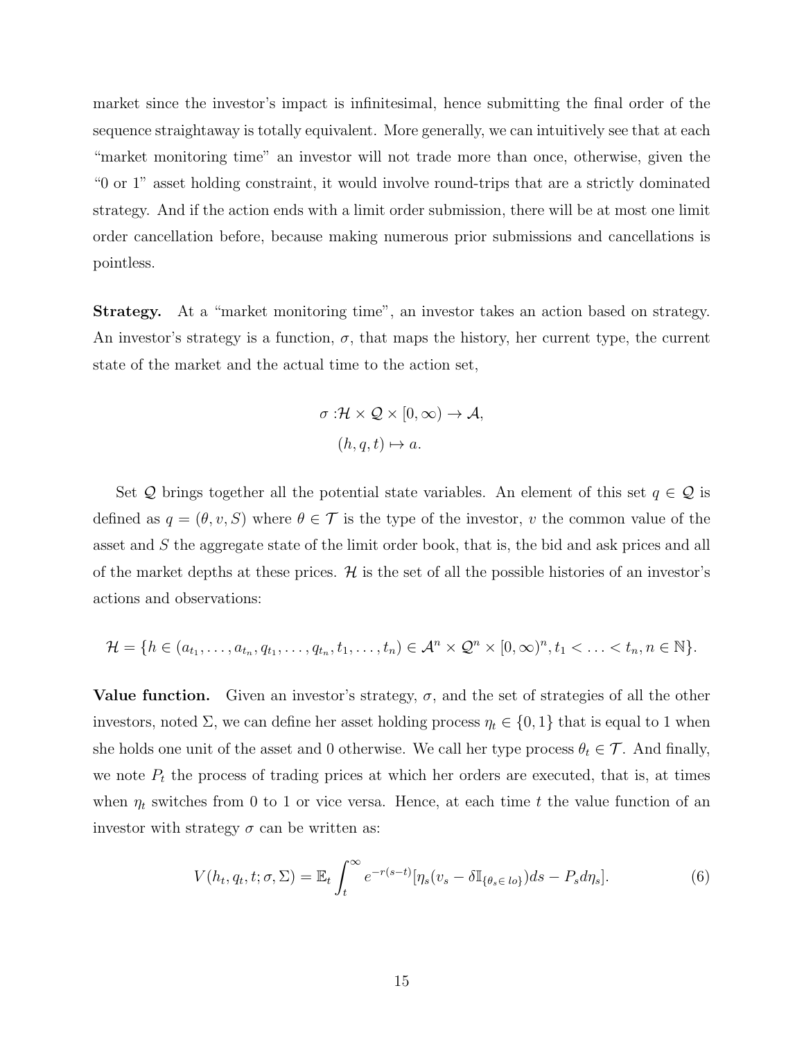market since the investor's impact is infinitesimal, hence submitting the final order of the sequence straightaway is totally equivalent. More generally, we can intuitively see that at each "market monitoring time" an investor will not trade more than once, otherwise, given the "0 or 1" asset holding constraint, it would involve round-trips that are a strictly dominated strategy. And if the action ends with a limit order submission, there will be at most one limit order cancellation before, because making numerous prior submissions and cancellations is pointless.

**Strategy.** At a "market monitoring time", an investor takes an action based on strategy. An investor's strategy is a function, $\sigma$, that maps the history, her current type, the current state of the market and the actual time to the action set,

$$\begin{aligned}\sigma :& \mathcal{H} \times \mathcal{Q} \times [0, \infty) \to \mathcal{A}, \\ &(h, q, t) \mapsto a.\end{aligned}$$

Set $\mathcal{Q}$ brings together all the potential state variables. An element of this set $q \in \mathcal{Q}$ is defined as $q = (\theta, v, S)$ where $\theta \in \mathcal{T}$ is the type of the investor, $v$ the common value of the asset and $S$ the aggregate state of the limit order book, that is, the bid and ask prices and all of the market depths at these prices. $\mathcal{H}$ is the set of all the possible histories of an investor's actions and observations:

$$\mathcal{H} = \{h \in (a_{t_1}, \ldots, a_{t_n}, q_{t_1}, \ldots, q_{t_n}, t_1, \ldots, t_n) \in \mathcal{A}^n \times \mathcal{Q}^n \times [0, \infty)^n, t_1 < \ldots < t_n, n \in \mathbb{N}\}.$$

**Value function.** Given an investor's strategy, $\sigma$, and the set of strategies of all the other investors, noted $\Sigma$, we can define her asset holding process $\eta_t \in \{0, 1\}$ that is equal to 1 when she holds one unit of the asset and 0 otherwise. We call her type process $\theta_t \in \mathcal{T}$. And finally, we note $P_t$ the process of trading prices at which her orders are executed, that is, at times when $\eta_t$ switches from 0 to 1 or vice versa. Hence, at each time $t$ the value function of an investor with strategy $\sigma$ can be written as:

$$V(h_t, q_t, t; \sigma, \Sigma) = \mathbb{E}_t \int_t^{\infty} e^{-r(s-t)} [\eta_s (v_s - \delta \mathbb{I}_{\{\theta_s \in \, lo\}}) ds - P_s d\eta_s]. \tag{6}$$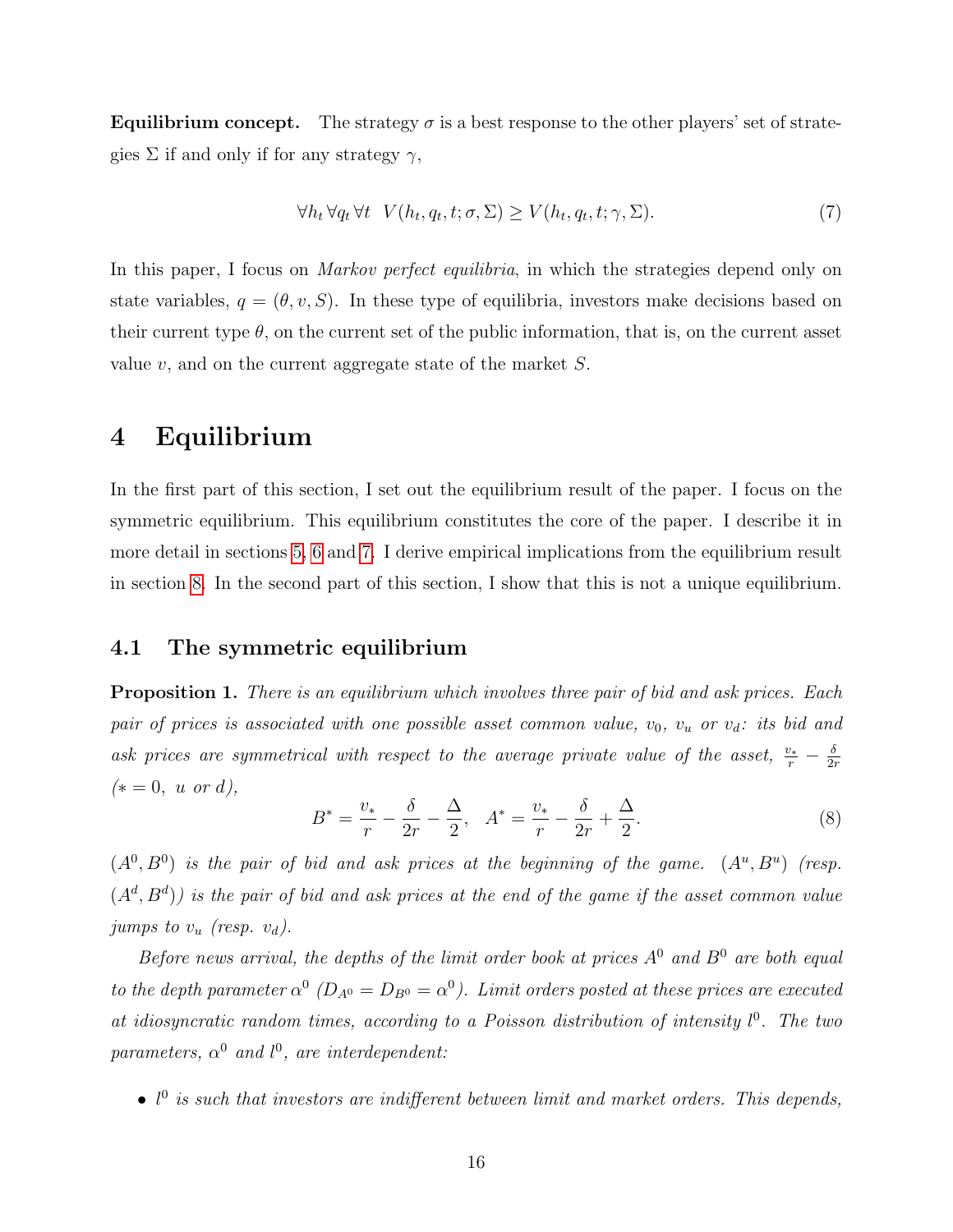**Equilibrium concept.** The strategy $\sigma$ is a best response to the other players' set of strategies $\Sigma$ if and only if for any strategy $\gamma$,

$$\forall h_t \, \forall q_t \, \forall t \;\; V(h_t, q_t, t; \sigma, \Sigma) \geq V(h_t, q_t, t; \gamma, \Sigma). \tag{7}$$

In this paper, I focus on *Markov perfect equilibria*, in which the strategies depend only on state variables, $q = (\theta, v, S)$. In these type of equilibria, investors make decisions based on their current type $\theta$, on the current set of the public information, that is, on the current asset value $v$, and on the current aggregate state of the market $S$.

# 4 Equilibrium

In the first part of this section, I set out the equilibrium result of the paper. I focus on the symmetric equilibrium. This equilibrium constitutes the core of the paper. I describe it in more detail in sections 5, 6 and 7. I derive empirical implications from the equilibrium result in section 8. In the second part of this section, I show that this is not a unique equilibrium.

## 4.1 The symmetric equilibrium

**Proposition 1.** *There is an equilibrium which involves three pair of bid and ask prices. Each pair of prices is associated with one possible asset common value, $v_0$, $v_u$ or $v_d$: its bid and ask prices are symmetrical with respect to the average private value of the asset, $\frac{v_*}{r} - \frac{\delta}{2r}$ ($* = 0,\ u$ or $d$),*

$$B^* = \frac{v_*}{r} - \frac{\delta}{2r} - \frac{\Delta}{2}, \quad A^* = \frac{v_*}{r} - \frac{\delta}{2r} + \frac{\Delta}{2}. \tag{8}$$

*$(A^0, B^0)$ is the pair of bid and ask prices at the beginning of the game. $(A^u, B^u)$ (resp. $(A^d, B^d)$) is the pair of bid and ask prices at the end of the game if the asset common value jumps to $v_u$ (resp. $v_d$).*

*Before news arrival, the depths of the limit order book at prices $A^0$ and $B^0$ are both equal to the depth parameter $\alpha^0$ ($D_{A^0} = D_{B^0} = \alpha^0$). Limit orders posted at these prices are executed at idiosyncratic random times, according to a Poisson distribution of intensity $l^0$. The two parameters, $\alpha^0$ and $l^0$, are interdependent:*

- *$l^0$ is such that investors are indifferent between limit and market orders. This depends,*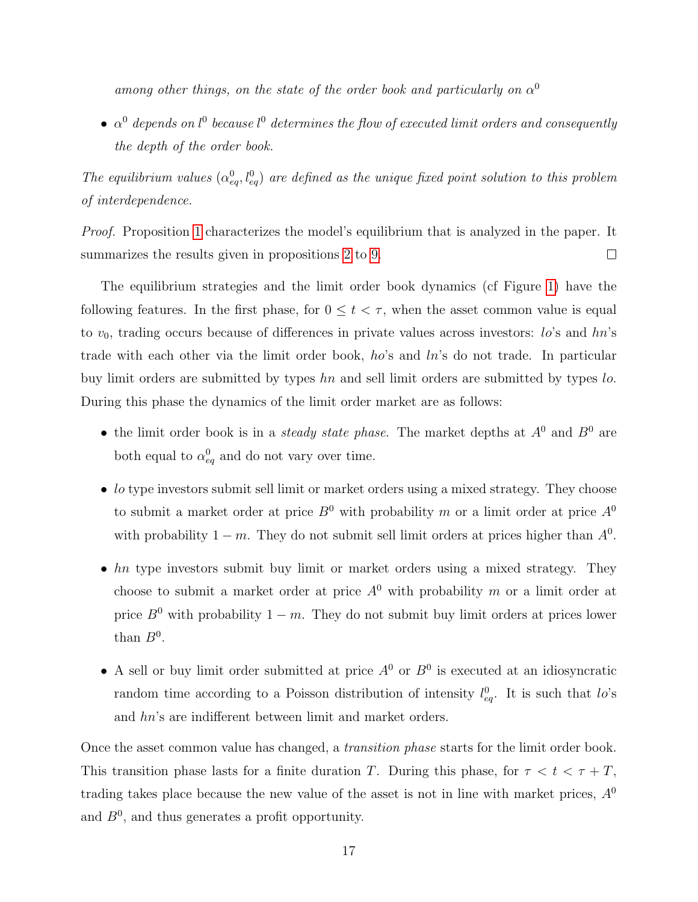*among other things, on the state of the order book and particularly on* $\alpha^0$

- $\alpha^0$ *depends on* $l^0$ *because* $l^0$ *determines the flow of executed limit orders and consequently the depth of the order book.*

*The equilibrium values* $(\alpha^0_{eq}, l^0_{eq})$ *are defined as the unique fixed point solution to this problem of interdependence.*

*Proof.* Proposition 1 characterizes the model's equilibrium that is analyzed in the paper. It summarizes the results given in propositions 2 to 9. □

The equilibrium strategies and the limit order book dynamics (cf Figure 1) have the following features. In the first phase, for $0 \leq t < \tau$, when the asset common value is equal to $v_0$, trading occurs because of differences in private values across investors: *lo*'s and *hn*'s trade with each other via the limit order book, *ho*'s and *ln*'s do not trade. In particular buy limit orders are submitted by types *hn* and sell limit orders are submitted by types *lo*. During this phase the dynamics of the limit order market are as follows:

- the limit order book is in a *steady state phase*. The market depths at $A^0$ and $B^0$ are both equal to $\alpha^0_{eq}$ and do not vary over time.
- *lo* type investors submit sell limit or market orders using a mixed strategy. They choose to submit a market order at price $B^0$ with probability $m$ or a limit order at price $A^0$ with probability $1 - m$. They do not submit sell limit orders at prices higher than $A^0$.
- *hn* type investors submit buy limit or market orders using a mixed strategy. They choose to submit a market order at price $A^0$ with probability $m$ or a limit order at price $B^0$ with probability $1 - m$. They do not submit buy limit orders at prices lower than $B^0$.
- A sell or buy limit order submitted at price $A^0$ or $B^0$ is executed at an idiosyncratic random time according to a Poisson distribution of intensity $l^0_{eq}$. It is such that *lo*'s and *hn*'s are indifferent between limit and market orders.

Once the asset common value has changed, a *transition phase* starts for the limit order book. This transition phase lasts for a finite duration $T$. During this phase, for $\tau < t < \tau + T$, trading takes place because the new value of the asset is not in line with market prices, $A^0$ and $B^0$, and thus generates a profit opportunity.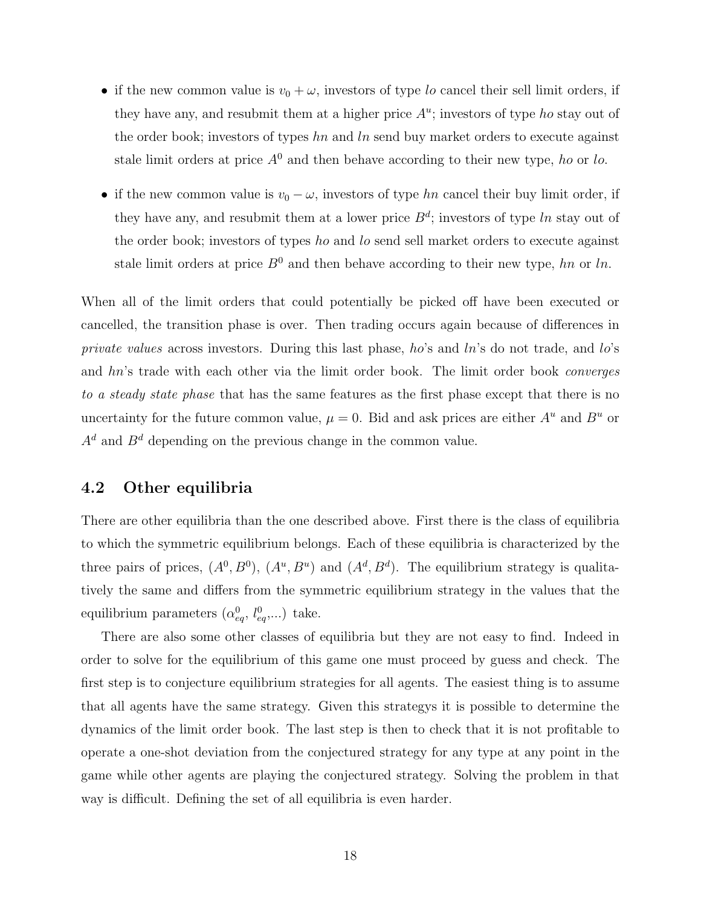- if the new common value is $v_0 + \omega$, investors of type *lo* cancel their sell limit orders, if they have any, and resubmit them at a higher price $A^u$; investors of type *ho* stay out of the order book; investors of types *hn* and *ln* send buy market orders to execute against stale limit orders at price $A^0$ and then behave according to their new type, *ho* or *lo*.
- if the new common value is $v_0 - \omega$, investors of type *hn* cancel their buy limit order, if they have any, and resubmit them at a lower price $B^d$; investors of type *ln* stay out of the order book; investors of types *ho* and *lo* send sell market orders to execute against stale limit orders at price $B^0$ and then behave according to their new type, *hn* or *ln*.

When all of the limit orders that could potentially be picked off have been executed or cancelled, the transition phase is over. Then trading occurs again because of differences in *private values* across investors. During this last phase, *ho*'s and *ln*'s do not trade, and *lo*'s and *hn*'s trade with each other via the limit order book. The limit order book *converges to a steady state phase* that has the same features as the first phase except that there is no uncertainty for the future common value, $\mu = 0$. Bid and ask prices are either $A^u$ and $B^u$ or $A^d$ and $B^d$ depending on the previous change in the common value.

### 4.2 Other equilibria

There are other equilibria than the one described above. First there is the class of equilibria to which the symmetric equilibrium belongs. Each of these equilibria is characterized by the three pairs of prices, $(A^0, B^0)$, $(A^u, B^u)$ and $(A^d, B^d)$. The equilibrium strategy is qualitatively the same and differs from the symmetric equilibrium strategy in the values that the equilibrium parameters ($\alpha^0_{eq}$, $l^0_{eq}$,...) take.

There are also some other classes of equilibria but they are not easy to find. Indeed in order to solve for the equilibrium of this game one must proceed by guess and check. The first step is to conjecture equilibrium strategies for all agents. The easiest thing is to assume that all agents have the same strategy. Given this strategys it is possible to determine the dynamics of the limit order book. The last step is then to check that it is not profitable to operate a one-shot deviation from the conjectured strategy for any type at any point in the game while other agents are playing the conjectured strategy. Solving the problem in that way is difficult. Defining the set of all equilibria is even harder.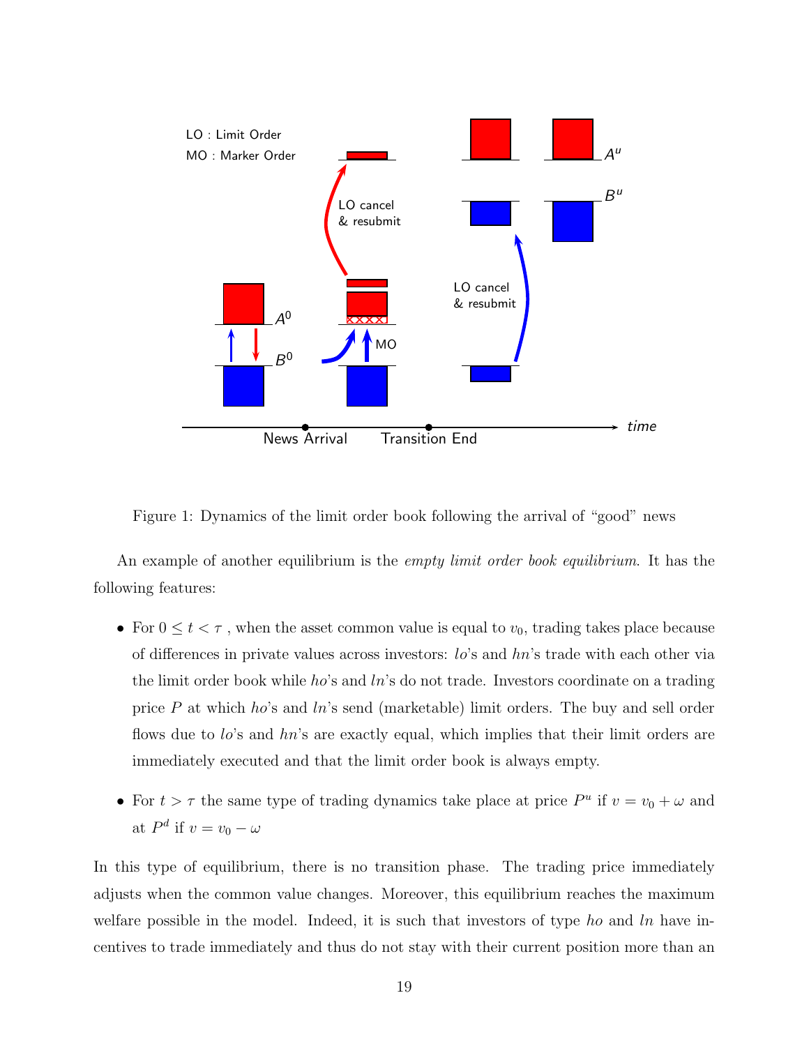Figure 1: Dynamics of the limit order book following the arrival of "good" news

An example of another equilibrium is the *empty limit order book equilibrium*. It has the following features:

- For $0 \leq t < \tau$ , when the asset common value is equal to $v_0$, trading takes place because of differences in private values across investors: $lo$'s and $hn$'s trade with each other via the limit order book while $ho$'s and $ln$'s do not trade. Investors coordinate on a trading price $P$ at which $ho$'s and $ln$'s send (marketable) limit orders. The buy and sell order flows due to $lo$'s and $hn$'s are exactly equal, which implies that their limit orders are immediately executed and that the limit order book is always empty.

- For $t > \tau$ the same type of trading dynamics take place at price $P^u$ if $v = v_0 + \omega$ and at $P^d$ if $v = v_0 - \omega$

In this type of equilibrium, there is no transition phase. The trading price immediately adjusts when the common value changes. Moreover, this equilibrium reaches the maximum welfare possible in the model. Indeed, it is such that investors of type $ho$ and $ln$ have incentives to trade immediately and thus do not stay with their current position more than an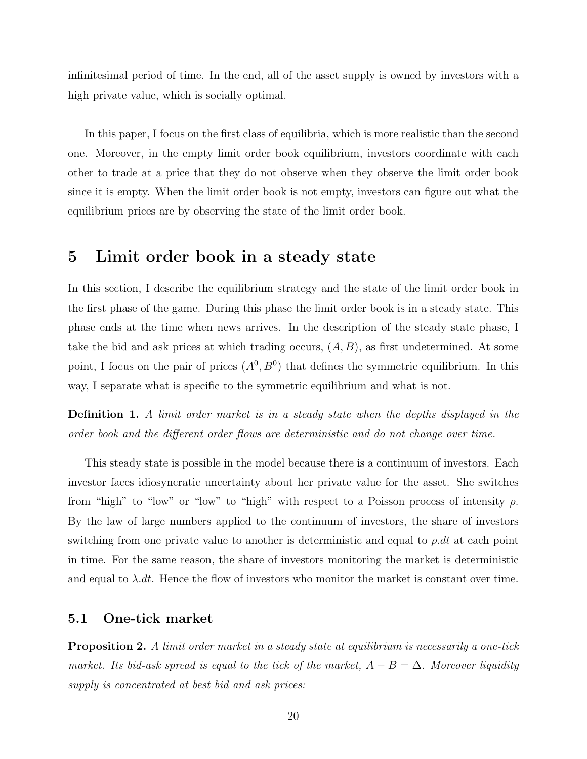infinitesimal period of time. In the end, all of the asset supply is owned by investors with a high private value, which is socially optimal.

In this paper, I focus on the first class of equilibria, which is more realistic than the second one. Moreover, in the empty limit order book equilibrium, investors coordinate with each other to trade at a price that they do not observe when they observe the limit order book since it is empty. When the limit order book is not empty, investors can figure out what the equilibrium prices are by observing the state of the limit order book.

# 5 Limit order book in a steady state

In this section, I describe the equilibrium strategy and the state of the limit order book in the first phase of the game. During this phase the limit order book is in a steady state. This phase ends at the time when news arrives. In the description of the steady state phase, I take the bid and ask prices at which trading occurs, $(A, B)$, as first undetermined. At some point, I focus on the pair of prices $(A^0, B^0)$ that defines the symmetric equilibrium. In this way, I separate what is specific to the symmetric equilibrium and what is not.

**Definition 1.** *A limit order market is in a steady state when the depths displayed in the order book and the different order flows are deterministic and do not change over time.*

This steady state is possible in the model because there is a continuum of investors. Each investor faces idiosyncratic uncertainty about her private value for the asset. She switches from "high" to "low" or "low" to "high" with respect to a Poisson process of intensity $\rho$. By the law of large numbers applied to the continuum of investors, the share of investors switching from one private value to another is deterministic and equal to $\rho.dt$ at each point in time. For the same reason, the share of investors monitoring the market is deterministic and equal to $\lambda.dt$. Hence the flow of investors who monitor the market is constant over time.

## 5.1 One-tick market

**Proposition 2.** *A limit order market in a steady state at equilibrium is necessarily a one-tick market. Its bid-ask spread is equal to the tick of the market, $A - B = \Delta$. Moreover liquidity supply is concentrated at best bid and ask prices:*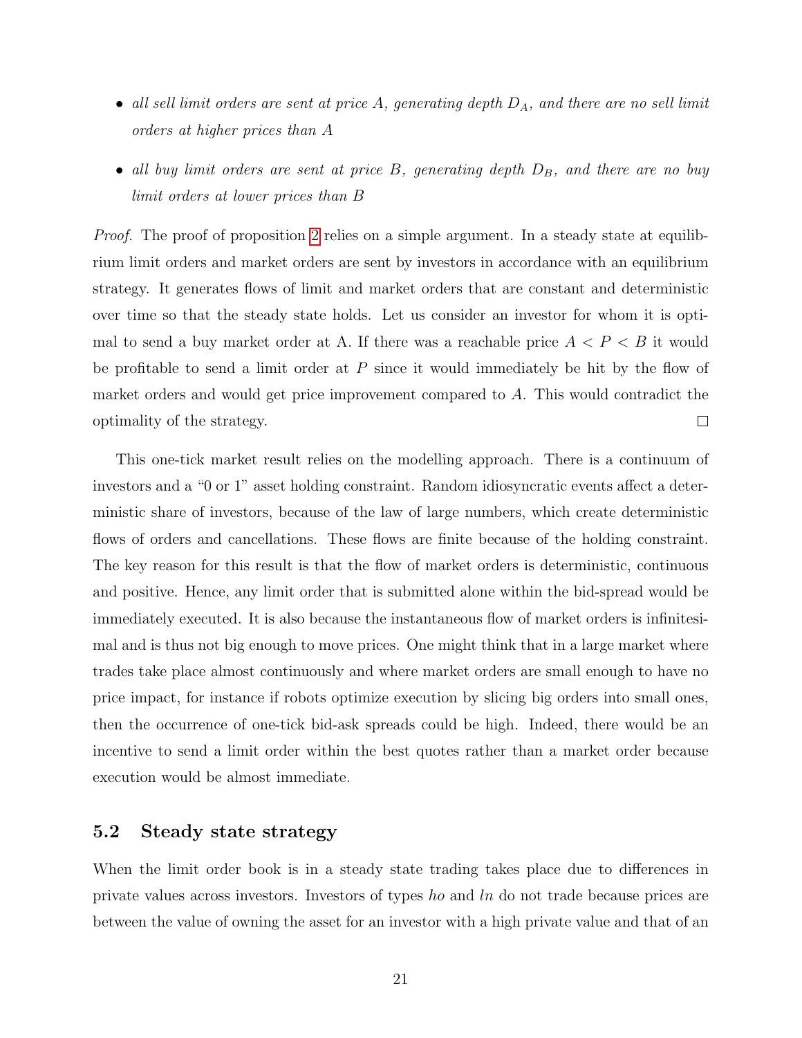- *all sell limit orders are sent at price $A$, generating depth $D_A$, and there are no sell limit orders at higher prices than $A$*
- *all buy limit orders are sent at price $B$, generating depth $D_B$, and there are no buy limit orders at lower prices than $B$*

*Proof.* The proof of proposition 2 relies on a simple argument. In a steady state at equilibrium limit orders and market orders are sent by investors in accordance with an equilibrium strategy. It generates flows of limit and market orders that are constant and deterministic over time so that the steady state holds. Let us consider an investor for whom it is optimal to send a buy market order at A. If there was a reachable price $A < P < B$ it would be profitable to send a limit order at $P$ since it would immediately be hit by the flow of market orders and would get price improvement compared to $A$. This would contradict the optimality of the strategy. □

This one-tick market result relies on the modelling approach. There is a continuum of investors and a "0 or 1" asset holding constraint. Random idiosyncratic events affect a deterministic share of investors, because of the law of large numbers, which create deterministic flows of orders and cancellations. These flows are finite because of the holding constraint. The key reason for this result is that the flow of market orders is deterministic, continuous and positive. Hence, any limit order that is submitted alone within the bid-spread would be immediately executed. It is also because the instantaneous flow of market orders is infinitesimal and is thus not big enough to move prices. One might think that in a large market where trades take place almost continuously and where market orders are small enough to have no price impact, for instance if robots optimize execution by slicing big orders into small ones, then the occurrence of one-tick bid-ask spreads could be high. Indeed, there would be an incentive to send a limit order within the best quotes rather than a market order because execution would be almost immediate.

## 5.2 Steady state strategy

When the limit order book is in a steady state trading takes place due to differences in private values across investors. Investors of types *ho* and *ln* do not trade because prices are between the value of owning the asset for an investor with a high private value and that of an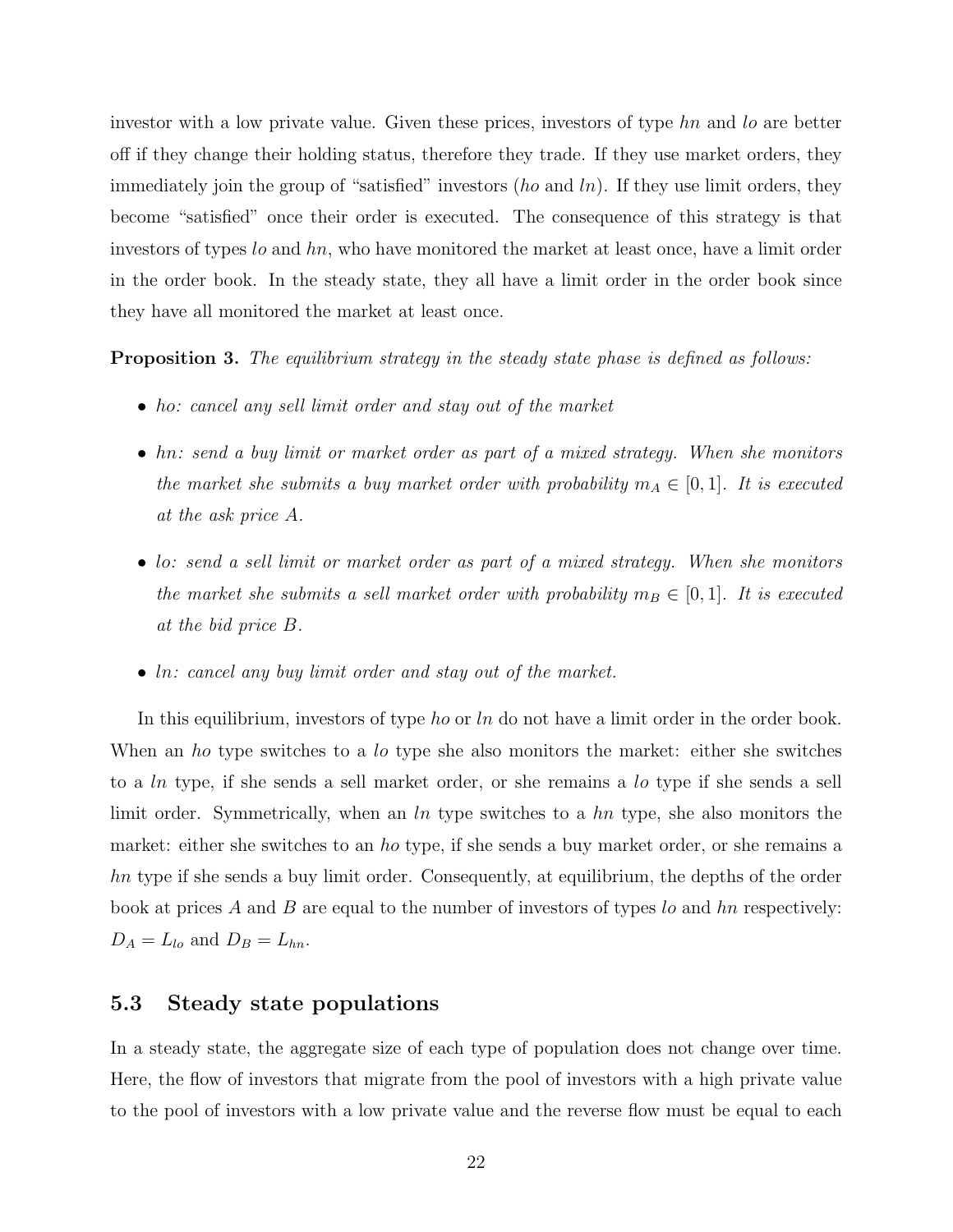investor with a low private value. Given these prices, investors of type $hn$ and $lo$ are better off if they change their holding status, therefore they trade. If they use market orders, they immediately join the group of "satisfied" investors ($ho$ and $ln$). If they use limit orders, they become "satisfied" once their order is executed. The consequence of this strategy is that investors of types $lo$ and $hn$, who have monitored the market at least once, have a limit order in the order book. In the steady state, they all have a limit order in the order book since they have all monitored the market at least once.

**Proposition 3.** *The equilibrium strategy in the steady state phase is defined as follows:*

- *ho: cancel any sell limit order and stay out of the market*
- *hn: send a buy limit or market order as part of a mixed strategy. When she monitors the market she submits a buy market order with probability $m_A \in [0, 1]$. It is executed at the ask price $A$.*
- *lo: send a sell limit or market order as part of a mixed strategy. When she monitors the market she submits a sell market order with probability $m_B \in [0, 1]$. It is executed at the bid price $B$.*
- *ln: cancel any buy limit order and stay out of the market.*

In this equilibrium, investors of type $ho$ or $ln$ do not have a limit order in the order book. When an $ho$ type switches to a $lo$ type she also monitors the market: either she switches to a $ln$ type, if she sends a sell market order, or she remains a $lo$ type if she sends a sell limit order. Symmetrically, when an $ln$ type switches to a $hn$ type, she also monitors the market: either she switches to an $ho$ type, if she sends a buy market order, or she remains a $hn$ type if she sends a buy limit order. Consequently, at equilibrium, the depths of the order book at prices $A$ and $B$ are equal to the number of investors of types $lo$ and $hn$ respectively: $D_A = L_{lo}$ and $D_B = L_{hn}$.

## 5.3 Steady state populations

In a steady state, the aggregate size of each type of population does not change over time. Here, the flow of investors that migrate from the pool of investors with a high private value to the pool of investors with a low private value and the reverse flow must be equal to each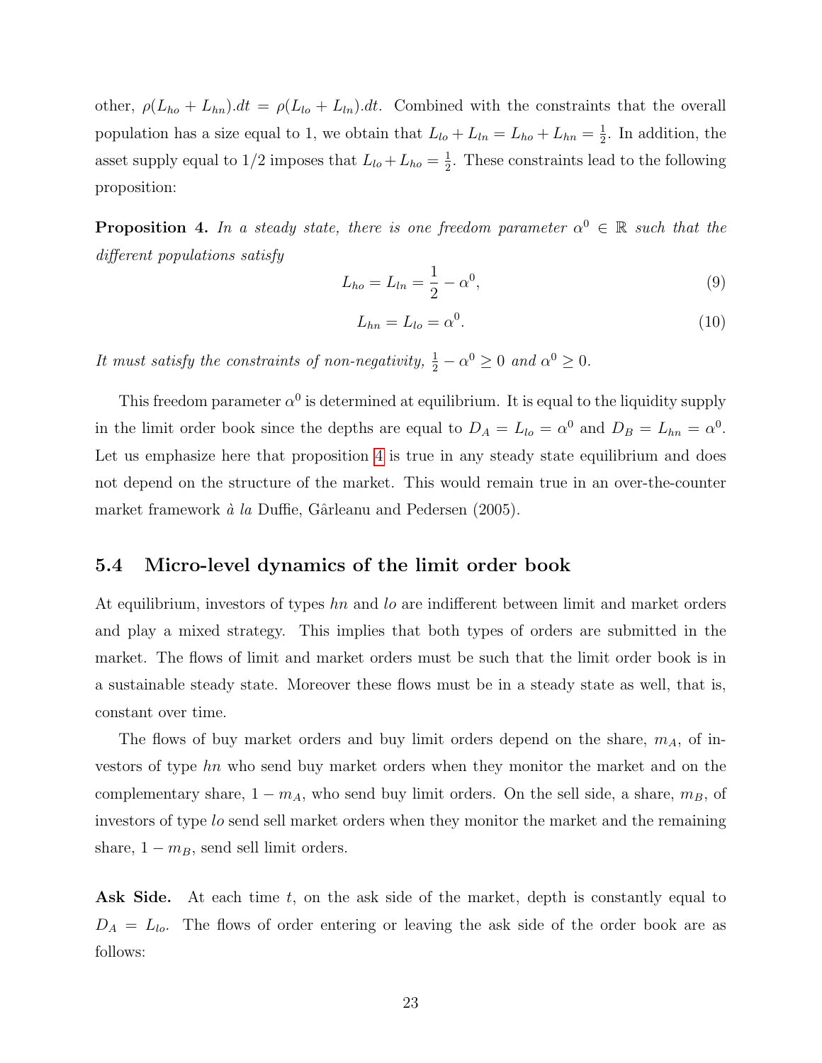other, $\rho(L_{ho} + L_{hn}).dt = \rho(L_{lo} + L_{ln}).dt$. Combined with the constraints that the overall population has a size equal to 1, we obtain that $L_{lo} + L_{ln} = L_{ho} + L_{hn} = \frac{1}{2}$. In addition, the asset supply equal to 1/2 imposes that $L_{lo} + L_{ho} = \frac{1}{2}$. These constraints lead to the following proposition:

**Proposition 4.** *In a steady state, there is one freedom parameter $\alpha^0 \in \mathbb{R}$ such that the different populations satisfy*

$$L_{ho} = L_{ln} = \frac{1}{2} - \alpha^0, \tag{9}$$

$$L_{hn} = L_{lo} = \alpha^0. \tag{10}$$

*It must satisfy the constraints of non-negativity, $\frac{1}{2} - \alpha^0 \geq 0$ and $\alpha^0 \geq 0$.*

This freedom parameter $\alpha^0$ is determined at equilibrium. It is equal to the liquidity supply in the limit order book since the depths are equal to $D_A = L_{lo} = \alpha^0$ and $D_B = L_{hn} = \alpha^0$. Let us emphasize here that proposition 4 is true in any steady state equilibrium and does not depend on the structure of the market. This would remain true in an over-the-counter market framework *à la* Duffie, Gârleanu and Pedersen (2005).

### 5.4 Micro-level dynamics of the limit order book

At equilibrium, investors of types $hn$ and $lo$ are indifferent between limit and market orders and play a mixed strategy. This implies that both types of orders are submitted in the market. The flows of limit and market orders must be such that the limit order book is in a sustainable steady state. Moreover these flows must be in a steady state as well, that is, constant over time.

The flows of buy market orders and buy limit orders depend on the share, $m_A$, of investors of type $hn$ who send buy market orders when they monitor the market and on the complementary share, $1 - m_A$, who send buy limit orders. On the sell side, a share, $m_B$, of investors of type $lo$ send sell market orders when they monitor the market and the remaining share, $1 - m_B$, send sell limit orders.

**Ask Side.** At each time $t$, on the ask side of the market, depth is constantly equal to $D_A = L_{lo}$. The flows of order entering or leaving the ask side of the order book are as follows: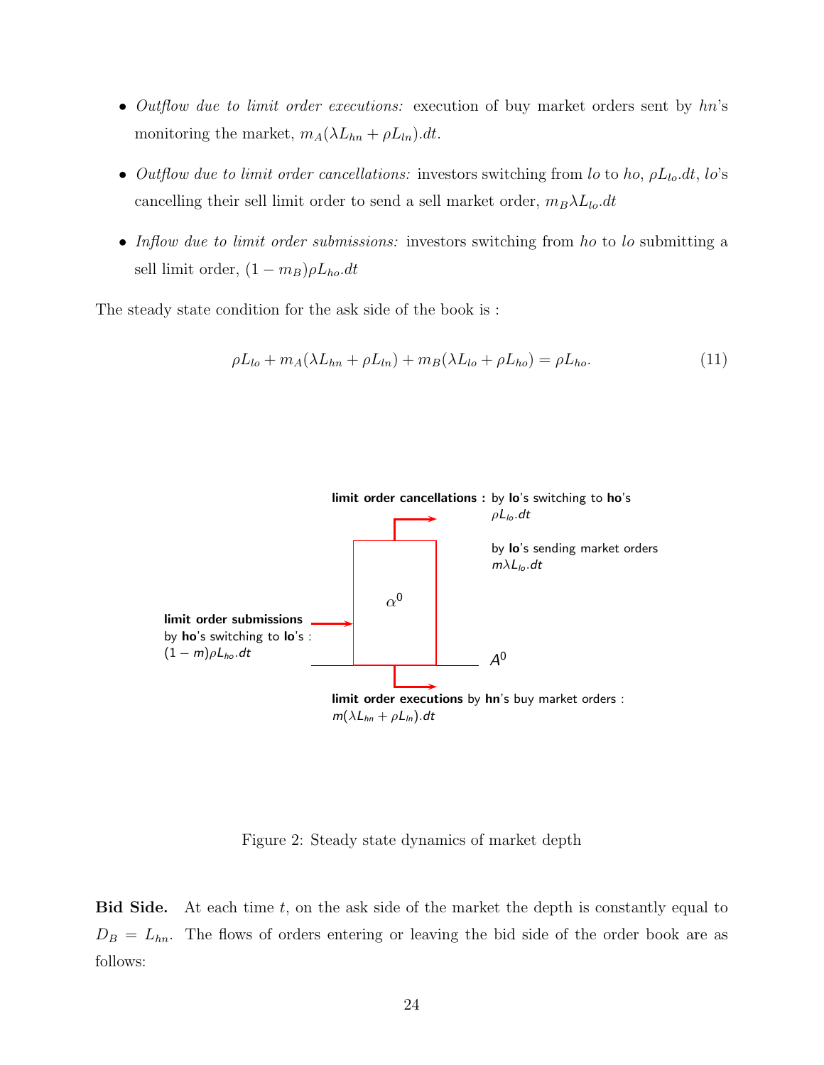- *Outflow due to limit order executions:* execution of buy market orders sent by $hn$'s monitoring the market, $m_A(\lambda L_{hn} + \rho L_{ln}).dt$.

- *Outflow due to limit order cancellations:* investors switching from $lo$ to $ho$, $\rho L_{lo}.dt$, $lo$'s cancelling their sell limit order to send a sell market order, $m_B \lambda L_{lo}.dt$

- *Inflow due to limit order submissions:* investors switching from $ho$ to $lo$ submitting a sell limit order, $(1 - m_B)\rho L_{ho}.dt$

The steady state condition for the ask side of the book is :

$$\rho L_{lo} + m_A(\lambda L_{hn} + \rho L_{ln}) + m_B(\lambda L_{lo} + \rho L_{ho}) = \rho L_{ho}. \tag{11}$$

**limit order cancellations :** by **lo**'s switching to **ho**'s $\rho L_{lo}.dt$

by **lo**'s sending market orders $m\lambda L_{lo}.dt$

**limit order submissions** by **ho**'s switching to **lo**'s : $(1-m)\rho L_{ho}.dt$

$\alpha^0$

$A^0$

**limit order executions** by **hn**'s buy market orders : $m(\lambda L_{hn} + \rho L_{ln}).dt$

Figure 2: Steady state dynamics of market depth

**Bid Side.** At each time $t$, on the ask side of the market the depth is constantly equal to $D_B = L_{hn}$. The flows of orders entering or leaving the bid side of the order book are as follows: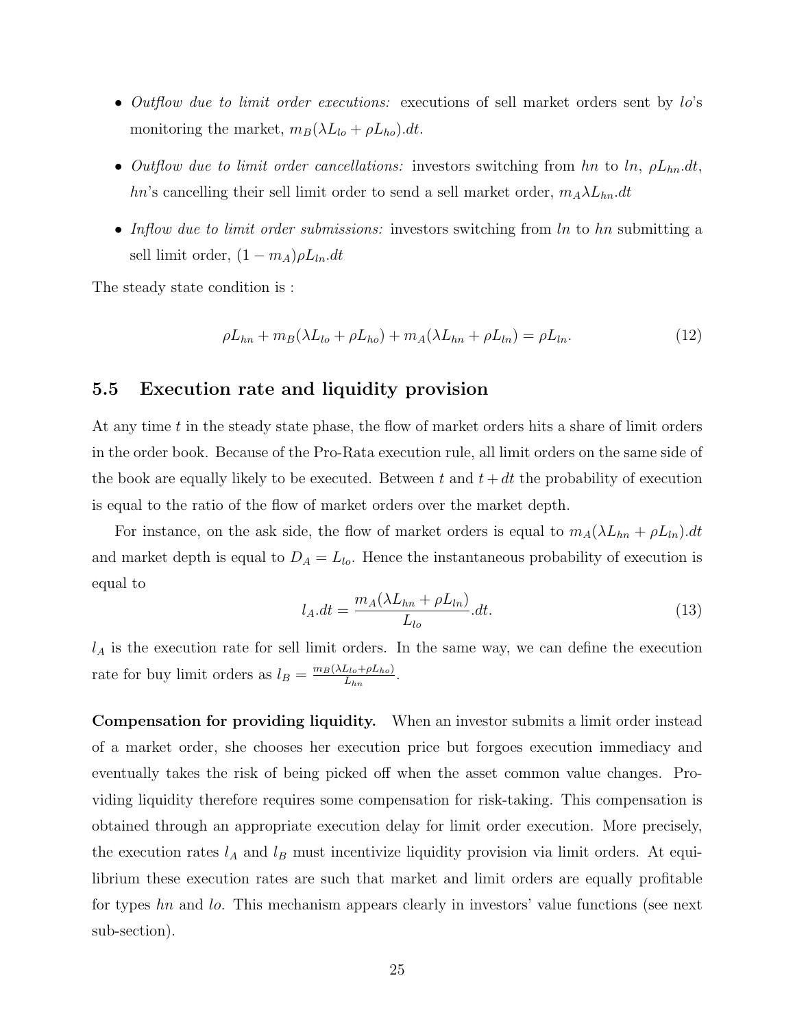- *Outflow due to limit order executions:* executions of sell market orders sent by $lo$'s monitoring the market, $m_B(\lambda L_{lo} + \rho L_{ho}).dt$.
- *Outflow due to limit order cancellations:* investors switching from $hn$ to $ln$, $\rho L_{hn}.dt$, $hn$'s cancelling their sell limit order to send a sell market order, $m_A \lambda L_{hn}.dt$
- *Inflow due to limit order submissions:* investors switching from $ln$ to $hn$ submitting a sell limit order, $(1 - m_A)\rho L_{ln}.dt$

The steady state condition is :

$$\rho L_{hn} + m_B(\lambda L_{lo} + \rho L_{ho}) + m_A(\lambda L_{hn} + \rho L_{ln}) = \rho L_{ln}. \tag{12}$$

### 5.5 Execution rate and liquidity provision

At any time $t$ in the steady state phase, the flow of market orders hits a share of limit orders in the order book. Because of the Pro-Rata execution rule, all limit orders on the same side of the book are equally likely to be executed. Between $t$ and $t + dt$ the probability of execution is equal to the ratio of the flow of market orders over the market depth.

For instance, on the ask side, the flow of market orders is equal to $m_A(\lambda L_{hn} + \rho L_{ln}).dt$ and market depth is equal to $D_A = L_{lo}$. Hence the instantaneous probability of execution is equal to

$$l_A.dt = \frac{m_A(\lambda L_{hn} + \rho L_{ln})}{L_{lo}}.dt. \tag{13}$$

$l_A$ is the execution rate for sell limit orders. In the same way, we can define the execution rate for buy limit orders as $l_B = \frac{m_B(\lambda L_{lo} + \rho L_{ho})}{L_{hn}}$.

**Compensation for providing liquidity.** When an investor submits a limit order instead of a market order, she chooses her execution price but forgoes execution immediacy and eventually takes the risk of being picked off when the asset common value changes. Providing liquidity therefore requires some compensation for risk-taking. This compensation is obtained through an appropriate execution delay for limit order execution. More precisely, the execution rates $l_A$ and $l_B$ must incentivize liquidity provision via limit orders. At equilibrium these execution rates are such that market and limit orders are equally profitable for types $hn$ and $lo$. This mechanism appears clearly in investors' value functions (see next sub-section).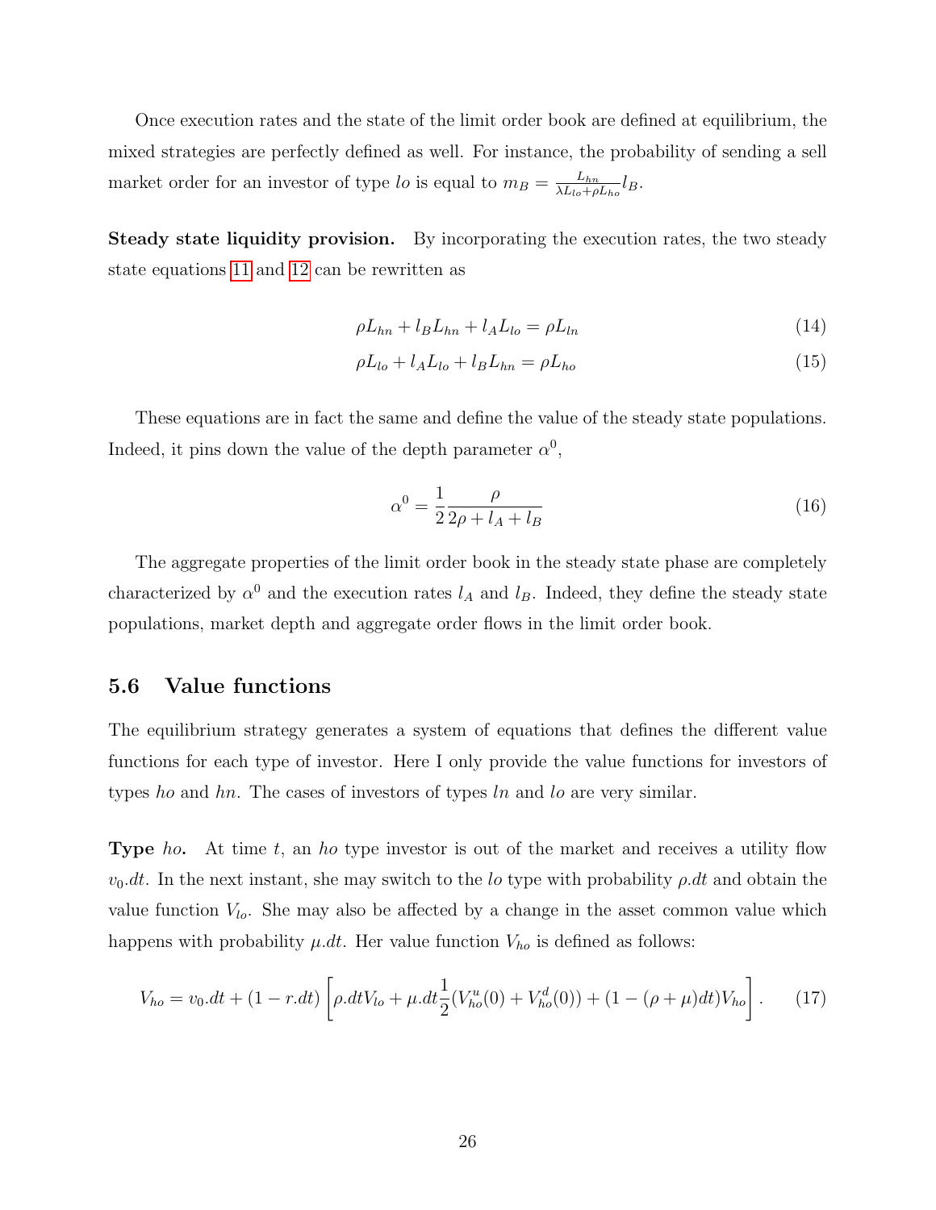Once execution rates and the state of the limit order book are defined at equilibrium, the mixed strategies are perfectly defined as well. For instance, the probability of sending a sell market order for an investor of type $lo$ is equal to $m_B = \frac{L_{hn}}{\lambda L_{lo} + \rho L_{ho}} l_B$.

**Steady state liquidity provision.** By incorporating the execution rates, the two steady state equations 11 and 12 can be rewritten as

$$\rho L_{hn} + l_B L_{hn} + l_A L_{lo} = \rho L_{ln} \tag{14}$$

$$\rho L_{lo} + l_A L_{lo} + l_B L_{hn} = \rho L_{ho} \tag{15}$$

These equations are in fact the same and define the value of the steady state populations. Indeed, it pins down the value of the depth parameter $\alpha^0$,

$$\alpha^0 = \frac{1}{2} \frac{\rho}{2\rho + l_A + l_B} \tag{16}$$

The aggregate properties of the limit order book in the steady state phase are completely characterized by $\alpha^0$ and the execution rates $l_A$ and $l_B$. Indeed, they define the steady state populations, market depth and aggregate order flows in the limit order book.

## 5.6 Value functions

The equilibrium strategy generates a system of equations that defines the different value functions for each type of investor. Here I only provide the value functions for investors of types $ho$ and $hn$. The cases of investors of types $ln$ and $lo$ are very similar.

**Type $ho$.** At time $t$, an $ho$ type investor is out of the market and receives a utility flow $v_0.dt$. In the next instant, she may switch to the $lo$ type with probability $\rho.dt$ and obtain the value function $V_{lo}$. She may also be affected by a change in the asset common value which happens with probability $\mu.dt$. Her value function $V_{ho}$ is defined as follows:

$$V_{ho} = v_0.dt + (1 - r.dt) \left[ \rho.dt V_{lo} + \mu.dt \frac{1}{2} (V_{ho}^u(0) + V_{ho}^d(0)) + (1 - (\rho + \mu)dt) V_{ho} \right]. \tag{17}$$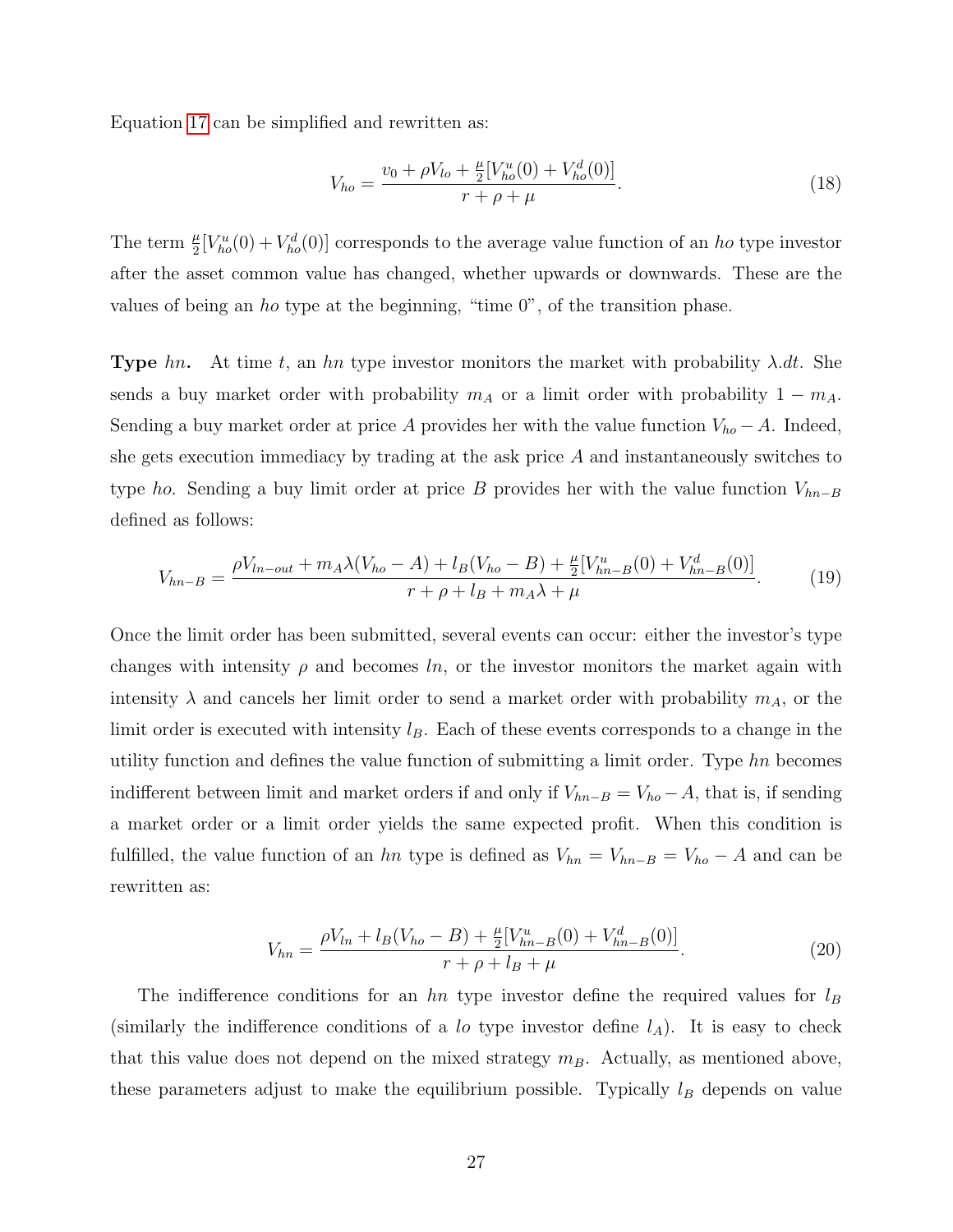Equation 17 can be simplified and rewritten as:

$$V_{ho} = \frac{v_0 + \rho V_{lo} + \frac{\mu}{2}[V^u_{ho}(0) + V^d_{ho}(0)]}{r + \rho + \mu}. \tag{18}$$

The term $\frac{\mu}{2}[V^u_{ho}(0) + V^d_{ho}(0)]$ corresponds to the average value function of an $ho$ type investor after the asset common value has changed, whether upwards or downwards. These are the values of being an $ho$ type at the beginning, "time 0", of the transition phase.

**Type $hn$.** At time $t$, an $hn$ type investor monitors the market with probability $\lambda.dt$. She sends a buy market order with probability $m_A$ or a limit order with probability $1 - m_A$. Sending a buy market order at price $A$ provides her with the value function $V_{ho} - A$. Indeed, she gets execution immediacy by trading at the ask price $A$ and instantaneously switches to type $ho$. Sending a buy limit order at price $B$ provides her with the value function $V_{hn-B}$ defined as follows:

$$V_{hn-B} = \frac{\rho V_{ln-out} + m_A \lambda (V_{ho} - A) + l_B(V_{ho} - B) + \frac{\mu}{2}[V^u_{hn-B}(0) + V^d_{hn-B}(0)]}{r + \rho + l_B + m_A \lambda + \mu}. \tag{19}$$

Once the limit order has been submitted, several events can occur: either the investor's type changes with intensity $\rho$ and becomes $ln$, or the investor monitors the market again with intensity $\lambda$ and cancels her limit order to send a market order with probability $m_A$, or the limit order is executed with intensity $l_B$. Each of these events corresponds to a change in the utility function and defines the value function of submitting a limit order. Type $hn$ becomes indifferent between limit and market orders if and only if $V_{hn-B} = V_{ho} - A$, that is, if sending a market order or a limit order yields the same expected profit. When this condition is fulfilled, the value function of an $hn$ type is defined as $V_{hn} = V_{hn-B} = V_{ho} - A$ and can be rewritten as:

$$V_{hn} = \frac{\rho V_{ln} + l_B(V_{ho} - B) + \frac{\mu}{2}[V^u_{hn-B}(0) + V^d_{hn-B}(0)]}{r + \rho + l_B + \mu}. \tag{20}$$

The indifference conditions for an $hn$ type investor define the required values for $l_B$ (similarly the indifference conditions of a $lo$ type investor define $l_A$). It is easy to check that this value does not depend on the mixed strategy $m_B$. Actually, as mentioned above, these parameters adjust to make the equilibrium possible. Typically $l_B$ depends on value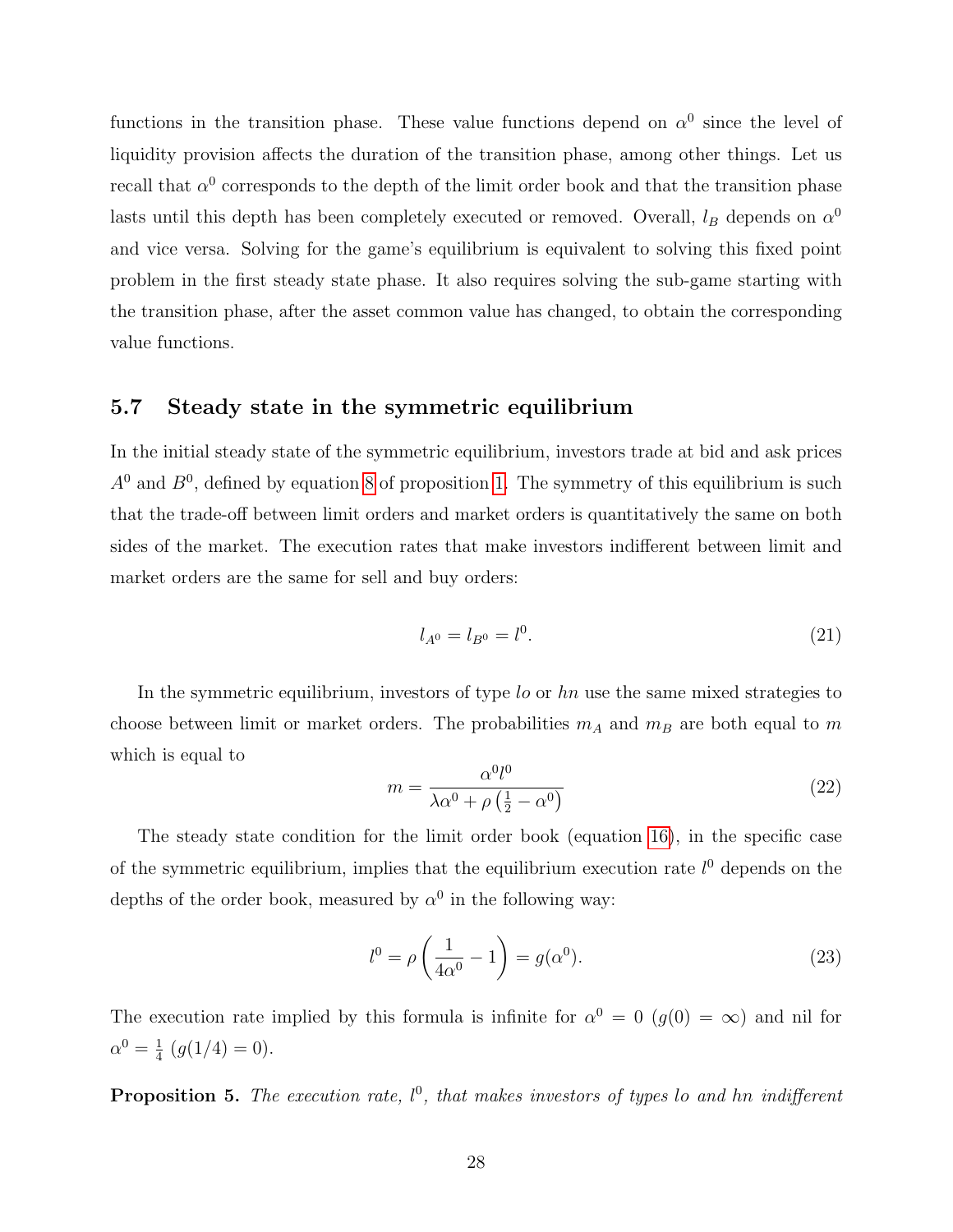functions in the transition phase. These value functions depend on $\alpha^0$ since the level of liquidity provision affects the duration of the transition phase, among other things. Let us recall that $\alpha^0$ corresponds to the depth of the limit order book and that the transition phase lasts until this depth has been completely executed or removed. Overall, $l_B$ depends on $\alpha^0$ and vice versa. Solving for the game's equilibrium is equivalent to solving this fixed point problem in the first steady state phase. It also requires solving the sub-game starting with the transition phase, after the asset common value has changed, to obtain the corresponding value functions.

### 5.7 Steady state in the symmetric equilibrium

In the initial steady state of the symmetric equilibrium, investors trade at bid and ask prices $A^0$ and $B^0$, defined by equation 8 of proposition 1. The symmetry of this equilibrium is such that the trade-off between limit orders and market orders is quantitatively the same on both sides of the market. The execution rates that make investors indifferent between limit and market orders are the same for sell and buy orders:

$$l_{A^0} = l_{B^0} = l^0. \tag{21}$$

In the symmetric equilibrium, investors of type $lo$ or $hn$ use the same mixed strategies to choose between limit or market orders. The probabilities $m_A$ and $m_B$ are both equal to $m$ which is equal to

$$m = \frac{\alpha^0 l^0}{\lambda\alpha^0 + \rho\left(\frac{1}{2} - \alpha^0\right)} \tag{22}$$

The steady state condition for the limit order book (equation 16), in the specific case of the symmetric equilibrium, implies that the equilibrium execution rate $l^0$ depends on the depths of the order book, measured by $\alpha^0$ in the following way:

$$l^0 = \rho\left(\frac{1}{4\alpha^0} - 1\right) = g(\alpha^0). \tag{23}$$

The execution rate implied by this formula is infinite for $\alpha^0 = 0$ ($g(0) = \infty$) and nil for $\alpha^0 = \frac{1}{4}$ ($g(1/4) = 0$).

**Proposition 5.** *The execution rate, $l^0$, that makes investors of types lo and hn indifferent*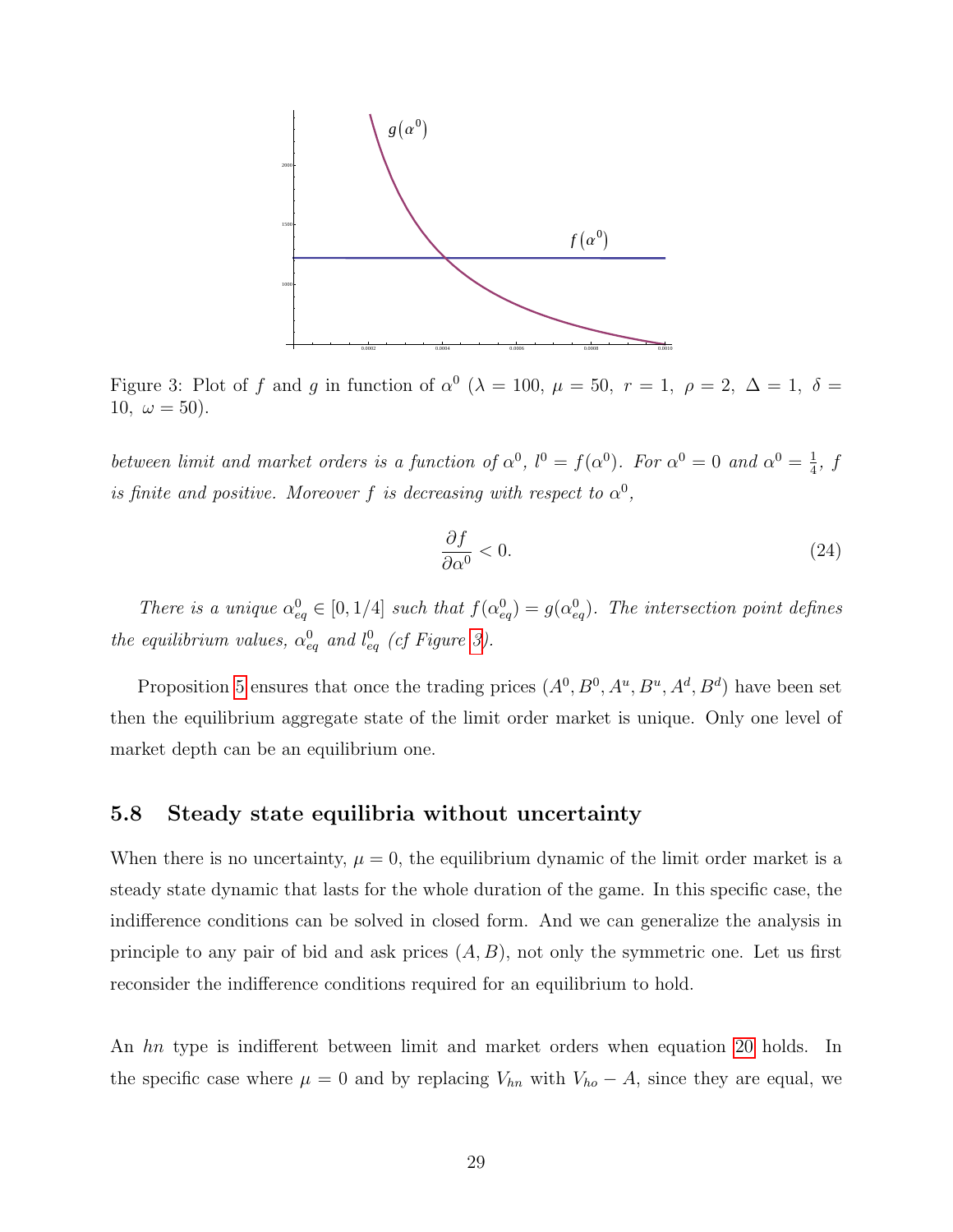Figure 3: Plot of $f$ and $g$ in function of $\alpha^0$ ($\lambda = 100,\ \mu = 50,\ r = 1,\ \rho = 2,\ \Delta = 1,\ \delta = 10,\ \omega = 50$).

*between limit and market orders is a function of $\alpha^0$, $l^0 = f(\alpha^0)$. For $\alpha^0 = 0$ and $\alpha^0 = \frac{1}{4}$, $f$ is finite and positive. Moreover $f$ is decreasing with respect to $\alpha^0$,*

$$\frac{\partial f}{\partial \alpha^0} < 0. \tag{24}$$

*There is a unique $\alpha^0_{eq} \in [0, 1/4]$ such that $f(\alpha^0_{eq}) = g(\alpha^0_{eq})$. The intersection point defines the equilibrium values, $\alpha^0_{eq}$ and $l^0_{eq}$ (cf Figure 3).*

Proposition 5 ensures that once the trading prices $(A^0, B^0, A^u, B^u, A^d, B^d)$ have been set then the equilibrium aggregate state of the limit order market is unique. Only one level of market depth can be an equilibrium one.

### 5.8 Steady state equilibria without uncertainty

When there is no uncertainty, $\mu = 0$, the equilibrium dynamic of the limit order market is a steady state dynamic that lasts for the whole duration of the game. In this specific case, the indifference conditions can be solved in closed form. And we can generalize the analysis in principle to any pair of bid and ask prices $(A, B)$, not only the symmetric one. Let us first reconsider the indifference conditions required for an equilibrium to hold.

An $hn$ type is indifferent between limit and market orders when equation 20 holds. In the specific case where $\mu = 0$ and by replacing $V_{hn}$ with $V_{ho} - A$, since they are equal, we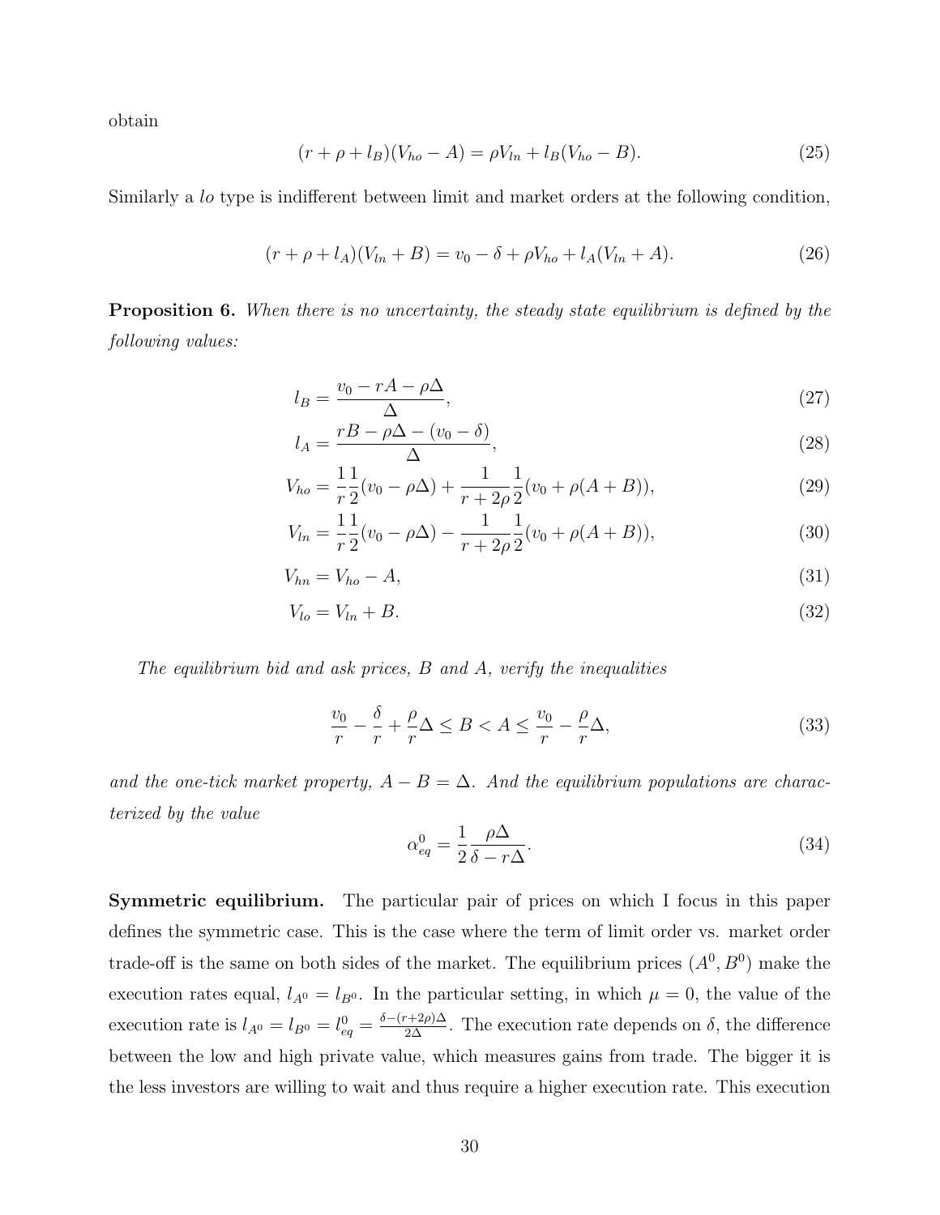obtain

$$(r + \rho + l_B)(V_{ho} - A) = \rho V_{ln} + l_B(V_{ho} - B). \tag{25}$$

Similarly a *lo* type is indifferent between limit and market orders at the following condition,

$$(r + \rho + l_A)(V_{ln} + B) = v_0 - \delta + \rho V_{ho} + l_A(V_{ln} + A). \tag{26}$$

**Proposition 6.** *When there is no uncertainty, the steady state equilibrium is defined by the following values:*

$$l_B = \frac{v_0 - rA - \rho\Delta}{\Delta}, \tag{27}$$

$$l_A = \frac{rB - \rho\Delta - (v_0 - \delta)}{\Delta}, \tag{28}$$

$$V_{ho} = \frac{1}{r}\frac{1}{2}(v_0 - \rho\Delta) + \frac{1}{r + 2\rho}\frac{1}{2}(v_0 + \rho(A + B)), \tag{29}$$

$$V_{ln} = \frac{1}{r}\frac{1}{2}(v_0 - \rho\Delta) - \frac{1}{r + 2\rho}\frac{1}{2}(v_0 + \rho(A + B)), \tag{30}$$

$$V_{hn} = V_{ho} - A, \tag{31}$$

$$V_{lo} = V_{ln} + B. \tag{32}$$

*The equilibrium bid and ask prices, $B$ and $A$, verify the inequalities*

$$\frac{v_0}{r} - \frac{\delta}{r} + \frac{\rho}{r}\Delta \leq B < A \leq \frac{v_0}{r} - \frac{\rho}{r}\Delta, \tag{33}$$

*and the one-tick market property, $A - B = \Delta$. And the equilibrium populations are characterized by the value*

$$\alpha^0_{eq} = \frac{1}{2}\frac{\rho\Delta}{\delta - r\Delta}. \tag{34}$$

**Symmetric equilibrium.** The particular pair of prices on which I focus in this paper defines the symmetric case. This is the case where the term of limit order vs. market order trade-off is the same on both sides of the market. The equilibrium prices $(A^0, B^0)$ make the execution rates equal, $l_{A^0} = l_{B^0}$. In the particular setting, in which $\mu = 0$, the value of the execution rate is $l_{A^0} = l_{B^0} = l^0_{eq} = \frac{\delta - (r+2\rho)\Delta}{2\Delta}$. The execution rate depends on $\delta$, the difference between the low and high private value, which measures gains from trade. The bigger it is the less investors are willing to wait and thus require a higher execution rate. This execution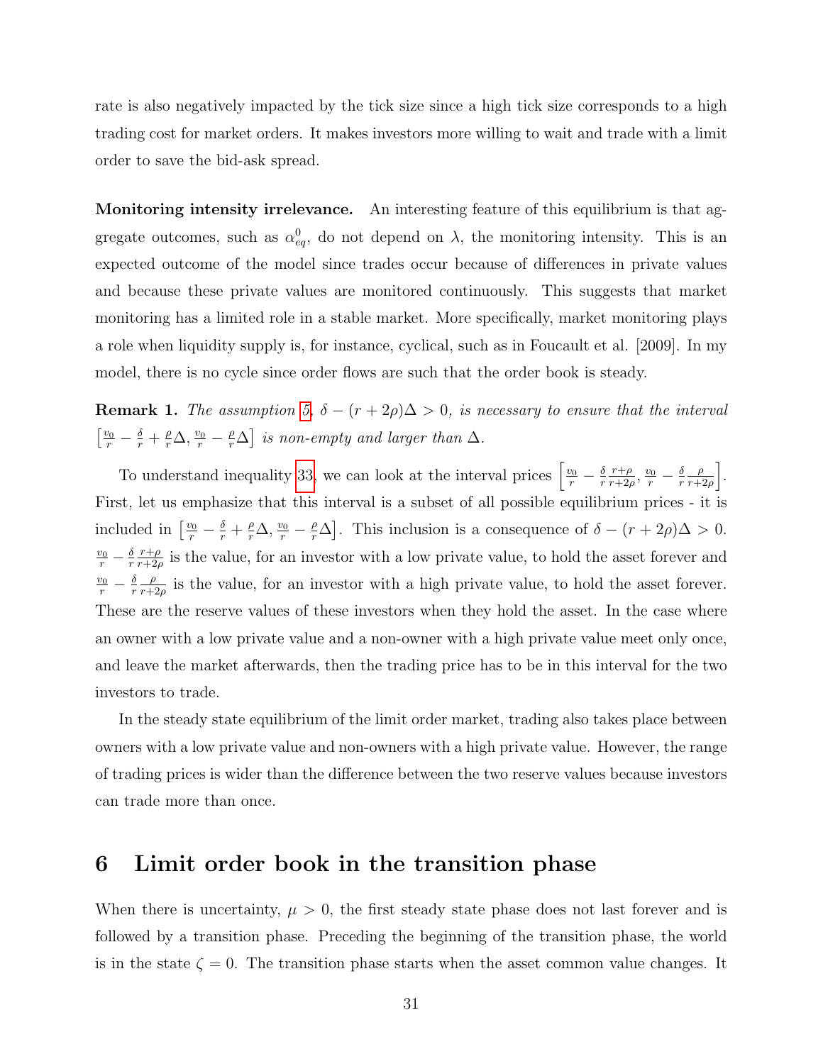rate is also negatively impacted by the tick size since a high tick size corresponds to a high trading cost for market orders. It makes investors more willing to wait and trade with a limit order to save the bid-ask spread.

**Monitoring intensity irrelevance.** An interesting feature of this equilibrium is that aggregate outcomes, such as $\alpha^0_{eq}$, do not depend on $\lambda$, the monitoring intensity. This is an expected outcome of the model since trades occur because of differences in private values and because these private values are monitored continuously. This suggests that market monitoring has a limited role in a stable market. More specifically, market monitoring plays a role when liquidity supply is, for instance, cyclical, such as in Foucault et al. [2009]. In my model, there is no cycle since order flows are such that the order book is steady.

**Remark 1.** *The assumption 5, $\delta - (r + 2\rho)\Delta > 0$, is necessary to ensure that the interval $\left[\frac{v_0}{r} - \frac{\delta}{r} + \frac{\rho}{r}\Delta, \frac{v_0}{r} - \frac{\rho}{r}\Delta\right]$ is non-empty and larger than $\Delta$.*

To understand inequality 33, we can look at the interval prices $\left[\frac{v_0}{r} - \frac{\delta}{r}\frac{r+\rho}{r+2\rho}, \frac{v_0}{r} - \frac{\delta}{r}\frac{\rho}{r+2\rho}\right]$. First, let us emphasize that this interval is a subset of all possible equilibrium prices - it is included in $\left[\frac{v_0}{r} - \frac{\delta}{r} + \frac{\rho}{r}\Delta, \frac{v_0}{r} - \frac{\rho}{r}\Delta\right]$. This inclusion is a consequence of $\delta - (r + 2\rho)\Delta > 0$. $\frac{v_0}{r} - \frac{\delta}{r}\frac{r+\rho}{r+2\rho}$ is the value, for an investor with a low private value, to hold the asset forever and $\frac{v_0}{r} - \frac{\delta}{r}\frac{\rho}{r+2\rho}$ is the value, for an investor with a high private value, to hold the asset forever. These are the reserve values of these investors when they hold the asset. In the case where an owner with a low private value and a non-owner with a high private value meet only once, and leave the market afterwards, then the trading price has to be in this interval for the two investors to trade.

In the steady state equilibrium of the limit order market, trading also takes place between owners with a low private value and non-owners with a high private value. However, the range of trading prices is wider than the difference between the two reserve values because investors can trade more than once.

## 6 Limit order book in the transition phase

When there is uncertainty, $\mu > 0$, the first steady state phase does not last forever and is followed by a transition phase. Preceding the beginning of the transition phase, the world is in the state $\zeta = 0$. The transition phase starts when the asset common value changes. It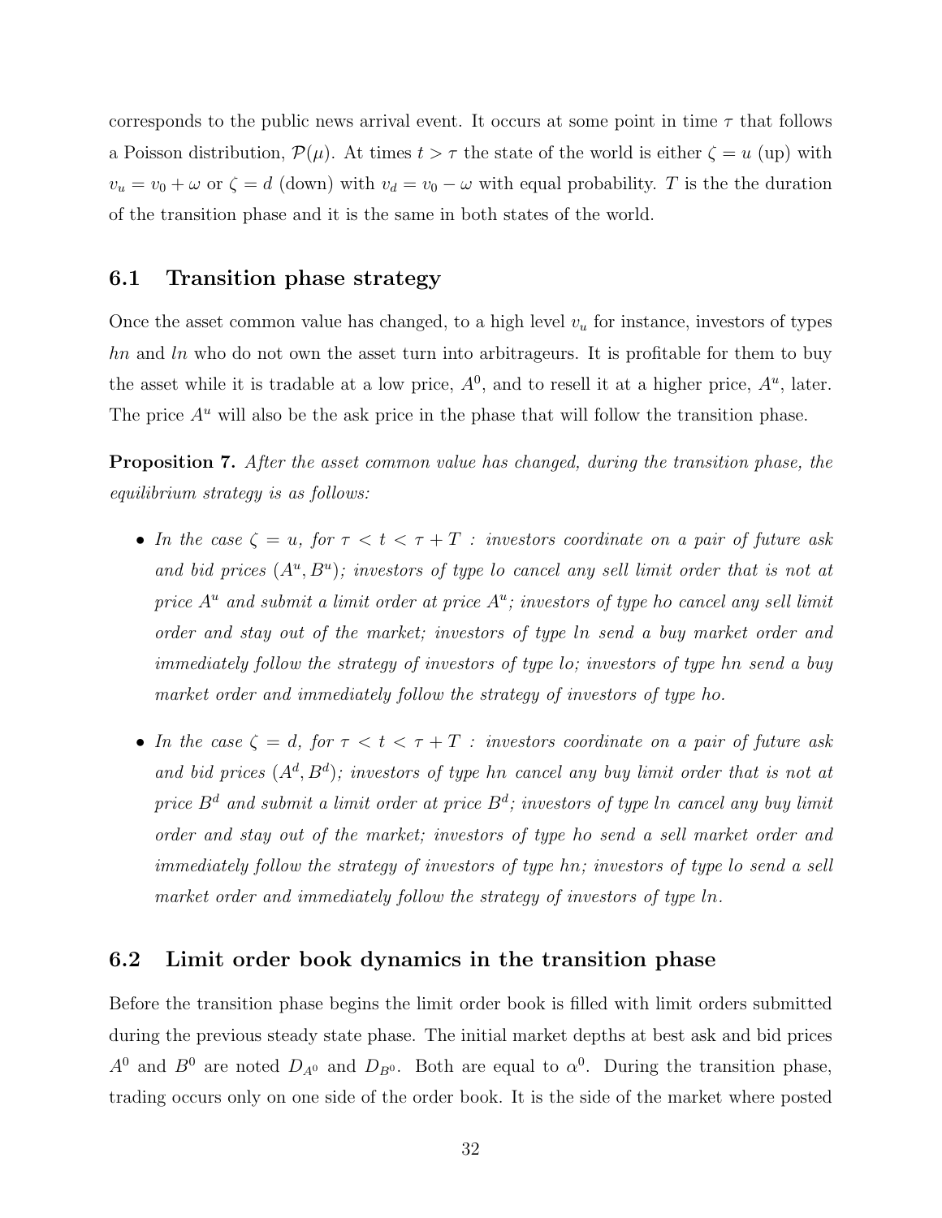corresponds to the public news arrival event. It occurs at some point in time $\tau$ that follows a Poisson distribution, $\mathcal{P}(\mu)$. At times $t > \tau$ the state of the world is either $\zeta = u$ (up) with $v_u = v_0 + \omega$ or $\zeta = d$ (down) with $v_d = v_0 - \omega$ with equal probability. $T$ is the the duration of the transition phase and it is the same in both states of the world.

## 6.1 Transition phase strategy

Once the asset common value has changed, to a high level $v_u$ for instance, investors of types $hn$ and $ln$ who do not own the asset turn into arbitrageurs. It is profitable for them to buy the asset while it is tradable at a low price, $A^0$, and to resell it at a higher price, $A^u$, later. The price $A^u$ will also be the ask price in the phase that will follow the transition phase.

**Proposition 7.** *After the asset common value has changed, during the transition phase, the equilibrium strategy is as follows:*

- *In the case $\zeta = u$, for $\tau < t < \tau + T$ : investors coordinate on a pair of future ask and bid prices $(A^u, B^u)$; investors of type lo cancel any sell limit order that is not at price $A^u$ and submit a limit order at price $A^u$; investors of type ho cancel any sell limit order and stay out of the market; investors of type ln send a buy market order and immediately follow the strategy of investors of type lo; investors of type hn send a buy market order and immediately follow the strategy of investors of type ho.*

- *In the case $\zeta = d$, for $\tau < t < \tau + T$ : investors coordinate on a pair of future ask and bid prices $(A^d, B^d)$; investors of type hn cancel any buy limit order that is not at price $B^d$ and submit a limit order at price $B^d$; investors of type ln cancel any buy limit order and stay out of the market; investors of type ho send a sell market order and immediately follow the strategy of investors of type hn; investors of type lo send a sell market order and immediately follow the strategy of investors of type ln.*

## 6.2 Limit order book dynamics in the transition phase

Before the transition phase begins the limit order book is filled with limit orders submitted during the previous steady state phase. The initial market depths at best ask and bid prices $A^0$ and $B^0$ are noted $D_{A^0}$ and $D_{B^0}$. Both are equal to $\alpha^0$. During the transition phase, trading occurs only on one side of the order book. It is the side of the market where posted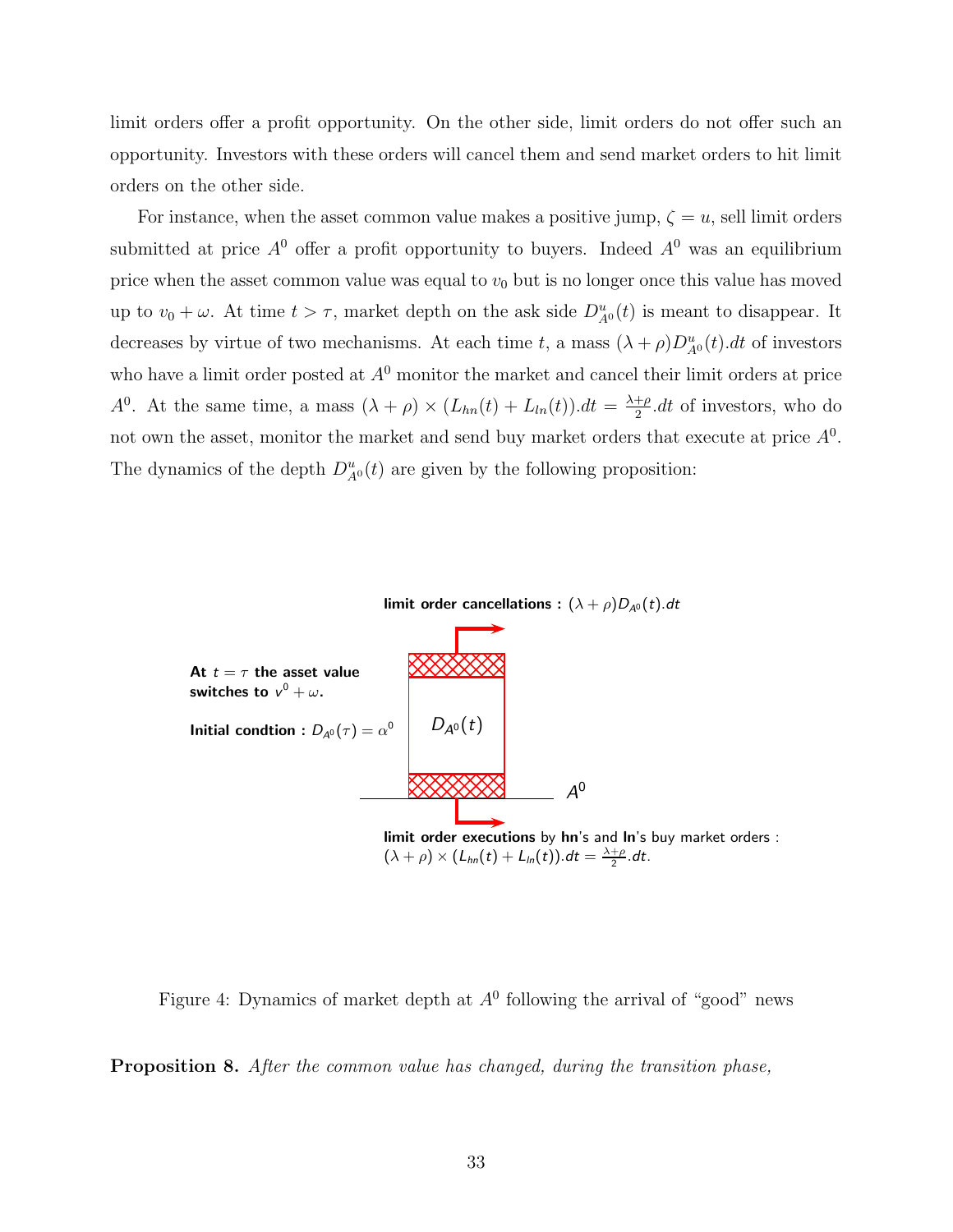limit orders offer a profit opportunity. On the other side, limit orders do not offer such an opportunity. Investors with these orders will cancel them and send market orders to hit limit orders on the other side.

For instance, when the asset common value makes a positive jump, $\zeta = u$, sell limit orders submitted at price $A^0$ offer a profit opportunity to buyers. Indeed $A^0$ was an equilibrium price when the asset common value was equal to $v_0$ but is no longer once this value has moved up to $v_0 + \omega$. At time $t > \tau$, market depth on the ask side $D^u_{A^0}(t)$ is meant to disappear. It decreases by virtue of two mechanisms. At each time $t$, a mass $(\lambda + \rho) D^u_{A^0}(t).dt$ of investors who have a limit order posted at $A^0$ monitor the market and cancel their limit orders at price $A^0$. At the same time, a mass $(\lambda + \rho) \times (L_{hn}(t) + L_{ln}(t)).dt = \frac{\lambda+\rho}{2}.dt$ of investors, who do not own the asset, monitor the market and send buy market orders that execute at price $A^0$. The dynamics of the depth $D^u_{A^0}(t)$ are given by the following proposition:

**limit order cancellations :** $(\lambda + \rho) D_{A^0}(t).dt$

**At** $t = \tau$ **the asset value switches to** $v^0 + \omega$**.**

**Initial condtion :** $D_{A^0}(\tau) = \alpha^0$

$D_{A^0}(t)$

$A^0$

**limit order executions** by **hn**'s and **ln**'s buy market orders : $(\lambda + \rho) \times (L_{hn}(t) + L_{ln}(t)).dt = \frac{\lambda+\rho}{2}.dt.$

Figure 4: Dynamics of market depth at $A^0$ following the arrival of "good" news

**Proposition 8.** *After the common value has changed, during the transition phase,*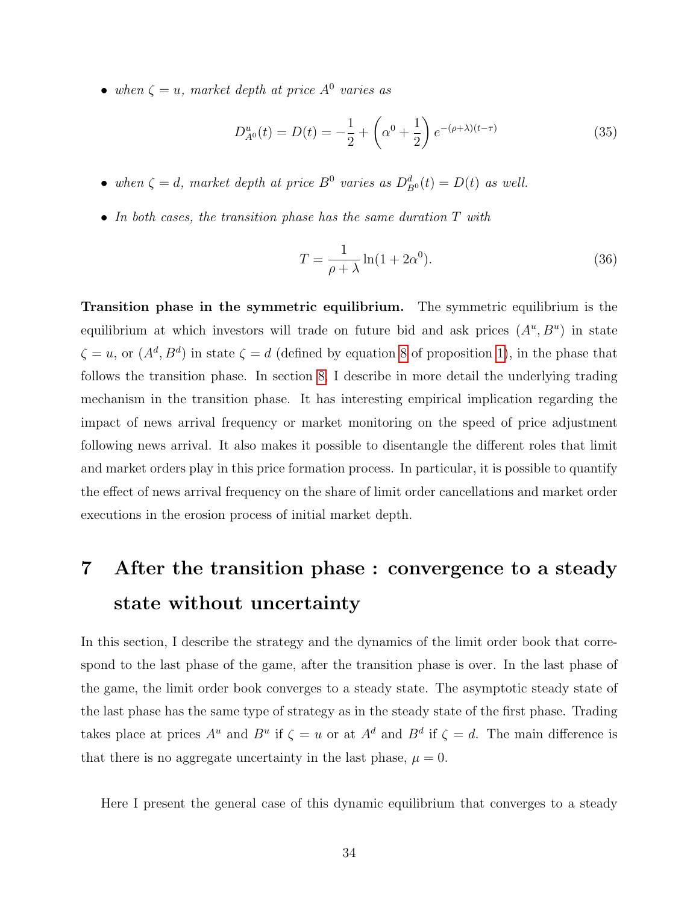- *when $\zeta = u$, market depth at price $A^0$ varies as*

$$D^u_{A^0}(t) = D(t) = -\frac{1}{2} + \left(\alpha^0 + \frac{1}{2}\right) e^{-(\rho+\lambda)(t-\tau)} \tag{35}$$

- *when $\zeta = d$, market depth at price $B^0$ varies as $D^d_{B^0}(t) = D(t)$ as well.*

- *In both cases, the transition phase has the same duration $T$ with*

$$T = \frac{1}{\rho + \lambda} \ln(1 + 2\alpha^0). \tag{36}$$

**Transition phase in the symmetric equilibrium.** The symmetric equilibrium is the equilibrium at which investors will trade on future bid and ask prices $(A^u, B^u)$ in state $\zeta = u$, or $(A^d, B^d)$ in state $\zeta = d$ (defined by equation 8 of proposition 1), in the phase that follows the transition phase. In section 8, I describe in more detail the underlying trading mechanism in the transition phase. It has interesting empirical implication regarding the impact of news arrival frequency or market monitoring on the speed of price adjustment following news arrival. It also makes it possible to disentangle the different roles that limit and market orders play in this price formation process. In particular, it is possible to quantify the effect of news arrival frequency on the share of limit order cancellations and market order executions in the erosion process of initial market depth.

# 7 After the transition phase : convergence to a steady state without uncertainty

In this section, I describe the strategy and the dynamics of the limit order book that correspond to the last phase of the game, after the transition phase is over. In the last phase of the game, the limit order book converges to a steady state. The asymptotic steady state of the last phase has the same type of strategy as in the steady state of the first phase. Trading takes place at prices $A^u$ and $B^u$ if $\zeta = u$ or at $A^d$ and $B^d$ if $\zeta = d$. The main difference is that there is no aggregate uncertainty in the last phase, $\mu = 0$.

Here I present the general case of this dynamic equilibrium that converges to a steady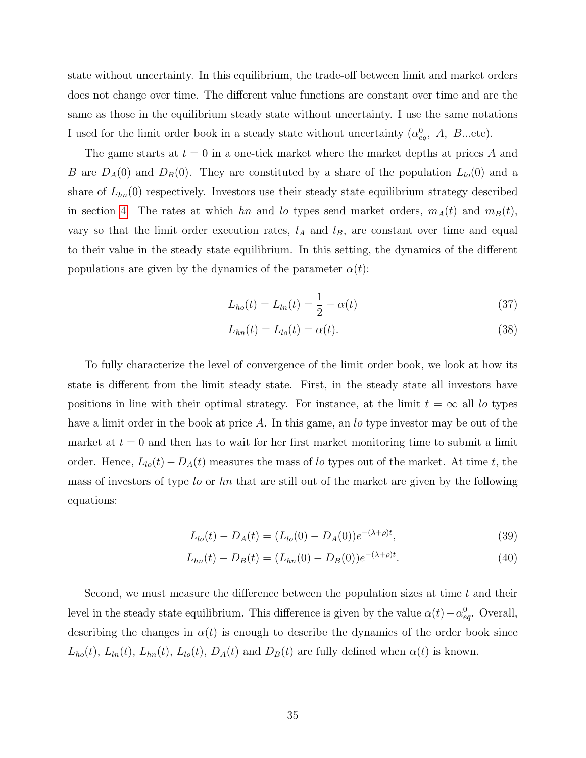state without uncertainty. In this equilibrium, the trade-off between limit and market orders does not change over time. The different value functions are constant over time and are the same as those in the equilibrium steady state without uncertainty. I use the same notations I used for the limit order book in a steady state without uncertainty ($\alpha^0_{eq}$, $A$, $B$...etc).

The game starts at $t = 0$ in a one-tick market where the market depths at prices $A$ and $B$ are $D_A(0)$ and $D_B(0)$. They are constituted by a share of the population $L_{lo}(0)$ and a share of $L_{hn}(0)$ respectively. Investors use their steady state equilibrium strategy described in section 4. The rates at which $hn$ and $lo$ types send market orders, $m_A(t)$ and $m_B(t)$, vary so that the limit order execution rates, $l_A$ and $l_B$, are constant over time and equal to their value in the steady state equilibrium. In this setting, the dynamics of the different populations are given by the dynamics of the parameter $\alpha(t)$:

$$L_{ho}(t) = L_{ln}(t) = \frac{1}{2} - \alpha(t) \tag{37}$$

$$L_{hn}(t) = L_{lo}(t) = \alpha(t). \tag{38}$$

To fully characterize the level of convergence of the limit order book, we look at how its state is different from the limit steady state. First, in the steady state all investors have positions in line with their optimal strategy. For instance, at the limit $t = \infty$ all $lo$ types have a limit order in the book at price $A$. In this game, an $lo$ type investor may be out of the market at $t = 0$ and then has to wait for her first market monitoring time to submit a limit order. Hence, $L_{lo}(t) - D_A(t)$ measures the mass of $lo$ types out of the market. At time $t$, the mass of investors of type $lo$ or $hn$ that are still out of the market are given by the following equations:

$$L_{lo}(t) - D_A(t) = (L_{lo}(0) - D_A(0))e^{-(\lambda+\rho)t}, \tag{39}$$

$$L_{hn}(t) - D_B(t) = (L_{hn}(0) - D_B(0))e^{-(\lambda+\rho)t}. \tag{40}$$

Second, we must measure the difference between the population sizes at time $t$ and their level in the steady state equilibrium. This difference is given by the value $\alpha(t) - \alpha^0_{eq}$. Overall, describing the changes in $\alpha(t)$ is enough to describe the dynamics of the order book since $L_{ho}(t)$, $L_{ln}(t)$, $L_{hn}(t)$, $L_{lo}(t)$, $D_A(t)$ and $D_B(t)$ are fully defined when $\alpha(t)$ is known.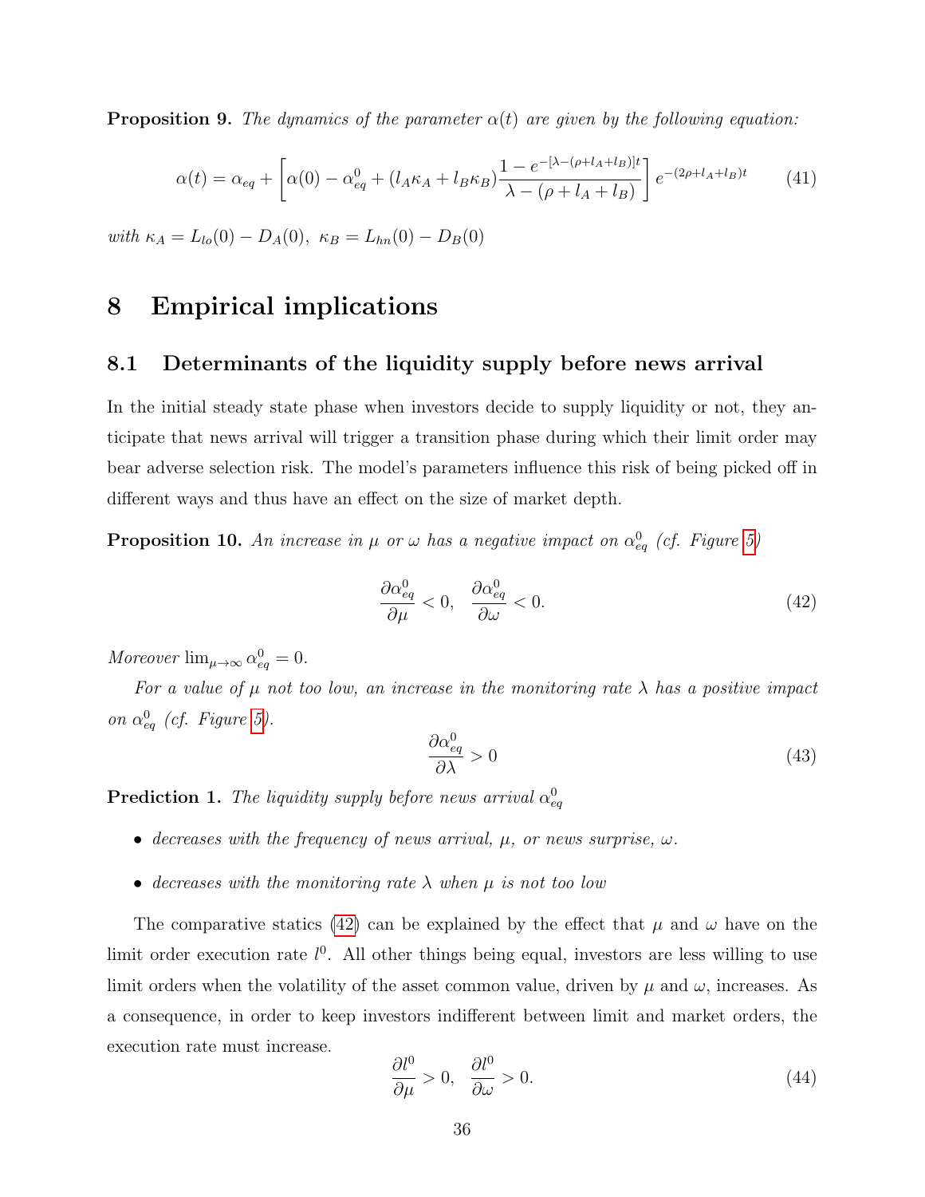**Proposition 9.** *The dynamics of the parameter $\alpha(t)$ are given by the following equation:*

$$\alpha(t) = \alpha_{eq} + \left[\alpha(0) - \alpha_{eq}^{0} + (l_A\kappa_A + l_B\kappa_B)\frac{1 - e^{-[\lambda-(\rho+l_A+l_B)]t}}{\lambda - (\rho + l_A + l_B)}\right] e^{-(2\rho+l_A+l_B)t} \tag{41}$$

*with $\kappa_A = L_{lo}(0) - D_A(0),\ \kappa_B = L_{hn}(0) - D_B(0)$*

# 8 Empirical implications

## 8.1 Determinants of the liquidity supply before news arrival

In the initial steady state phase when investors decide to supply liquidity or not, they anticipate that news arrival will trigger a transition phase during which their limit order may bear adverse selection risk. The model's parameters influence this risk of being picked off in different ways and thus have an effect on the size of market depth.

**Proposition 10.** *An increase in $\mu$ or $\omega$ has a negative impact on $\alpha_{eq}^{0}$ (cf. Figure 5)*

$$\frac{\partial \alpha_{eq}^{0}}{\partial \mu} < 0, \quad \frac{\partial \alpha_{eq}^{0}}{\partial \omega} < 0. \tag{42}$$

*Moreover $\lim_{\mu\to\infty} \alpha_{eq}^{0} = 0$.*

*For a value of $\mu$ not too low, an increase in the monitoring rate $\lambda$ has a positive impact on $\alpha_{eq}^{0}$ (cf. Figure 5).*

$$\frac{\partial \alpha_{eq}^{0}}{\partial \lambda} > 0 \tag{43}$$

**Prediction 1.** *The liquidity supply before news arrival $\alpha_{eq}^{0}$*

- *decreases with the frequency of news arrival, $\mu$, or news surprise, $\omega$.*
- *decreases with the monitoring rate $\lambda$ when $\mu$ is not too low*

The comparative statics (42) can be explained by the effect that $\mu$ and $\omega$ have on the limit order execution rate $l^0$. All other things being equal, investors are less willing to use limit orders when the volatility of the asset common value, driven by $\mu$ and $\omega$, increases. As a consequence, in order to keep investors indifferent between limit and market orders, the execution rate must increase.

$$\frac{\partial l^0}{\partial \mu} > 0, \quad \frac{\partial l^0}{\partial \omega} > 0. \tag{44}$$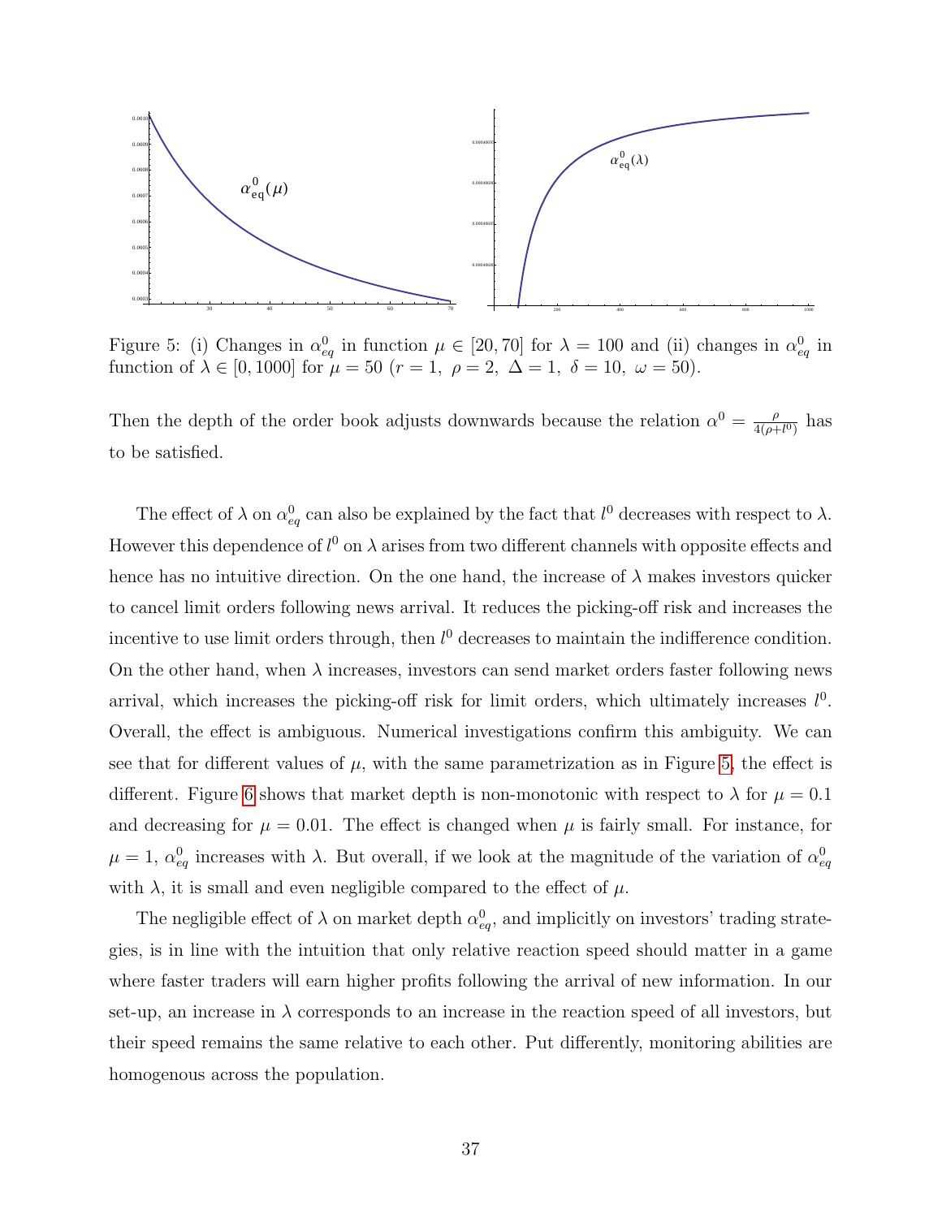Figure 5: (i) Changes in $\alpha_{eq}^0$ in function $\mu \in [20, 70]$ for $\lambda = 100$ and (ii) changes in $\alpha_{eq}^0$ in function of $\lambda \in [0, 1000]$ for $\mu = 50$ ($r = 1,\ \rho = 2,\ \Delta = 1,\ \delta = 10,\ \omega = 50$).

Then the depth of the order book adjusts downwards because the relation $\alpha^0 = \frac{\rho}{4(\rho + l^0)}$ has to be satisfied.

The effect of $\lambda$ on $\alpha_{eq}^0$ can also be explained by the fact that $l^0$ decreases with respect to $\lambda$. However this dependence of $l^0$ on $\lambda$ arises from two different channels with opposite effects and hence has no intuitive direction. On the one hand, the increase of $\lambda$ makes investors quicker to cancel limit orders following news arrival. It reduces the picking-off risk and increases the incentive to use limit orders through, then $l^0$ decreases to maintain the indifference condition. On the other hand, when $\lambda$ increases, investors can send market orders faster following news arrival, which increases the picking-off risk for limit orders, which ultimately increases $l^0$. Overall, the effect is ambiguous. Numerical investigations confirm this ambiguity. We can see that for different values of $\mu$, with the same parametrization as in Figure 5, the effect is different. Figure 6 shows that market depth is non-monotonic with respect to $\lambda$ for $\mu = 0.1$ and decreasing for $\mu = 0.01$. The effect is changed when $\mu$ is fairly small. For instance, for $\mu = 1$, $\alpha_{eq}^0$ increases with $\lambda$. But overall, if we look at the magnitude of the variation of $\alpha_{eq}^0$ with $\lambda$, it is small and even negligible compared to the effect of $\mu$.

The negligible effect of $\lambda$ on market depth $\alpha_{eq}^0$, and implicitly on investors' trading strategies, is in line with the intuition that only relative reaction speed should matter in a game where faster traders will earn higher profits following the arrival of new information. In our set-up, an increase in $\lambda$ corresponds to an increase in the reaction speed of all investors, but their speed remains the same relative to each other. Put differently, monitoring abilities are homogenous across the population.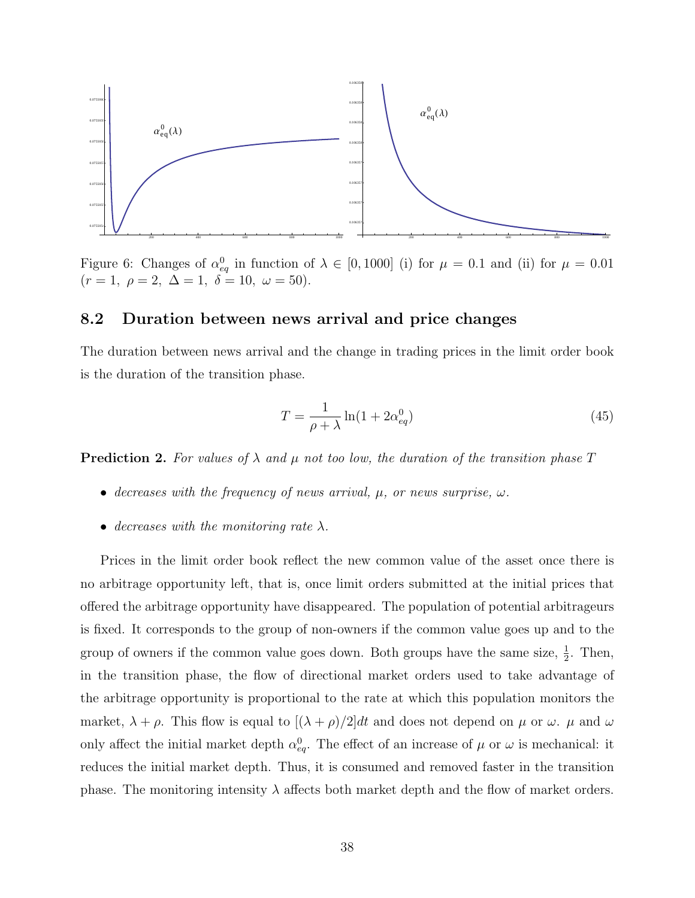Figure 6: Changes of $\alpha^0_{eq}$ in function of $\lambda \in [0, 1000]$ (i) for $\mu = 0.1$ and (ii) for $\mu = 0.01$ ($r = 1,\ \rho = 2,\ \Delta = 1,\ \delta = 10,\ \omega = 50$).

## 8.2 Duration between news arrival and price changes

The duration between news arrival and the change in trading prices in the limit order book is the duration of the transition phase.

$$T = \frac{1}{\rho + \lambda} \ln(1 + 2\alpha^0_{eq}) \tag{45}$$

**Prediction 2.** *For values of $\lambda$ and $\mu$ not too low, the duration of the transition phase $T$*

- *decreases with the frequency of news arrival, $\mu$, or news surprise, $\omega$.*
- *decreases with the monitoring rate $\lambda$.*

Prices in the limit order book reflect the new common value of the asset once there is no arbitrage opportunity left, that is, once limit orders submitted at the initial prices that offered the arbitrage opportunity have disappeared. The population of potential arbitrageurs is fixed. It corresponds to the group of non-owners if the common value goes up and to the group of owners if the common value goes down. Both groups have the same size, $\frac{1}{2}$. Then, in the transition phase, the flow of directional market orders used to take advantage of the arbitrage opportunity is proportional to the rate at which this population monitors the market, $\lambda + \rho$. This flow is equal to $[(\lambda + \rho)/2]dt$ and does not depend on $\mu$ or $\omega$. $\mu$ and $\omega$ only affect the initial market depth $\alpha^0_{eq}$. The effect of an increase of $\mu$ or $\omega$ is mechanical: it reduces the initial market depth. Thus, it is consumed and removed faster in the transition phase. The monitoring intensity $\lambda$ affects both market depth and the flow of market orders.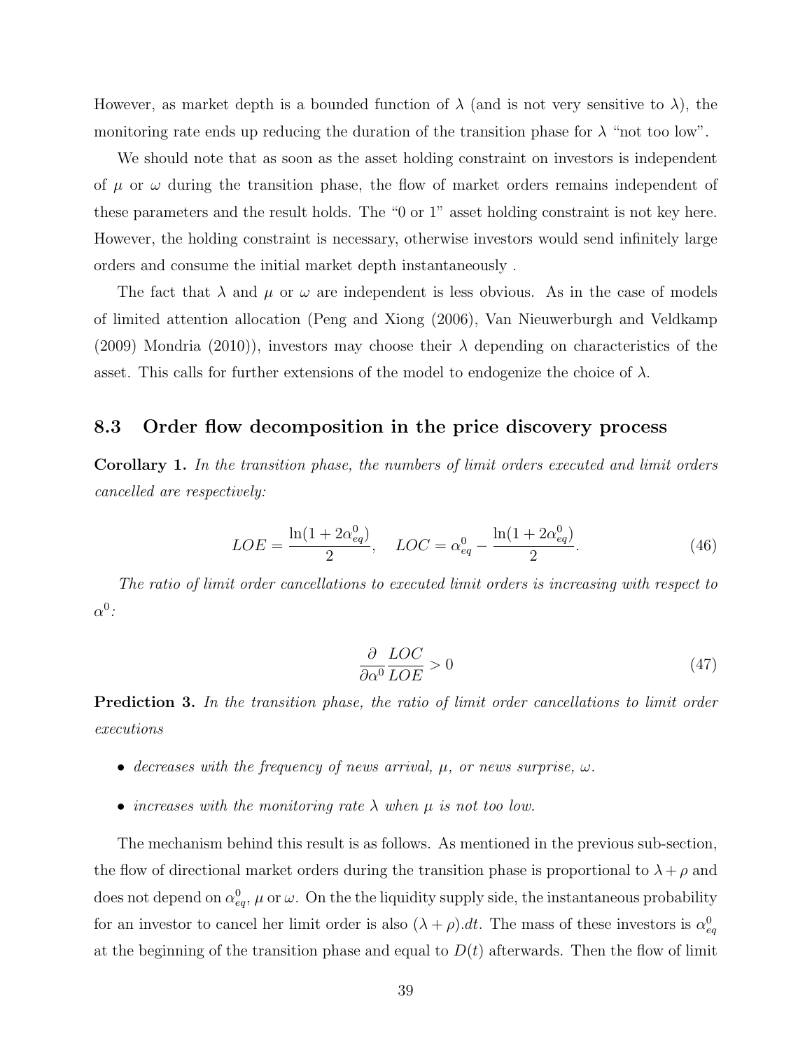However, as market depth is a bounded function of $\lambda$ (and is not very sensitive to $\lambda$), the monitoring rate ends up reducing the duration of the transition phase for $\lambda$ "not too low".

We should note that as soon as the asset holding constraint on investors is independent of $\mu$ or $\omega$ during the transition phase, the flow of market orders remains independent of these parameters and the result holds. The "0 or 1" asset holding constraint is not key here. However, the holding constraint is necessary, otherwise investors would send infinitely large orders and consume the initial market depth instantaneously .

The fact that $\lambda$ and $\mu$ or $\omega$ are independent is less obvious. As in the case of models of limited attention allocation (Peng and Xiong (2006), Van Nieuwerburgh and Veldkamp (2009) Mondria (2010)), investors may choose their $\lambda$ depending on characteristics of the asset. This calls for further extensions of the model to endogenize the choice of $\lambda$.

### 8.3 Order flow decomposition in the price discovery process

**Corollary 1.** *In the transition phase, the numbers of limit orders executed and limit orders cancelled are respectively:*

$$LOE = \frac{\ln(1 + 2\alpha^0_{eq})}{2}, \quad LOC = \alpha^0_{eq} - \frac{\ln(1 + 2\alpha^0_{eq})}{2}. \tag{46}$$

*The ratio of limit order cancellations to executed limit orders is increasing with respect to* $\alpha^0$*:*

$$\frac{\partial}{\partial \alpha^0} \frac{LOC}{LOE} > 0 \tag{47}$$

**Prediction 3.** *In the transition phase, the ratio of limit order cancellations to limit order executions*

- *decreases with the frequency of news arrival,* $\mu$*, or news surprise,* $\omega$*.*
- *increases with the monitoring rate* $\lambda$ *when* $\mu$ *is not too low.*

The mechanism behind this result is as follows. As mentioned in the previous sub-section, the flow of directional market orders during the transition phase is proportional to $\lambda + \rho$ and does not depend on $\alpha^0_{eq}$, $\mu$ or $\omega$. On the the liquidity supply side, the instantaneous probability for an investor to cancel her limit order is also $(\lambda + \rho).dt$. The mass of these investors is $\alpha^0_{eq}$ at the beginning of the transition phase and equal to $D(t)$ afterwards. Then the flow of limit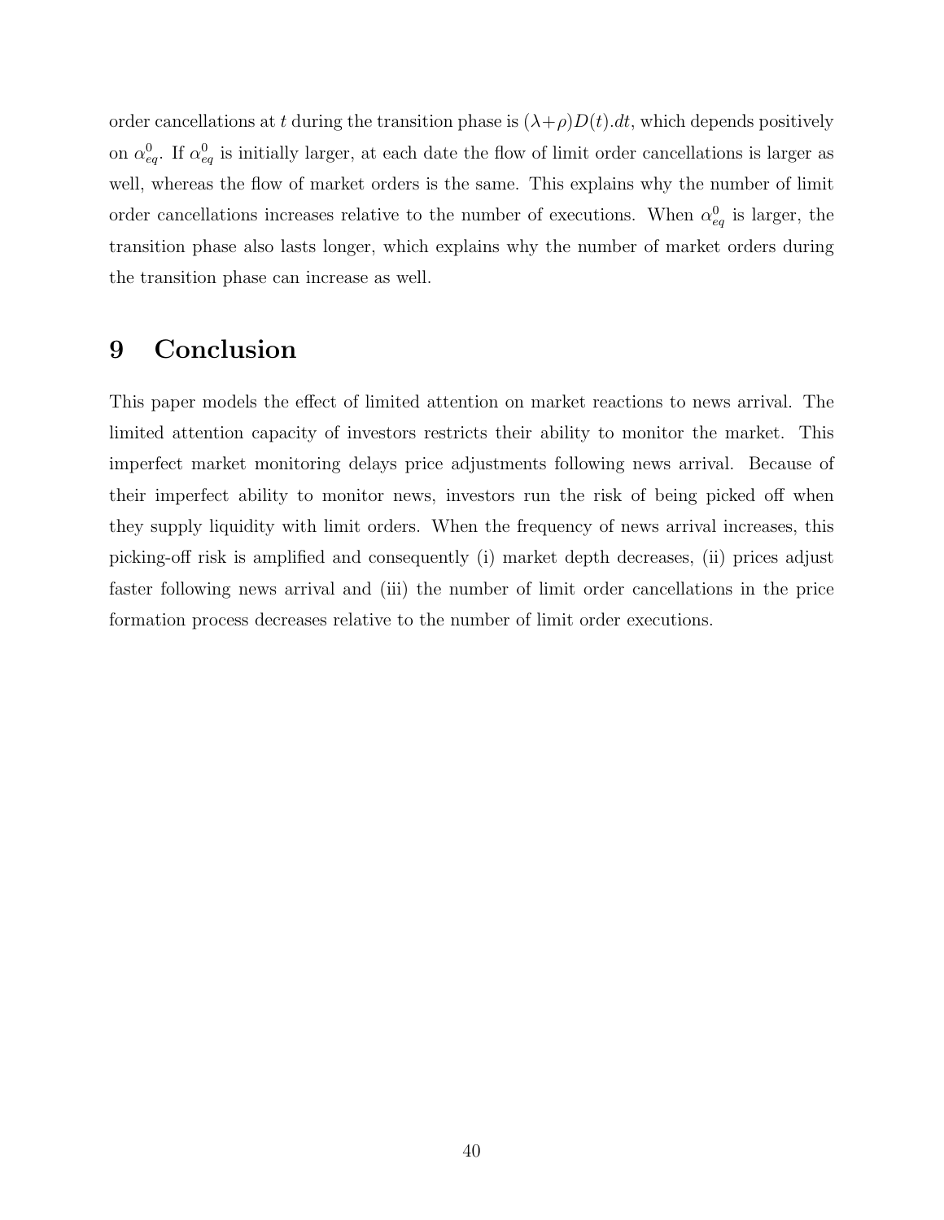order cancellations at $t$ during the transition phase is $(\lambda+\rho)D(t).dt$, which depends positively on $\alpha_{eq}^0$. If $\alpha_{eq}^0$ is initially larger, at each date the flow of limit order cancellations is larger as well, whereas the flow of market orders is the same. This explains why the number of limit order cancellations increases relative to the number of executions. When $\alpha_{eq}^0$ is larger, the transition phase also lasts longer, which explains why the number of market orders during the transition phase can increase as well.

# 9 Conclusion

This paper models the effect of limited attention on market reactions to news arrival. The limited attention capacity of investors restricts their ability to monitor the market. This imperfect market monitoring delays price adjustments following news arrival. Because of their imperfect ability to monitor news, investors run the risk of being picked off when they supply liquidity with limit orders. When the frequency of news arrival increases, this picking-off risk is amplified and consequently (i) market depth decreases, (ii) prices adjust faster following news arrival and (iii) the number of limit order cancellations in the price formation process decreases relative to the number of limit order executions.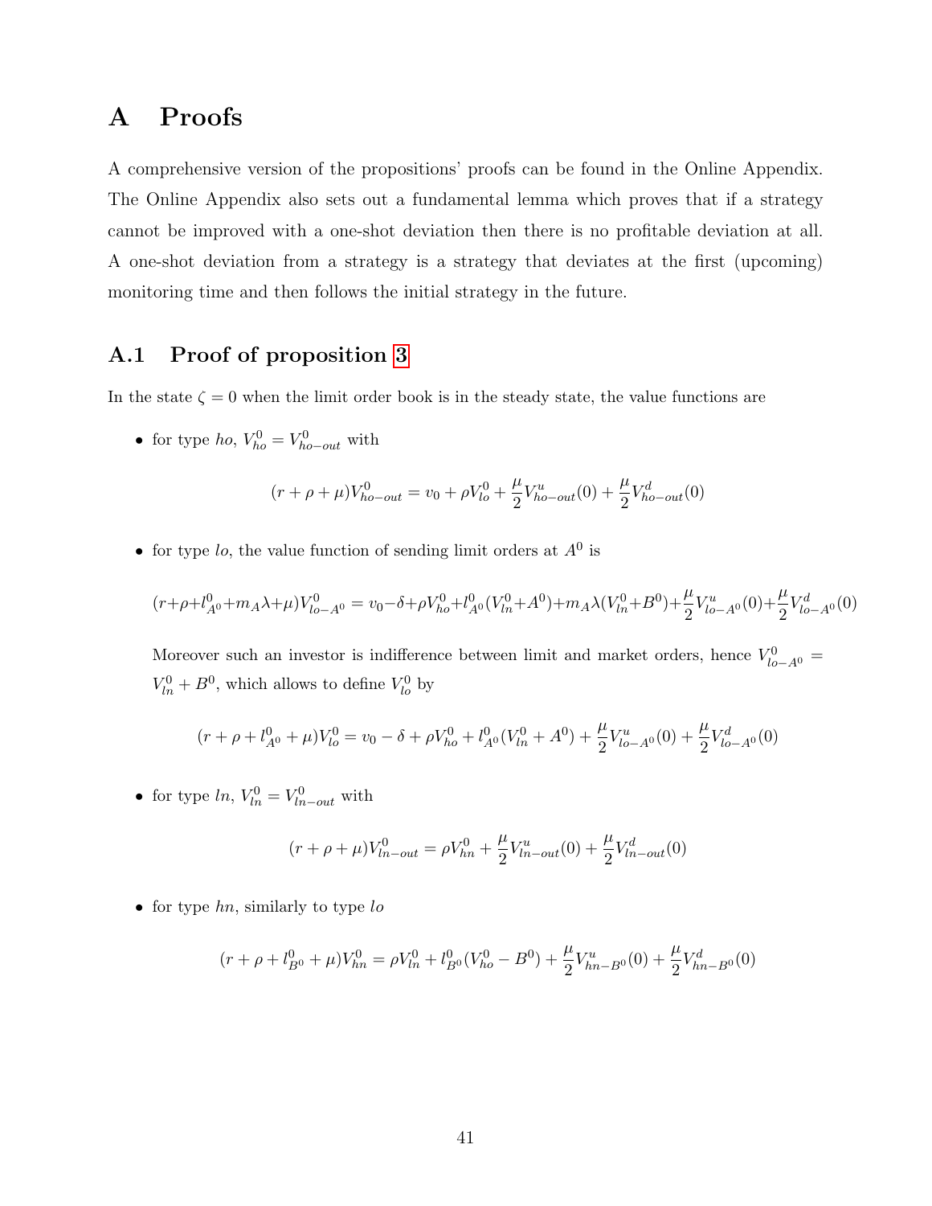# A Proofs

A comprehensive version of the propositions' proofs can be found in the Online Appendix. The Online Appendix also sets out a fundamental lemma which proves that if a strategy cannot be improved with a one-shot deviation then there is no profitable deviation at all. A one-shot deviation from a strategy is a strategy that deviates at the first (upcoming) monitoring time and then follows the initial strategy in the future.

## A.1 Proof of proposition 3

In the state $\zeta = 0$ when the limit order book is in the steady state, the value functions are

- for type $ho$, $V^0_{ho} = V^0_{ho-out}$ with

$$(r + \rho + \mu)V^0_{ho-out} = v_0 + \rho V^0_{lo} + \frac{\mu}{2}V^u_{ho-out}(0) + \frac{\mu}{2}V^d_{ho-out}(0)$$

- for type $lo$, the value function of sending limit orders at $A^0$ is

$$(r+\rho+l^0_{A^0}+m_A\lambda+\mu)V^0_{lo-A^0} = v_0-\delta+\rho V^0_{ho}+l^0_{A^0}(V^0_{ln}+A^0)+m_A\lambda(V^0_{ln}+B^0)+\frac{\mu}{2}V^u_{lo-A^0}(0)+\frac{\mu}{2}V^d_{lo-A^0}(0)$$

  Moreover such an investor is indifference between limit and market orders, hence $V^0_{lo-A^0} = V^0_{ln} + B^0$, which allows to define $V^0_{lo}$ by

$$(r + \rho + l^0_{A^0} + \mu)V^0_{lo} = v_0 - \delta + \rho V^0_{ho} + l^0_{A^0}(V^0_{ln} + A^0) + \frac{\mu}{2}V^u_{lo-A^0}(0) + \frac{\mu}{2}V^d_{lo-A^0}(0)$$

- for type $ln$, $V^0_{ln} = V^0_{ln-out}$ with

$$(r + \rho + \mu)V^0_{ln-out} = \rho V^0_{hn} + \frac{\mu}{2}V^u_{ln-out}(0) + \frac{\mu}{2}V^d_{ln-out}(0)$$

- for type $hn$, similarly to type $lo$

$$(r + \rho + l^0_{B^0} + \mu)V^0_{hn} = \rho V^0_{ln} + l^0_{B^0}(V^0_{ho} - B^0) + \frac{\mu}{2}V^u_{hn-B^0}(0) + \frac{\mu}{2}V^d_{hn-B^0}(0)$$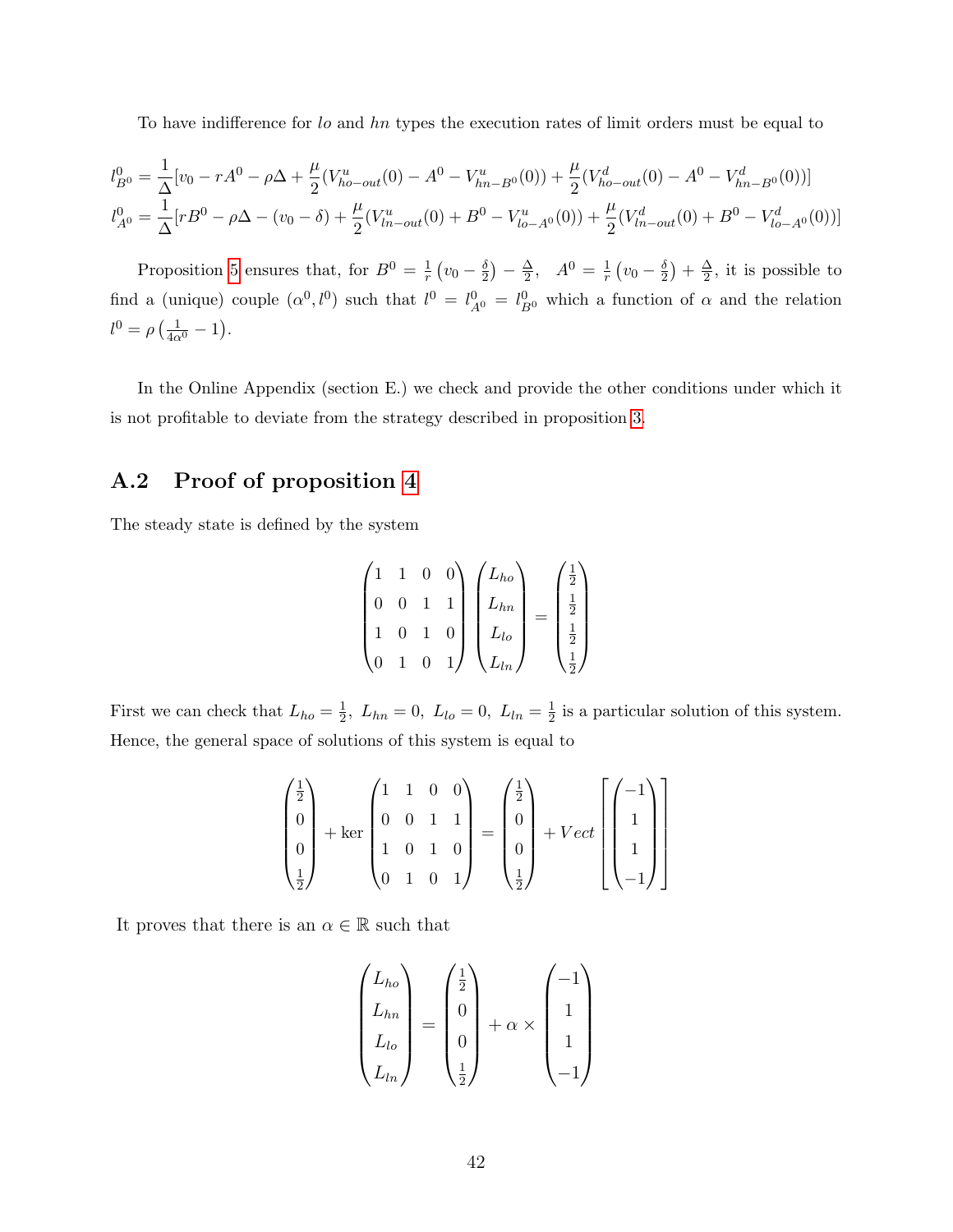To have indifference for $lo$ and $hn$ types the execution rates of limit orders must be equal to

$$l^0_{B^0} = \frac{1}{\Delta}[v_0 - rA^0 - \rho\Delta + \frac{\mu}{2}(V^u_{ho-out}(0) - A^0 - V^u_{hn-B^0}(0)) + \frac{\mu}{2}(V^d_{ho-out}(0) - A^0 - V^d_{hn-B^0}(0))]$$
$$l^0_{A^0} = \frac{1}{\Delta}[rB^0 - \rho\Delta - (v_0 - \delta) + \frac{\mu}{2}(V^u_{ln-out}(0) + B^0 - V^u_{lo-A^0}(0)) + \frac{\mu}{2}(V^d_{ln-out}(0) + B^0 - V^d_{lo-A^0}(0))]$$

Proposition 5 ensures that, for $B^0 = \frac{1}{r}\left(v_0 - \frac{\delta}{2}\right) - \frac{\Delta}{2}$, $A^0 = \frac{1}{r}\left(v_0 - \frac{\delta}{2}\right) + \frac{\Delta}{2}$, it is possible to find a (unique) couple $(\alpha^0, l^0)$ such that $l^0 = l^0_{A^0} = l^0_{B^0}$ which a function of $\alpha$ and the relation $l^0 = \rho\left(\frac{1}{4\alpha^0} - 1\right)$.

In the Online Appendix (section E.) we check and provide the other conditions under which it is not profitable to deviate from the strategy described in proposition 3.

## A.2 Proof of proposition 4

The steady state is defined by the system

$$\begin{pmatrix} 1 & 1 & 0 & 0 \\ 0 & 0 & 1 & 1 \\ 1 & 0 & 1 & 0 \\ 0 & 1 & 0 & 1 \end{pmatrix} \begin{pmatrix} L_{ho} \\ L_{hn} \\ L_{lo} \\ L_{ln} \end{pmatrix} = \begin{pmatrix} \frac{1}{2} \\ \frac{1}{2} \\ \frac{1}{2} \\ \frac{1}{2} \end{pmatrix}$$

First we can check that $L_{ho} = \frac{1}{2},\ L_{hn} = 0,\ L_{lo} = 0,\ L_{ln} = \frac{1}{2}$ is a particular solution of this system. Hence, the general space of solutions of this system is equal to

$$\begin{pmatrix} \frac{1}{2} \\ 0 \\ 0 \\ \frac{1}{2} \end{pmatrix} + \ker \begin{pmatrix} 1 & 1 & 0 & 0 \\ 0 & 0 & 1 & 1 \\ 1 & 0 & 1 & 0 \\ 0 & 1 & 0 & 1 \end{pmatrix} = \begin{pmatrix} \frac{1}{2} \\ 0 \\ 0 \\ \frac{1}{2} \end{pmatrix} + Vect\left[\begin{pmatrix} -1 \\ 1 \\ 1 \\ -1 \end{pmatrix}\right]$$

It proves that there is an $\alpha \in \mathbb{R}$ such that

$$\begin{pmatrix} L_{ho} \\ L_{hn} \\ L_{lo} \\ L_{ln} \end{pmatrix} = \begin{pmatrix} \frac{1}{2} \\ 0 \\ 0 \\ \frac{1}{2} \end{pmatrix} + \alpha \times \begin{pmatrix} -1 \\ 1 \\ 1 \\ -1 \end{pmatrix}$$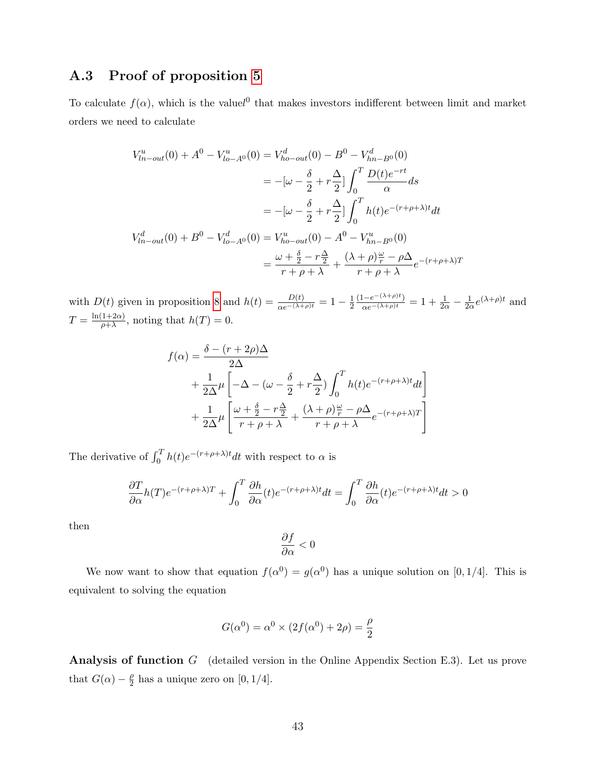## A.3 Proof of proposition 5

To calculate $f(\alpha)$, which is the value$l^0$ that makes investors indifferent between limit and market orders we need to calculate

$$
\begin{aligned}
V^u_{ln-out}(0) + A^0 - V^u_{lo-A^0}(0) &= V^d_{ho-out}(0) - B^0 - V^d_{hn-B^0}(0) \\
&= -[\omega - \frac{\delta}{2} + r\frac{\Delta}{2}] \int_0^T \frac{D(t)e^{-rt}}{\alpha} ds \\
&= -[\omega - \frac{\delta}{2} + r\frac{\Delta}{2}] \int_0^T h(t) e^{-(r+\rho+\lambda)t} dt \\
V^d_{ln-out}(0) + B^0 - V^d_{lo-A^0}(0) &= V^u_{ho-out}(0) - A^0 - V^u_{hn-B^0}(0) \\
&= \frac{\omega + \frac{\delta}{2} - r\frac{\Delta}{2}}{r+\rho+\lambda} + \frac{(\lambda+\rho)\frac{\omega}{r} - \rho\Delta}{r+\rho+\lambda} e^{-(r+\rho+\lambda)T}
\end{aligned}
$$

with $D(t)$ given in proposition 8 and $h(t) = \frac{D(t)}{\alpha e^{-(\lambda+\rho)t}} = 1 - \frac{1}{2}\frac{(1-e^{-(\lambda+\rho)t})}{\alpha e^{-(\lambda+\rho)t}} = 1 + \frac{1}{2\alpha} - \frac{1}{2\alpha}e^{(\lambda+\rho)t}$ and $T = \frac{\ln(1+2\alpha)}{\rho+\lambda}$, noting that $h(T) = 0$.

$$
\begin{aligned}
f(\alpha) = &\frac{\delta - (r+2\rho)\Delta}{2\Delta} \\
&+ \frac{1}{2\Delta}\mu \left[ -\Delta - (\omega - \frac{\delta}{2} + r\frac{\Delta}{2}) \int_0^T h(t) e^{-(r+\rho+\lambda)t} dt \right] \\
&+ \frac{1}{2\Delta}\mu \left[ \frac{\omega + \frac{\delta}{2} - r\frac{\Delta}{2}}{r+\rho+\lambda} + \frac{(\lambda+\rho)\frac{\omega}{r} - \rho\Delta}{r+\rho+\lambda} e^{-(r+\rho+\lambda)T} \right]
\end{aligned}
$$

The derivative of $\int_0^T h(t)e^{-(r+\rho+\lambda)t}dt$ with respect to $\alpha$ is

$$
\frac{\partial T}{\partial \alpha} h(T) e^{-(r+\rho+\lambda)T} + \int_0^T \frac{\partial h}{\partial \alpha}(t) e^{-(r+\rho+\lambda)t} dt = \int_0^T \frac{\partial h}{\partial \alpha}(t) e^{-(r+\rho+\lambda)t} dt > 0
$$

then

$$
\frac{\partial f}{\partial \alpha} < 0
$$

We now want to show that equation $f(\alpha^0) = g(\alpha^0)$ has a unique solution on $[0, 1/4]$. This is equivalent to solving the equation

$$
G(\alpha^0) = \alpha^0 \times (2f(\alpha^0) + 2\rho) = \frac{\rho}{2}
$$

**Analysis of function $G$** (detailed version in the Online Appendix Section E.3). Let us prove that $G(\alpha) - \frac{\rho}{2}$ has a unique zero on $[0, 1/4]$.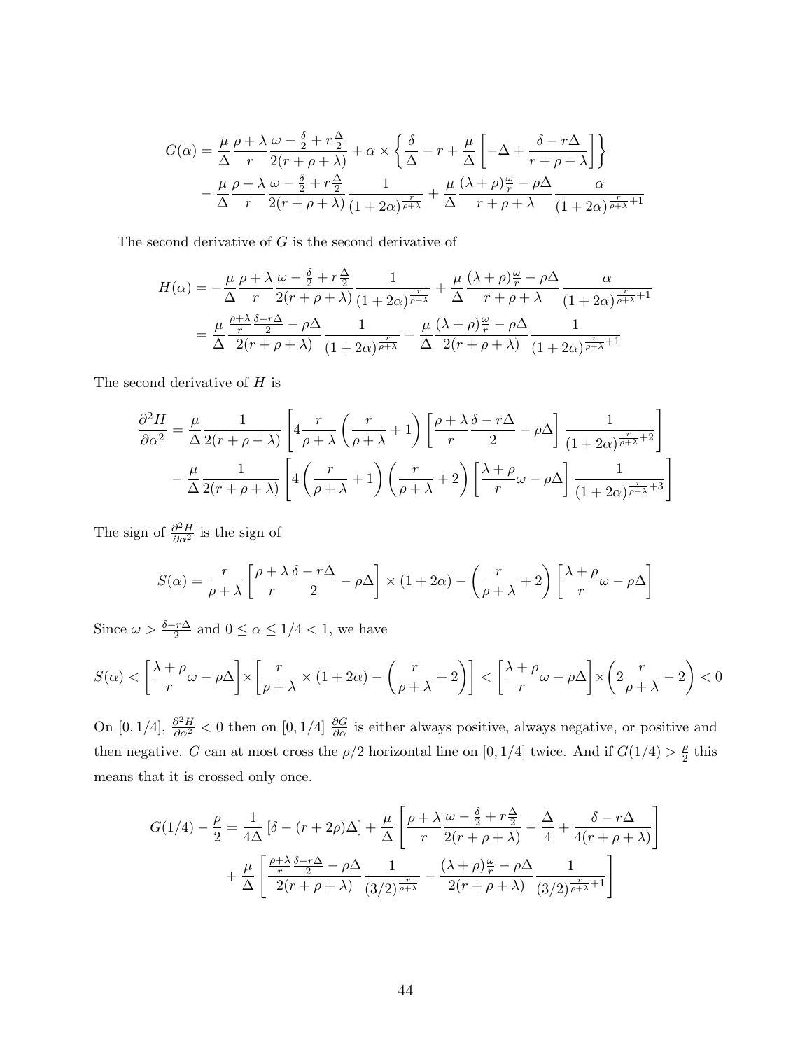$$
\begin{aligned}
G(\alpha) = &\frac{\mu}{\Delta}\frac{\rho+\lambda}{r}\frac{\omega - \frac{\delta}{2} + r\frac{\Delta}{2}}{2(r+\rho+\lambda)} + \alpha \times \left\{ \frac{\delta}{\Delta} - r + \frac{\mu}{\Delta}\left[ -\Delta + \frac{\delta - r\Delta}{r+\rho+\lambda} \right] \right\} \\
&- \frac{\mu}{\Delta}\frac{\rho+\lambda}{r}\frac{\omega - \frac{\delta}{2} + r\frac{\Delta}{2}}{2(r+\rho+\lambda)}\frac{1}{(1+2\alpha)^{\frac{r}{\rho+\lambda}}} + \frac{\mu}{\Delta}\frac{(\lambda+\rho)\frac{\omega}{r} - \rho\Delta}{r+\rho+\lambda}\frac{\alpha}{(1+2\alpha)^{\frac{r}{\rho+\lambda}+1}}
\end{aligned}
$$

The second derivative of $G$ is the second derivative of

$$
\begin{aligned}
H(\alpha) &= -\frac{\mu}{\Delta}\frac{\rho+\lambda}{r}\frac{\omega - \frac{\delta}{2} + r\frac{\Delta}{2}}{2(r+\rho+\lambda)}\frac{1}{(1+2\alpha)^{\frac{r}{\rho+\lambda}}} + \frac{\mu}{\Delta}\frac{(\lambda+\rho)\frac{\omega}{r} - \rho\Delta}{r+\rho+\lambda}\frac{\alpha}{(1+2\alpha)^{\frac{r}{\rho+\lambda}+1}} \\
&= \frac{\mu}{\Delta}\frac{\frac{\rho+\lambda}{r}\frac{\delta - r\Delta}{2} - \rho\Delta}{2(r+\rho+\lambda)}\frac{1}{(1+2\alpha)^{\frac{r}{\rho+\lambda}}} - \frac{\mu}{\Delta}\frac{(\lambda+\rho)\frac{\omega}{r} - \rho\Delta}{2(r+\rho+\lambda)}\frac{1}{(1+2\alpha)^{\frac{r}{\rho+\lambda}+1}}
\end{aligned}
$$

The second derivative of $H$ is

$$
\begin{aligned}
\frac{\partial^2 H}{\partial \alpha^2} = &\frac{\mu}{\Delta}\frac{1}{2(r+\rho+\lambda)}\left[ 4\frac{r}{\rho+\lambda}\left(\frac{r}{\rho+\lambda}+1\right)\left[\frac{\rho+\lambda}{r}\frac{\delta - r\Delta}{2} - \rho\Delta\right]\frac{1}{(1+2\alpha)^{\frac{r}{\rho+\lambda}+2}} \right] \\
&- \frac{\mu}{\Delta}\frac{1}{2(r+\rho+\lambda)}\left[ 4\left(\frac{r}{\rho+\lambda}+1\right)\left(\frac{r}{\rho+\lambda}+2\right)\left[\frac{\lambda+\rho}{r}\omega - \rho\Delta\right]\frac{1}{(1+2\alpha)^{\frac{r}{\rho+\lambda}+3}} \right]
\end{aligned}
$$

The sign of $\frac{\partial^2 H}{\partial \alpha^2}$ is the sign of

$$
S(\alpha) = \frac{r}{\rho+\lambda}\left[\frac{\rho+\lambda}{r}\frac{\delta - r\Delta}{2} - \rho\Delta\right] \times (1+2\alpha) - \left(\frac{r}{\rho+\lambda}+2\right)\left[\frac{\lambda+\rho}{r}\omega - \rho\Delta\right]
$$

Since $\omega > \frac{\delta - r\Delta}{2}$ and $0 \leq \alpha \leq 1/4 < 1$, we have

$$
S(\alpha) < \left[\frac{\lambda+\rho}{r}\omega - \rho\Delta\right] \times \left[\frac{r}{\rho+\lambda} \times (1+2\alpha) - \left(\frac{r}{\rho+\lambda}+2\right)\right] < \left[\frac{\lambda+\rho}{r}\omega - \rho\Delta\right] \times \left(2\frac{r}{\rho+\lambda} - 2\right) < 0
$$

On $[0, 1/4]$, $\frac{\partial^2 H}{\partial \alpha^2} < 0$ then on $[0, 1/4]$ $\frac{\partial G}{\partial \alpha}$ is either always positive, always negative, or positive and then negative. $G$ can at most cross the $\rho/2$ horizontal line on $[0, 1/4]$ twice. And if $G(1/4) > \frac{\rho}{2}$ this means that it is crossed only once.

$$
\begin{aligned}
G(1/4) - \frac{\rho}{2} = &\frac{1}{4\Delta}\left[\delta - (r+2\rho)\Delta\right] + \frac{\mu}{\Delta}\left[ \frac{\rho+\lambda}{r}\frac{\omega - \frac{\delta}{2} + r\frac{\Delta}{2}}{2(r+\rho+\lambda)} - \frac{\Delta}{4} + \frac{\delta - r\Delta}{4(r+\rho+\lambda)} \right] \\
&+ \frac{\mu}{\Delta}\left[ \frac{\frac{\rho+\lambda}{r}\frac{\delta - r\Delta}{2} - \rho\Delta}{2(r+\rho+\lambda)}\frac{1}{(3/2)^{\frac{r}{\rho+\lambda}}} - \frac{(\lambda+\rho)\frac{\omega}{r} - \rho\Delta}{2(r+\rho+\lambda)}\frac{1}{(3/2)^{\frac{r}{\rho+\lambda}+1}} \right]
\end{aligned}
$$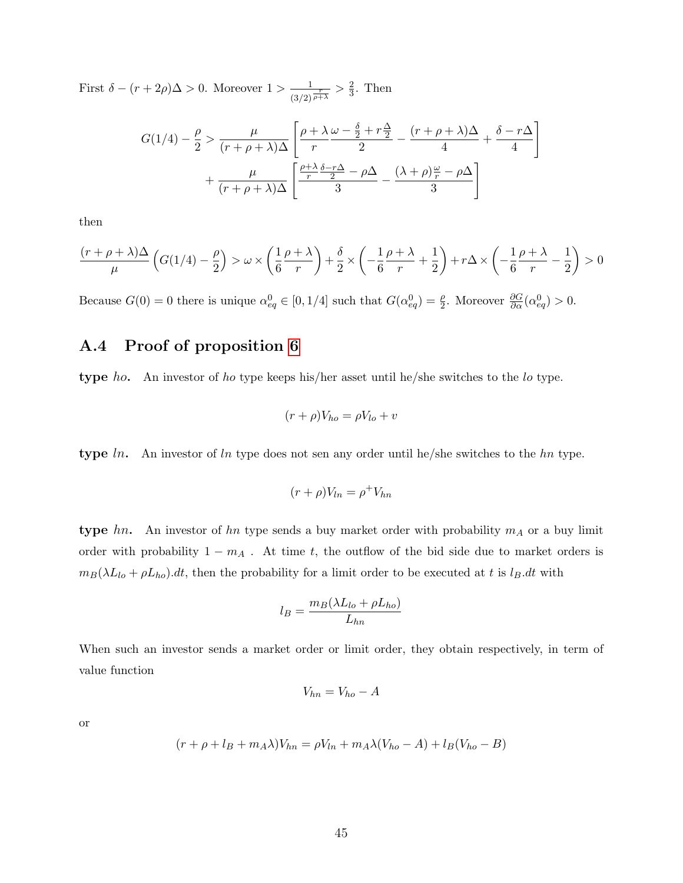First $\delta - (r + 2\rho)\Delta > 0$. Moreover $1 > \frac{1}{(3/2)^{\frac{r}{\rho+\lambda}}} > \frac{2}{3}$. Then

$$G(1/4) - \frac{\rho}{2} > \frac{\mu}{(r+\rho+\lambda)\Delta}\left[\frac{\rho+\lambda}{r}\frac{\omega - \frac{\delta}{2} + r\frac{\Delta}{2}}{2} - \frac{(r+\rho+\lambda)\Delta}{4} + \frac{\delta - r\Delta}{4}\right]$$
$$+ \frac{\mu}{(r+\rho+\lambda)\Delta}\left[\frac{\frac{\rho+\lambda}{r}\frac{\delta - r\Delta}{2} - \rho\Delta}{3} - \frac{(\lambda+\rho)\frac{\omega}{r} - \rho\Delta}{3}\right]$$

then

$$\frac{(r+\rho+\lambda)\Delta}{\mu}\left(G(1/4) - \frac{\rho}{2}\right) > \omega \times \left(\frac{1}{6}\frac{\rho+\lambda}{r}\right) + \frac{\delta}{2} \times \left(-\frac{1}{6}\frac{\rho+\lambda}{r} + \frac{1}{2}\right) + r\Delta \times \left(-\frac{1}{6}\frac{\rho+\lambda}{r} - \frac{1}{2}\right) > 0$$

Because $G(0) = 0$ there is unique $\alpha^0_{eq} \in [0, 1/4]$ such that $G(\alpha^0_{eq}) = \frac{\rho}{2}$. Moreover $\frac{\partial G}{\partial \alpha}(\alpha^0_{eq}) > 0$.

## A.4 Proof of proposition 6

**type $ho$.** An investor of $ho$ type keeps his/her asset until he/she switches to the $lo$ type.

$$(r + \rho)V_{ho} = \rho V_{lo} + v$$

**type $ln$.** An investor of $ln$ type does not sen any order until he/she switches to the $hn$ type.

$$(r + \rho)V_{ln} = \rho^+ V_{hn}$$

**type $hn$.** An investor of $hn$ type sends a buy market order with probability $m_A$ or a buy limit order with probability $1 - m_A$ . At time $t$, the outflow of the bid side due to market orders is $m_B(\lambda L_{lo} + \rho L_{ho}).dt$, then the probability for a limit order to be executed at $t$ is $l_B.dt$ with

$$l_B = \frac{m_B(\lambda L_{lo} + \rho L_{ho})}{L_{hn}}$$

When such an investor sends a market order or limit order, they obtain respectively, in term of value function

$$V_{hn} = V_{ho} - A$$

or

$$(r + \rho + l_B + m_A\lambda)V_{hn} = \rho V_{ln} + m_A\lambda(V_{ho} - A) + l_B(V_{ho} - B)$$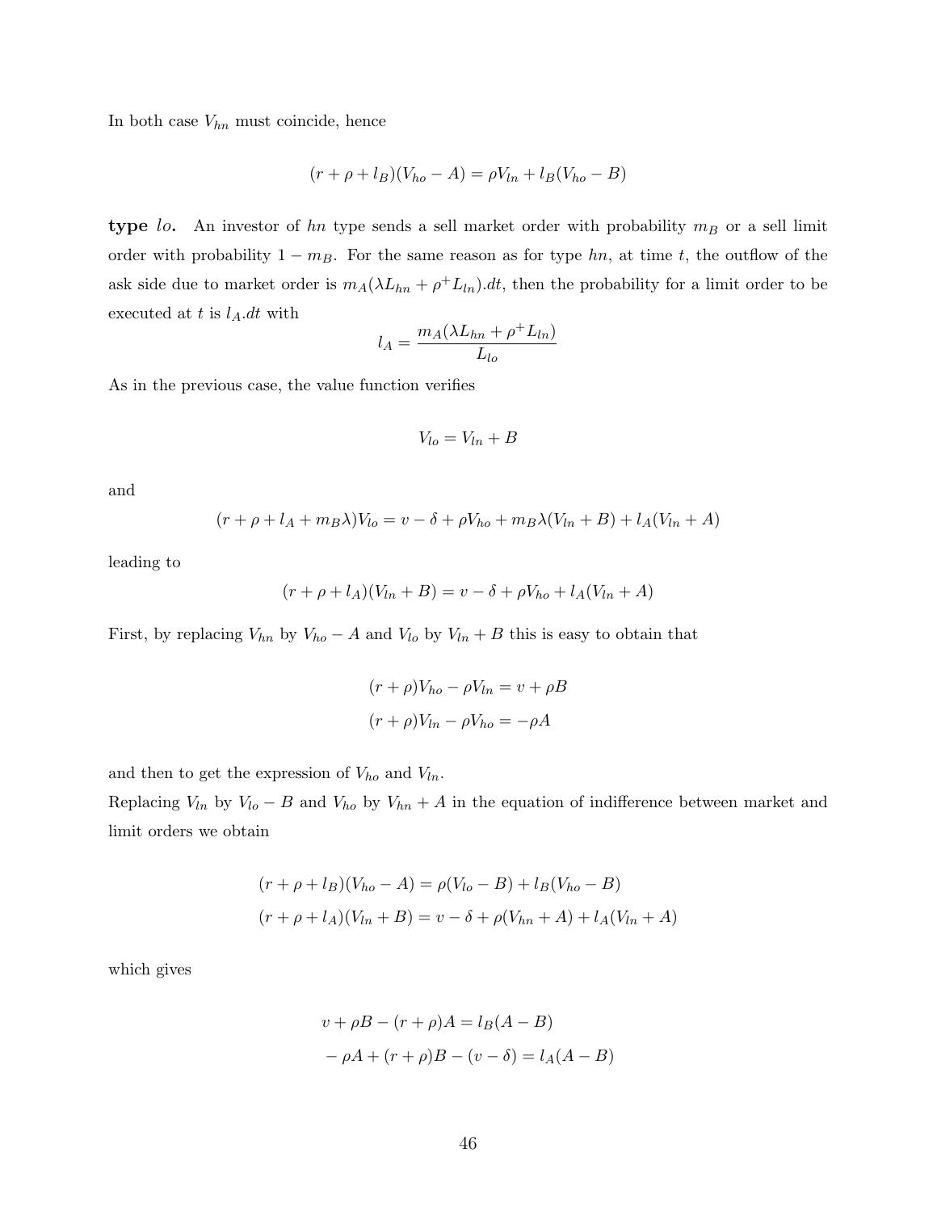In both case $V_{hn}$ must coincide, hence

$$(r + \rho + l_B)(V_{ho} - A) = \rho V_{ln} + l_B(V_{ho} - B)$$

**type $lo$.** An investor of $hn$ type sends a sell market order with probability $m_B$ or a sell limit order with probability $1 - m_B$. For the same reason as for type $hn$, at time $t$, the outflow of the ask side due to market order is $m_A(\lambda L_{hn} + \rho^+ L_{ln}).dt$, then the probability for a limit order to be executed at $t$ is $l_A.dt$ with

$$l_A = \frac{m_A(\lambda L_{hn} + \rho^+ L_{ln})}{L_{lo}}$$

As in the previous case, the value function verifies

$$V_{lo} = V_{ln} + B$$

and

$$(r + \rho + l_A + m_B\lambda)V_{lo} = v - \delta + \rho V_{ho} + m_B\lambda(V_{ln} + B) + l_A(V_{ln} + A)$$

leading to

$$(r + \rho + l_A)(V_{ln} + B) = v - \delta + \rho V_{ho} + l_A(V_{ln} + A)$$

First, by replacing $V_{hn}$ by $V_{ho} - A$ and $V_{lo}$ by $V_{ln} + B$ this is easy to obtain that

$$\begin{aligned}(r + \rho)V_{ho} - \rho V_{ln} &= v + \rho B \\ (r + \rho)V_{ln} - \rho V_{ho} &= -\rho A\end{aligned}$$

and then to get the expression of $V_{ho}$ and $V_{ln}$.
Replacing $V_{ln}$ by $V_{lo} - B$ and $V_{ho}$ by $V_{hn} + A$ in the equation of indifference between market and limit orders we obtain

$$\begin{aligned}(r + \rho + l_B)(V_{ho} - A) &= \rho(V_{lo} - B) + l_B(V_{ho} - B) \\ (r + \rho + l_A)(V_{ln} + B) &= v - \delta + \rho(V_{hn} + A) + l_A(V_{ln} + A)\end{aligned}$$

which gives

$$\begin{aligned}v + \rho B - (r + \rho)A &= l_B(A - B) \\ -\rho A + (r + \rho)B - (v - \delta) &= l_A(A - B)\end{aligned}$$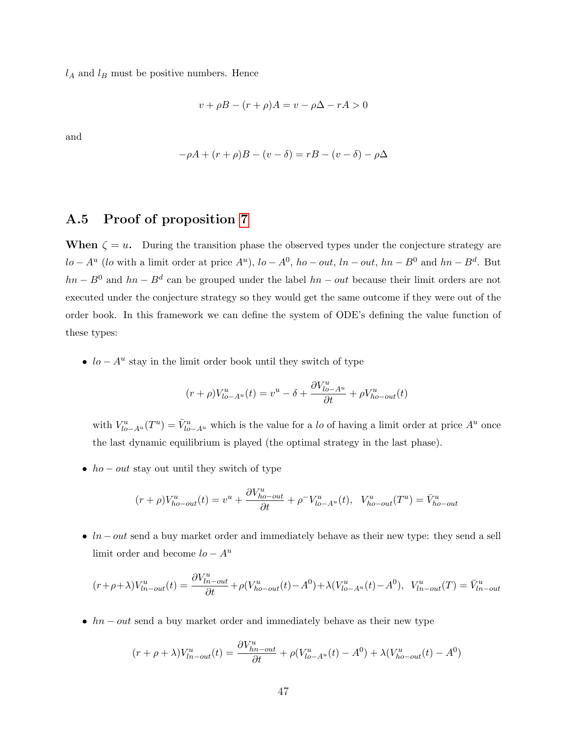$l_A$ and $l_B$ must be positive numbers. Hence

$$v + \rho B - (r+\rho)A = v - \rho\Delta - rA > 0$$

and

$$-\rho A + (r+\rho)B - (v-\delta) = rB - (v-\delta) - \rho\Delta$$

## A.5 Proof of proposition 7

**When $\zeta = u$.** During the transition phase the observed types under the conjecture strategy are $lo - A^u$ ($lo$ with a limit order at price $A^u$), $lo - A^0$, $ho - out$, $ln - out$, $hn - B^0$ and $hn - B^d$. But $hn - B^0$ and $hn - B^d$ can be grouped under the label $hn - out$ because their limit orders are not executed under the conjecture strategy so they would get the same outcome if they were out of the order book. In this framework we can define the system of ODE's defining the value function of these types:

- $lo - A^u$ stay in the limit order book until they switch of type

$$(r+\rho)V^u_{lo-A^u}(t) = v^u - \delta + \frac{\partial V^u_{lo-A^u}}{\partial t} + \rho V^u_{ho-out}(t)$$

  with $V^u_{lo-A^u}(T^u) = \bar{V}^u_{lo-A^u}$ which is the value for a $lo$ of having a limit order at price $A^u$ once the last dynamic equilibrium is played (the optimal strategy in the last phase).

- $ho - out$ stay out until they switch of type

$$(r+\rho)V^u_{ho-out}(t) = v^u + \frac{\partial V^u_{ho-out}}{\partial t} + \rho^- V^u_{lo-A^u}(t), \;\; V^u_{ho-out}(T^u) = \bar{V}^u_{ho-out}$$

- $ln - out$ send a buy market order and immediately behave as their new type: they send a sell limit order and become $lo - A^u$

$$(r+\rho+\lambda)V^u_{ln-out}(t) = \frac{\partial V^u_{ln-out}}{\partial t} + \rho(V^u_{ho-out}(t) - A^0) + \lambda(V^u_{lo-A^u}(t) - A^0), \;\; V^u_{ln-out}(T) = \bar{V}^u_{ln-out}$$

- $hn - out$ send a buy market order and immediately behave as their new type

$$(r+\rho+\lambda)V^u_{ln-out}(t) = \frac{\partial V^u_{hn-out}}{\partial t} + \rho(V^u_{lo-A^u}(t) - A^0) + \lambda(V^u_{ho-out}(t) - A^0)$$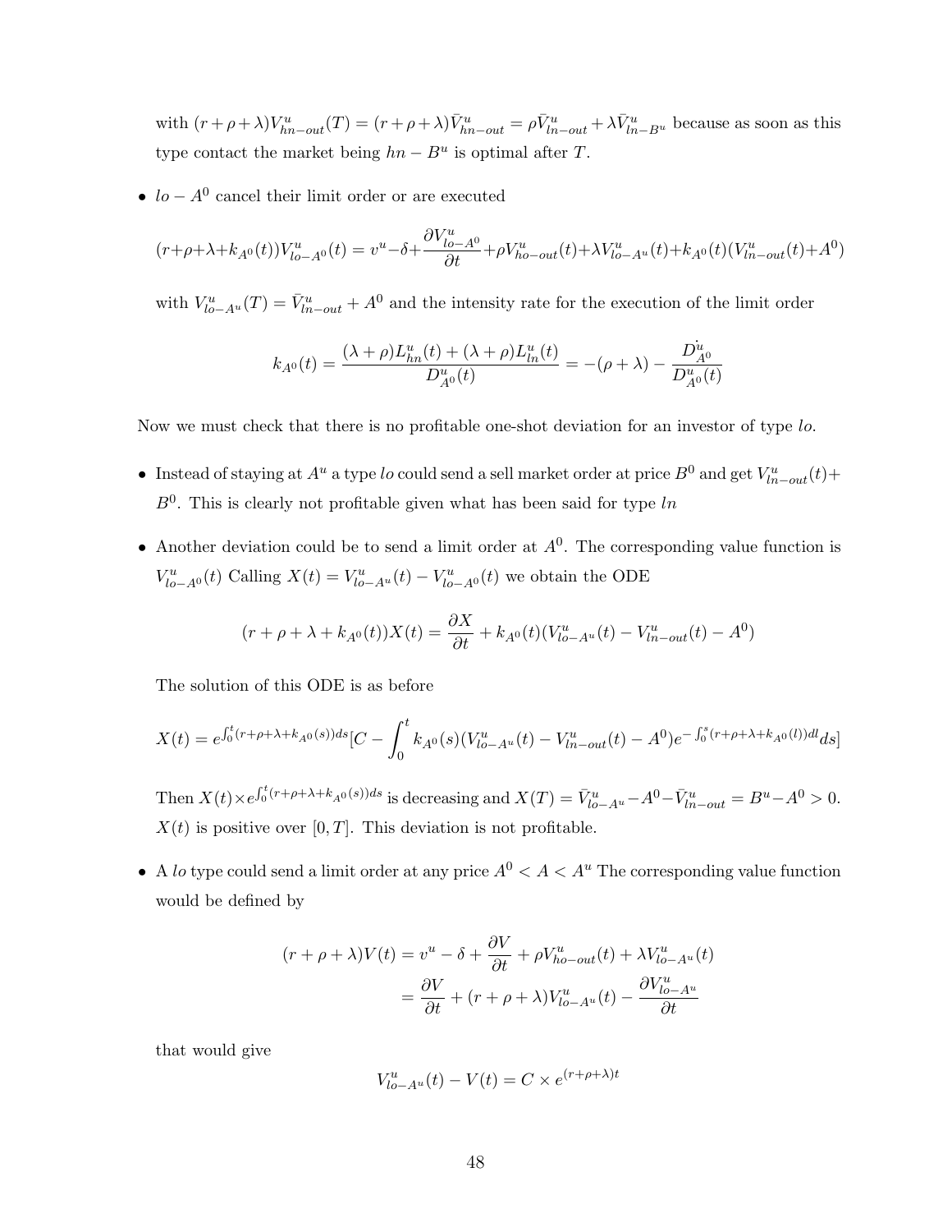with $(r+\rho+\lambda)V^u_{hn-out}(T) = (r+\rho+\lambda)\bar{V}^u_{hn-out} = \rho\bar{V}^u_{ln-out} + \lambda\bar{V}^u_{ln-B^u}$ because as soon as this type contact the market being $hn - B^u$ is optimal after $T$.

- $lo - A^0$ cancel their limit order or are executed

$$(r+\rho+\lambda+k_{A^0}(t))V^u_{lo-A^0}(t) = v^u - \delta + \frac{\partial V^u_{lo-A^0}}{\partial t} + \rho V^u_{ho-out}(t) + \lambda V^u_{lo-A^u}(t) + k_{A^0}(t)(V^u_{ln-out}(t) + A^0)$$

with $V^u_{lo-A^u}(T) = \bar{V}^u_{ln-out} + A^0$ and the intensity rate for the execution of the limit order

$$k_{A^0}(t) = \frac{(\lambda+\rho)L^u_{hn}(t) + (\lambda+\rho)L^u_{ln}(t)}{D^u_{A^0}(t)} = -(\rho+\lambda) - \frac{\dot{D^u_{A^0}}}{D^u_{A^0}(t)}$$

Now we must check that there is no profitable one-shot deviation for an investor of type $lo$.

- Instead of staying at $A^u$ a type $lo$ could send a sell market order at price $B^0$ and get $V^u_{ln-out}(t) + B^0$. This is clearly not profitable given what has been said for type $ln$

- Another deviation could be to send a limit order at $A^0$. The corresponding value function is $V^u_{lo-A^0}(t)$ Calling $X(t) = V^u_{lo-A^u}(t) - V^u_{lo-A^0}(t)$ we obtain the ODE

$$(r+\rho+\lambda+k_{A^0}(t))X(t) = \frac{\partial X}{\partial t} + k_{A^0}(t)(V^u_{lo-A^u}(t) - V^u_{ln-out}(t) - A^0)$$

The solution of this ODE is as before

$$X(t) = e^{\int_0^t (r+\rho+\lambda+k_{A^0}(s))ds}[C - \int_0^t k_{A^0}(s)(V^u_{lo-A^u}(t) - V^u_{ln-out}(t) - A^0)e^{-\int_0^s (r+\rho+\lambda+k_{A^0}(l))dl}ds]$$

Then $X(t) \times e^{\int_0^t (r+\rho+\lambda+k_{A^0}(s))ds}$ is decreasing and $X(T) = \bar{V}^u_{lo-A^u} - A^0 - \bar{V}^u_{ln-out} = B^u - A^0 > 0$. $X(t)$ is positive over $[0,T]$. This deviation is not profitable.

- A $lo$ type could send a limit order at any price $A^0 < A < A^u$ The corresponding value function would be defined by

$$\begin{aligned}(r+\rho+\lambda)V(t) &= v^u - \delta + \frac{\partial V}{\partial t} + \rho V^u_{ho-out}(t) + \lambda V^u_{lo-A^u}(t) \\ &= \frac{\partial V}{\partial t} + (r+\rho+\lambda)V^u_{lo-A^u}(t) - \frac{\partial V^u_{lo-A^u}}{\partial t}\end{aligned}$$

that would give

$$V^u_{lo-A^u}(t) - V(t) = C \times e^{(r+\rho+\lambda)t}$$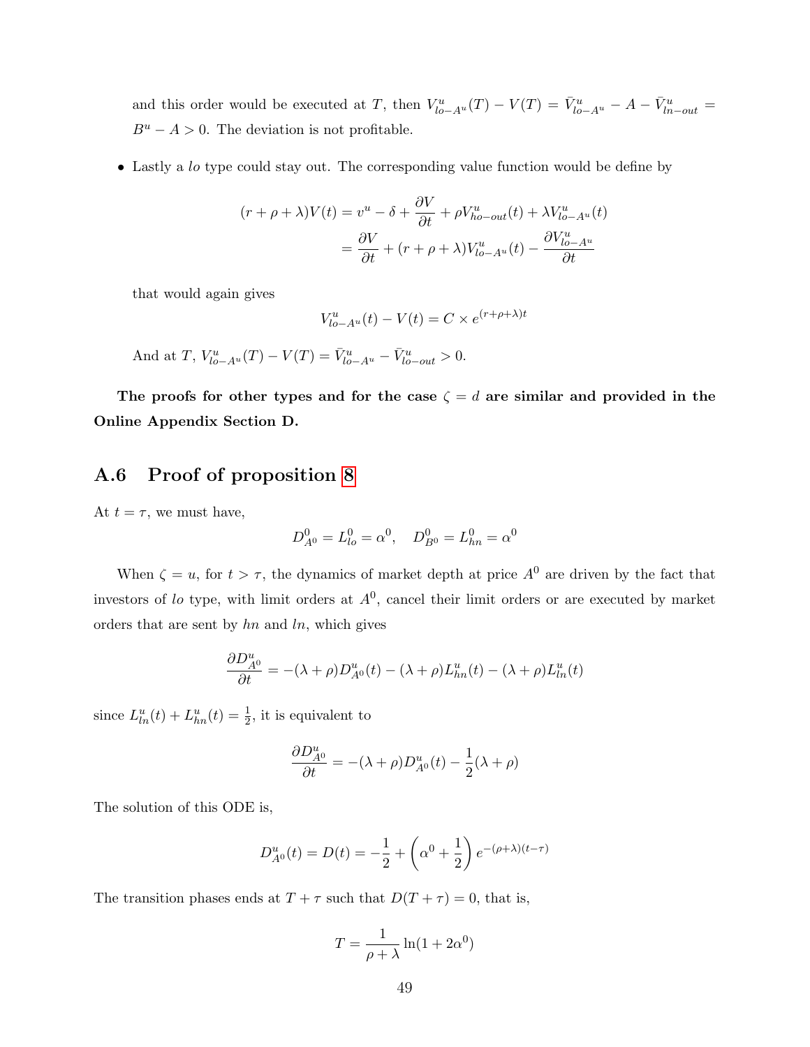and this order would be executed at $T$, then $V^u_{lo-A^u}(T) - V(T) = \bar{V}^u_{lo-A^u} - A - \bar{V}^u_{ln-out} = B^u - A > 0$. The deviation is not profitable.

- Lastly a $lo$ type could stay out. The corresponding value function would be define by

$$
\begin{aligned}
(r+\rho+\lambda)V(t) &= v^u - \delta + \frac{\partial V}{\partial t} + \rho V^u_{ho-out}(t) + \lambda V^u_{lo-A^u}(t) \\
&= \frac{\partial V}{\partial t} + (r+\rho+\lambda)V^u_{lo-A^u}(t) - \frac{\partial V^u_{lo-A^u}}{\partial t}
\end{aligned}
$$

that would again gives

$$
V^u_{lo-A^u}(t) - V(t) = C \times e^{(r+\rho+\lambda)t}
$$

And at $T$, $V^u_{lo-A^u}(T) - V(T) = \bar{V}^u_{lo-A^u} - \bar{V}^u_{lo-out} > 0$.

**The proofs for other types and for the case $\zeta = d$ are similar and provided in the Online Appendix Section D.**

## A.6 Proof of proposition 8

At $t = \tau$, we must have,

$$
D^0_{A^0} = L^0_{lo} = \alpha^0, \quad D^0_{B^0} = L^0_{hn} = \alpha^0
$$

When $\zeta = u$, for $t > \tau$, the dynamics of market depth at price $A^0$ are driven by the fact that investors of $lo$ type, with limit orders at $A^0$, cancel their limit orders or are executed by market orders that are sent by $hn$ and $ln$, which gives

$$
\frac{\partial D^u_{A^0}}{\partial t} = -(\lambda+\rho)D^u_{A^0}(t) - (\lambda+\rho)L^u_{hn}(t) - (\lambda+\rho)L^u_{ln}(t)
$$

since $L^u_{ln}(t) + L^u_{hn}(t) = \frac{1}{2}$, it is equivalent to

$$
\frac{\partial D^u_{A^0}}{\partial t} = -(\lambda+\rho)D^u_{A^0}(t) - \frac{1}{2}(\lambda+\rho)
$$

The solution of this ODE is,

$$
D^u_{A^0}(t) = D(t) = -\frac{1}{2} + \left(\alpha^0 + \frac{1}{2}\right) e^{-(\rho+\lambda)(t-\tau)}
$$

The transition phases ends at $T + \tau$ such that $D(T+\tau) = 0$, that is,

$$
T = \frac{1}{\rho+\lambda} \ln(1 + 2\alpha^0)
$$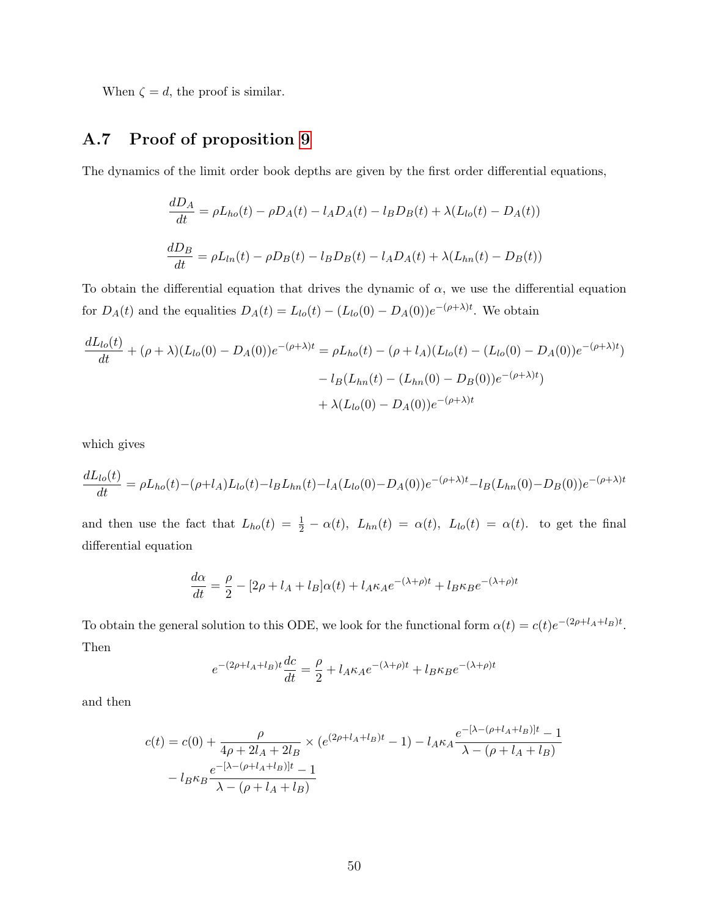When $\zeta = d$, the proof is similar.

## A.7 Proof of proposition 9

The dynamics of the limit order book depths are given by the first order differential equations,

$$\frac{dD_A}{dt} = \rho L_{ho}(t) - \rho D_A(t) - l_A D_A(t) - l_B D_B(t) + \lambda(L_{lo}(t) - D_A(t))$$

$$\frac{dD_B}{dt} = \rho L_{ln}(t) - \rho D_B(t) - l_B D_B(t) - l_A D_A(t) + \lambda(L_{hn}(t) - D_B(t))$$

To obtain the differential equation that drives the dynamic of $\alpha$, we use the differential equation for $D_A(t)$ and the equalities $D_A(t) = L_{lo}(t) - (L_{lo}(0) - D_A(0))e^{-(\rho+\lambda)t}$. We obtain

$$\begin{aligned}
\frac{dL_{lo}(t)}{dt} + (\rho+\lambda)(L_{lo}(0) - D_A(0))e^{-(\rho+\lambda)t} &= \rho L_{ho}(t) - (\rho + l_A)(L_{lo}(t) - (L_{lo}(0) - D_A(0))e^{-(\rho+\lambda)t}) \\
&\quad - l_B(L_{hn}(t) - (L_{hn}(0) - D_B(0))e^{-(\rho+\lambda)t}) \\
&\quad + \lambda(L_{lo}(0) - D_A(0))e^{-(\rho+\lambda)t}
\end{aligned}$$

which gives

$$\frac{dL_{lo}(t)}{dt} = \rho L_{ho}(t) - (\rho + l_A)L_{lo}(t) - l_B L_{hn}(t) - l_A(L_{lo}(0) - D_A(0))e^{-(\rho+\lambda)t} - l_B(L_{hn}(0) - D_B(0))e^{-(\rho+\lambda)t}$$

and then use the fact that $L_{ho}(t) = \frac{1}{2} - \alpha(t),\ L_{hn}(t) = \alpha(t),\ L_{lo}(t) = \alpha(t).$ to get the final differential equation

$$\frac{d\alpha}{dt} = \frac{\rho}{2} - [2\rho + l_A + l_B]\alpha(t) + l_A\kappa_A e^{-(\lambda+\rho)t} + l_B\kappa_B e^{-(\lambda+\rho)t}$$

To obtain the general solution to this ODE, we look for the functional form $\alpha(t) = c(t)e^{-(2\rho+l_A+l_B)t}$. Then

$$e^{-(2\rho+l_A+l_B)t}\frac{dc}{dt} = \frac{\rho}{2} + l_A\kappa_A e^{-(\lambda+\rho)t} + l_B\kappa_B e^{-(\lambda+\rho)t}$$

and then

$$\begin{aligned}
c(t) = c(0) &+ \frac{\rho}{4\rho + 2l_A + 2l_B} \times (e^{(2\rho+l_A+l_B)t} - 1) - l_A\kappa_A\frac{e^{-[\lambda-(\rho+l_A+l_B)]t} - 1}{\lambda - (\rho + l_A + l_B)} \\
&- l_B\kappa_B\frac{e^{-[\lambda-(\rho+l_A+l_B)]t} - 1}{\lambda - (\rho + l_A + l_B)}
\end{aligned}$$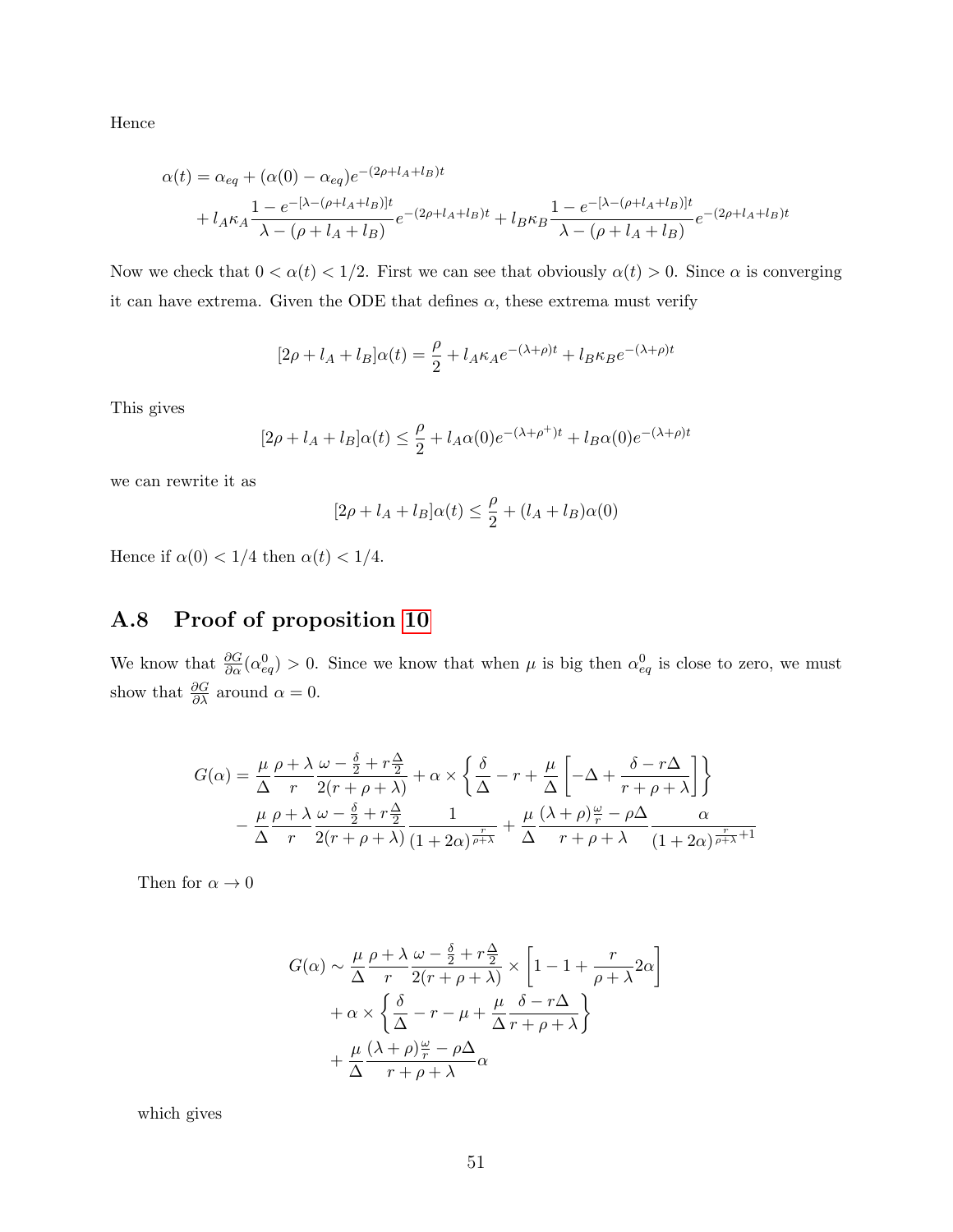Hence

$$\alpha(t) = \alpha_{eq} + (\alpha(0) - \alpha_{eq})e^{-(2\rho+l_A+l_B)t}$$
$$+ l_A\kappa_A \frac{1 - e^{-[\lambda-(\rho+l_A+l_B)]t}}{\lambda - (\rho + l_A + l_B)} e^{-(2\rho+l_A+l_B)t} + l_B\kappa_B \frac{1 - e^{-[\lambda-(\rho+l_A+l_B)]t}}{\lambda - (\rho + l_A + l_B)} e^{-(2\rho+l_A+l_B)t}$$

Now we check that $0 < \alpha(t) < 1/2$. First we can see that obviously $\alpha(t) > 0$. Since $\alpha$ is converging it can have extrema. Given the ODE that defines $\alpha$, these extrema must verify

$$[2\rho + l_A + l_B]\alpha(t) = \frac{\rho}{2} + l_A\kappa_A e^{-(\lambda+\rho)t} + l_B\kappa_B e^{-(\lambda+\rho)t}$$

This gives

$$[2\rho + l_A + l_B]\alpha(t) \leq \frac{\rho}{2} + l_A\alpha(0)e^{-(\lambda+\rho^+)t} + l_B\alpha(0)e^{-(\lambda+\rho)t}$$

we can rewrite it as

$$[2\rho + l_A + l_B]\alpha(t) \leq \frac{\rho}{2} + (l_A + l_B)\alpha(0)$$

Hence if $\alpha(0) < 1/4$ then $\alpha(t) < 1/4$.

## A.8 Proof of proposition 10

We know that $\frac{\partial G}{\partial \alpha}(\alpha^0_{eq}) > 0$. Since we know that when $\mu$ is big then $\alpha^0_{eq}$ is close to zero, we must show that $\frac{\partial G}{\partial \lambda}$ around $\alpha = 0$.

$$G(\alpha) = \frac{\mu}{\Delta}\frac{\rho+\lambda}{r}\frac{\omega - \frac{\delta}{2} + r\frac{\Delta}{2}}{2(r+\rho+\lambda)} + \alpha \times \left\{\frac{\delta}{\Delta} - r + \frac{\mu}{\Delta}\left[-\Delta + \frac{\delta - r\Delta}{r+\rho+\lambda}\right]\right\}$$
$$- \frac{\mu}{\Delta}\frac{\rho+\lambda}{r}\frac{\omega - \frac{\delta}{2} + r\frac{\Delta}{2}}{2(r+\rho+\lambda)}\frac{1}{(1+2\alpha)^{\frac{r}{\rho+\lambda}}} + \frac{\mu}{\Delta}\frac{(\lambda+\rho)\frac{\omega}{r} - \rho\Delta}{r+\rho+\lambda}\frac{\alpha}{(1+2\alpha)^{\frac{r}{\rho+\lambda}+1}}$$

Then for $\alpha \to 0$

$$G(\alpha) \sim \frac{\mu}{\Delta}\frac{\rho+\lambda}{r}\frac{\omega - \frac{\delta}{2} + r\frac{\Delta}{2}}{2(r+\rho+\lambda)} \times \left[1 - 1 + \frac{r}{\rho+\lambda}2\alpha\right]$$
$$+ \alpha \times \left\{\frac{\delta}{\Delta} - r - \mu + \frac{\mu}{\Delta}\frac{\delta - r\Delta}{r+\rho+\lambda}\right\}$$
$$+ \frac{\mu}{\Delta}\frac{(\lambda+\rho)\frac{\omega}{r} - \rho\Delta}{r+\rho+\lambda}\alpha$$

which gives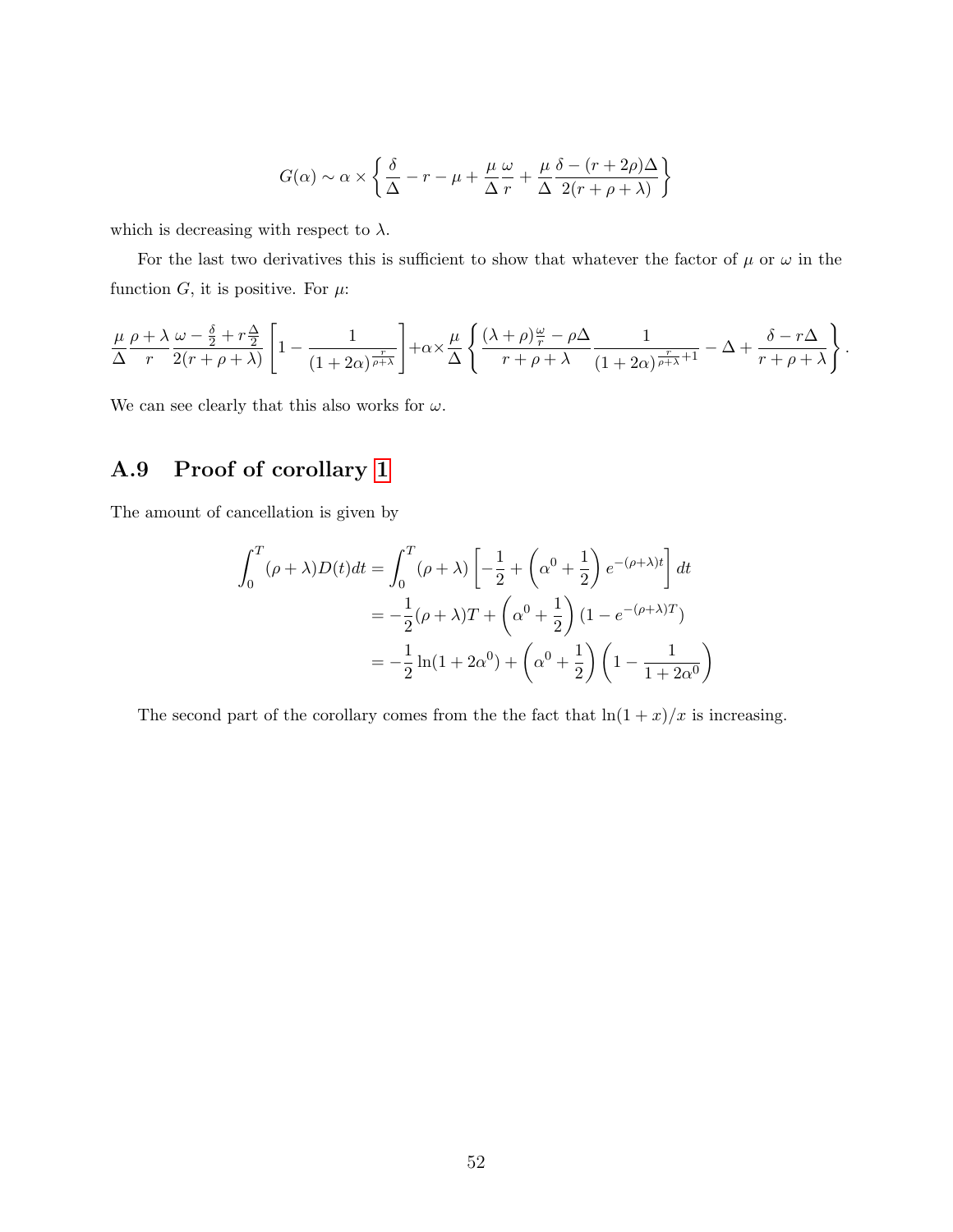$$G(\alpha) \sim \alpha \times \left\{ \frac{\delta}{\Delta} - r - \mu + \frac{\mu}{\Delta}\frac{\omega}{r} + \frac{\mu}{\Delta}\frac{\delta - (r+2\rho)\Delta}{2(r+\rho+\lambda)} \right\}$$

which is decreasing with respect to $\lambda$.

For the last two derivatives this is sufficient to show that whatever the factor of $\mu$ or $\omega$ in the function $G$, it is positive. For $\mu$:

$$\frac{\mu}{\Delta}\frac{\rho+\lambda}{r}\frac{\omega - \frac{\delta}{2} + r\frac{\Delta}{2}}{2(r+\rho+\lambda)}\left[1 - \frac{1}{(1+2\alpha)^{\frac{r}{\rho+\lambda}}}\right] + \alpha \times \frac{\mu}{\Delta}\left\{ \frac{(\lambda+\rho)\frac{\omega}{r} - \rho\Delta}{r+\rho+\lambda}\frac{1}{(1+2\alpha)^{\frac{r}{\rho+\lambda}+1}} - \Delta + \frac{\delta - r\Delta}{r+\rho+\lambda} \right\}.$$

We can see clearly that this also works for $\omega$.

## A.9 Proof of corollary 1

The amount of cancellation is given by

$$\begin{aligned}
\int_0^T (\rho+\lambda) D(t)dt &= \int_0^T (\rho+\lambda)\left[-\frac{1}{2} + \left(\alpha^0 + \frac{1}{2}\right)e^{-(\rho+\lambda)t}\right]dt \\
&= -\frac{1}{2}(\rho+\lambda)T + \left(\alpha^0 + \frac{1}{2}\right)(1 - e^{-(\rho+\lambda)T}) \\
&= -\frac{1}{2}\ln(1+2\alpha^0) + \left(\alpha^0 + \frac{1}{2}\right)\left(1 - \frac{1}{1+2\alpha^0}\right)
\end{aligned}$$

The second part of the corollary comes from the the fact that $\ln(1+x)/x$ is increasing.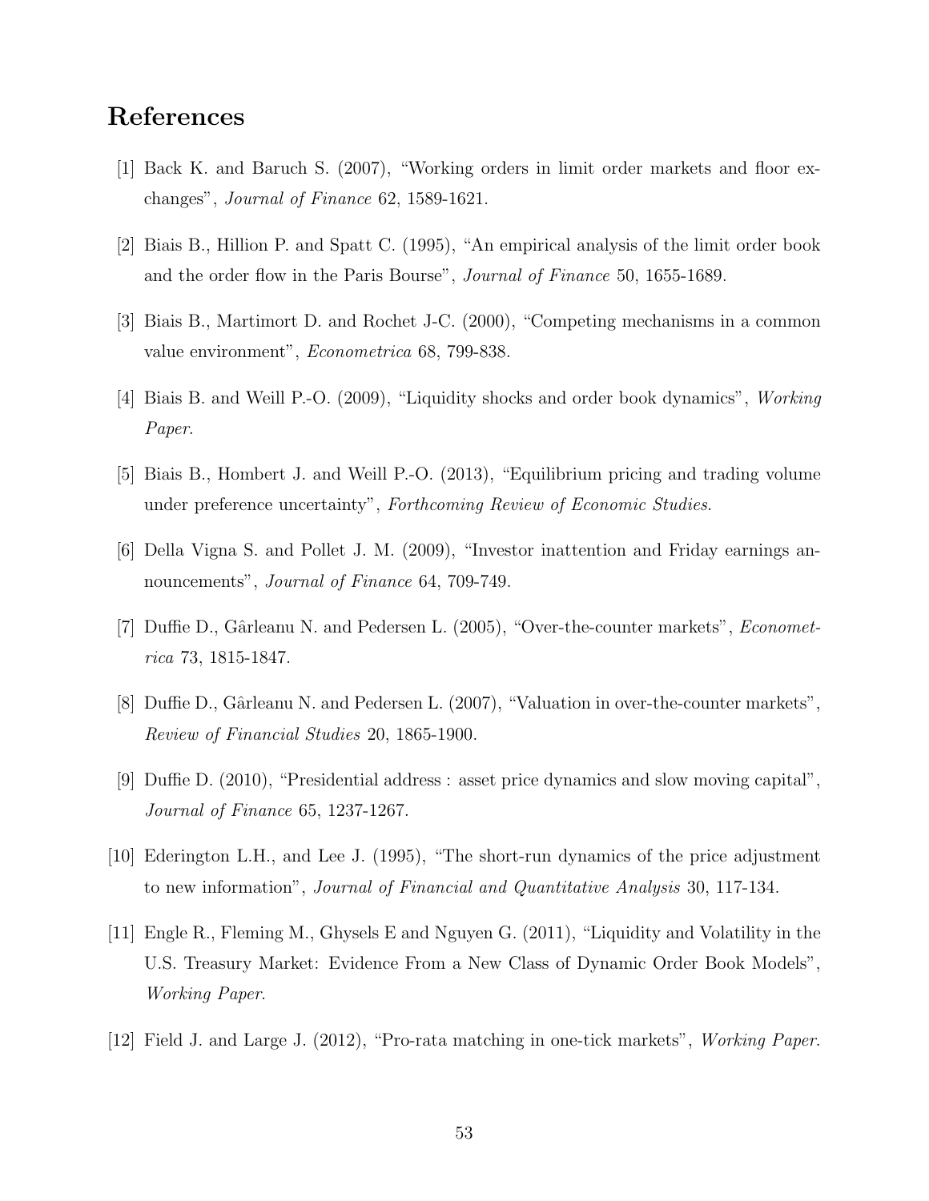## References

[1] Back K. and Baruch S. (2007), "Working orders in limit order markets and floor exchanges", *Journal of Finance* 62, 1589-1621.

[2] Biais B., Hillion P. and Spatt C. (1995), "An empirical analysis of the limit order book and the order flow in the Paris Bourse", *Journal of Finance* 50, 1655-1689.

[3] Biais B., Martimort D. and Rochet J-C. (2000), "Competing mechanisms in a common value environment", *Econometrica* 68, 799-838.

[4] Biais B. and Weill P.-O. (2009), "Liquidity shocks and order book dynamics", *Working Paper*.

[5] Biais B., Hombert J. and Weill P.-O. (2013), "Equilibrium pricing and trading volume under preference uncertainty", *Forthcoming Review of Economic Studies*.

[6] Della Vigna S. and Pollet J. M. (2009), "Investor inattention and Friday earnings announcements", *Journal of Finance* 64, 709-749.

[7] Duffie D., Gârleanu N. and Pedersen L. (2005), "Over-the-counter markets", *Econometrica* 73, 1815-1847.

[8] Duffie D., Gârleanu N. and Pedersen L. (2007), "Valuation in over-the-counter markets", *Review of Financial Studies* 20, 1865-1900.

[9] Duffie D. (2010), "Presidential address : asset price dynamics and slow moving capital", *Journal of Finance* 65, 1237-1267.

[10] Ederington L.H., and Lee J. (1995), "The short-run dynamics of the price adjustment to new information", *Journal of Financial and Quantitative Analysis* 30, 117-134.

[11] Engle R., Fleming M., Ghysels E and Nguyen G. (2011), "Liquidity and Volatility in the U.S. Treasury Market: Evidence From a New Class of Dynamic Order Book Models", *Working Paper*.

[12] Field J. and Large J. (2012), "Pro-rata matching in one-tick markets", *Working Paper*.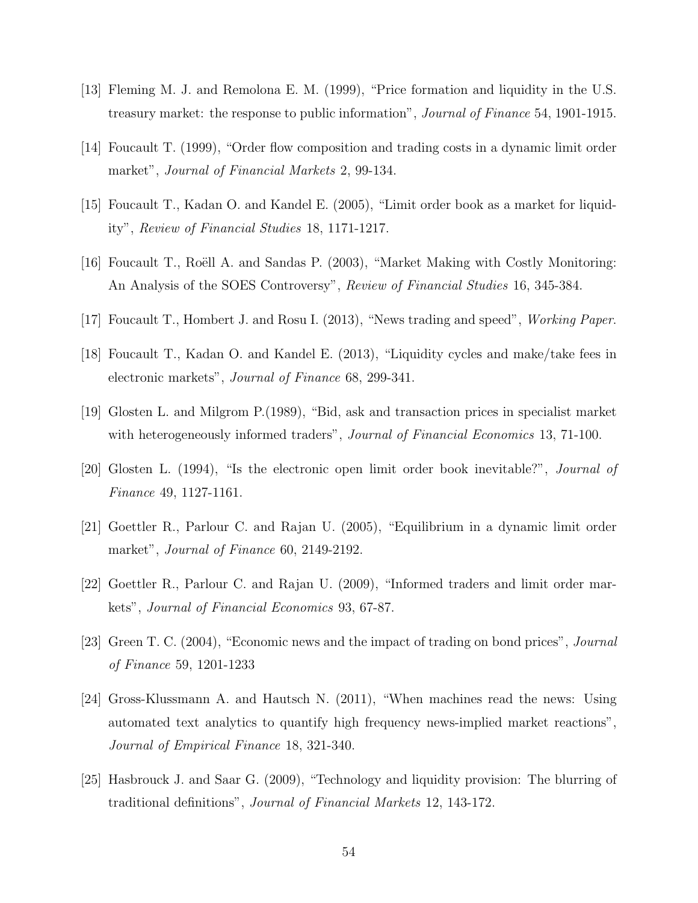[13] Fleming M. J. and Remolona E. M. (1999), "Price formation and liquidity in the U.S. treasury market: the response to public information", *Journal of Finance* 54, 1901-1915.

[14] Foucault T. (1999), "Order flow composition and trading costs in a dynamic limit order market", *Journal of Financial Markets* 2, 99-134.

[15] Foucault T., Kadan O. and Kandel E. (2005), "Limit order book as a market for liquidity", *Review of Financial Studies* 18, 1171-1217.

[16] Foucault T., Roëll A. and Sandas P. (2003), "Market Making with Costly Monitoring: An Analysis of the SOES Controversy", *Review of Financial Studies* 16, 345-384.

[17] Foucault T., Hombert J. and Rosu I. (2013), "News trading and speed", *Working Paper*.

[18] Foucault T., Kadan O. and Kandel E. (2013), "Liquidity cycles and make/take fees in electronic markets", *Journal of Finance* 68, 299-341.

[19] Glosten L. and Milgrom P.(1989), "Bid, ask and transaction prices in specialist market with heterogeneously informed traders", *Journal of Financial Economics* 13, 71-100.

[20] Glosten L. (1994), "Is the electronic open limit order book inevitable?", *Journal of Finance* 49, 1127-1161.

[21] Goettler R., Parlour C. and Rajan U. (2005), "Equilibrium in a dynamic limit order market", *Journal of Finance* 60, 2149-2192.

[22] Goettler R., Parlour C. and Rajan U. (2009), "Informed traders and limit order markets", *Journal of Financial Economics* 93, 67-87.

[23] Green T. C. (2004), "Economic news and the impact of trading on bond prices", *Journal of Finance* 59, 1201-1233

[24] Gross-Klussmann A. and Hautsch N. (2011), "When machines read the news: Using automated text analytics to quantify high frequency news-implied market reactions", *Journal of Empirical Finance* 18, 321-340.

[25] Hasbrouck J. and Saar G. (2009), "Technology and liquidity provision: The blurring of traditional definitions", *Journal of Financial Markets* 12, 143-172.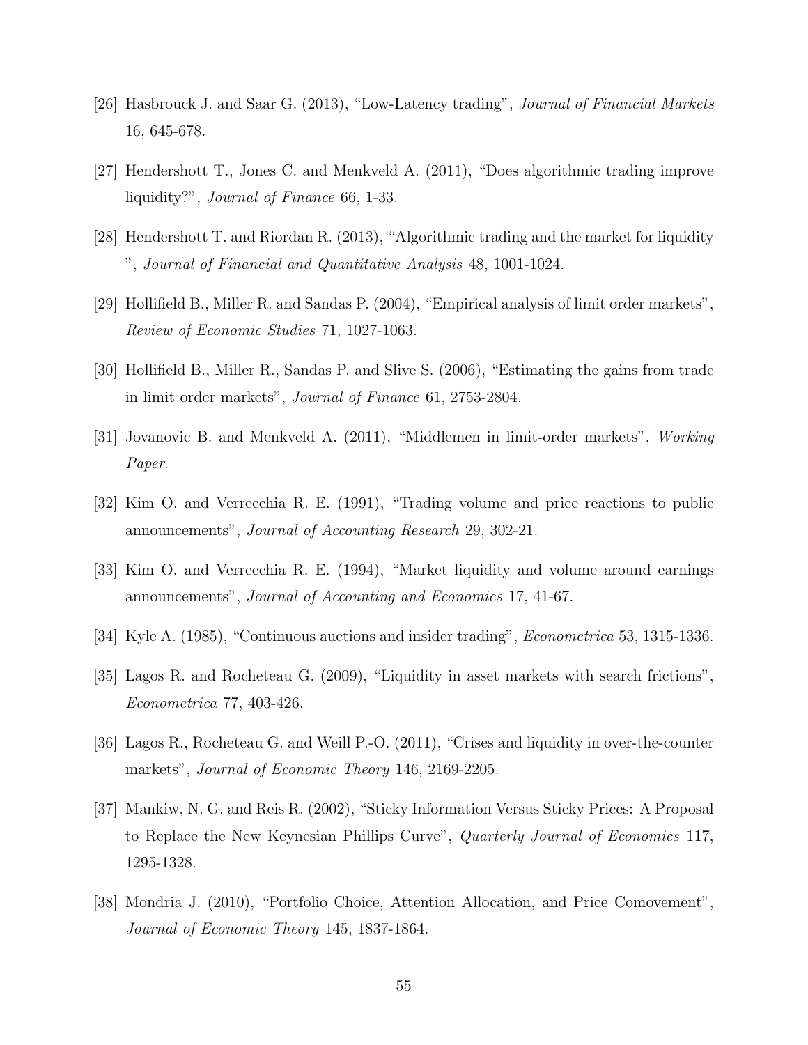[26] Hasbrouck J. and Saar G. (2013), "Low-Latency trading", *Journal of Financial Markets* 16, 645-678.

[27] Hendershott T., Jones C. and Menkveld A. (2011), "Does algorithmic trading improve liquidity?", *Journal of Finance* 66, 1-33.

[28] Hendershott T. and Riordan R. (2013), "Algorithmic trading and the market for liquidity ", *Journal of Financial and Quantitative Analysis* 48, 1001-1024.

[29] Hollifield B., Miller R. and Sandas P. (2004), "Empirical analysis of limit order markets", *Review of Economic Studies* 71, 1027-1063.

[30] Hollifield B., Miller R., Sandas P. and Slive S. (2006), "Estimating the gains from trade in limit order markets", *Journal of Finance* 61, 2753-2804.

[31] Jovanovic B. and Menkveld A. (2011), "Middlemen in limit-order markets", *Working Paper*.

[32] Kim O. and Verrecchia R. E. (1991), "Trading volume and price reactions to public announcements", *Journal of Accounting Research* 29, 302-21.

[33] Kim O. and Verrecchia R. E. (1994), "Market liquidity and volume around earnings announcements", *Journal of Accounting and Economics* 17, 41-67.

[34] Kyle A. (1985), "Continuous auctions and insider trading", *Econometrica* 53, 1315-1336.

[35] Lagos R. and Rocheteau G. (2009), "Liquidity in asset markets with search frictions", *Econometrica* 77, 403-426.

[36] Lagos R., Rocheteau G. and Weill P.-O. (2011), "Crises and liquidity in over-the-counter markets", *Journal of Economic Theory* 146, 2169-2205.

[37] Mankiw, N. G. and Reis R. (2002), "Sticky Information Versus Sticky Prices: A Proposal to Replace the New Keynesian Phillips Curve", *Quarterly Journal of Economics* 117, 1295-1328.

[38] Mondria J. (2010), "Portfolio Choice, Attention Allocation, and Price Comovement", *Journal of Economic Theory* 145, 1837-1864.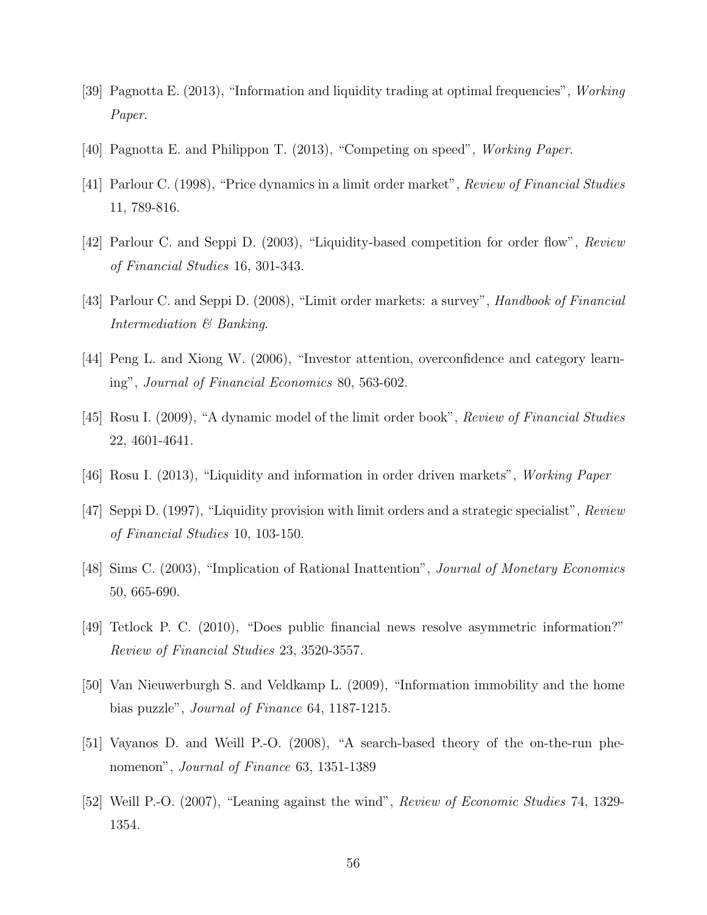[39] Pagnotta E. (2013), "Information and liquidity trading at optimal frequencies", *Working Paper*.

[40] Pagnotta E. and Philippon T. (2013), "Competing on speed", *Working Paper*.

[41] Parlour C. (1998), "Price dynamics in a limit order market", *Review of Financial Studies* 11, 789-816.

[42] Parlour C. and Seppi D. (2003), "Liquidity-based competition for order flow", *Review of Financial Studies* 16, 301-343.

[43] Parlour C. and Seppi D. (2008), "Limit order markets: a survey", *Handbook of Financial Intermediation & Banking*.

[44] Peng L. and Xiong W. (2006), "Investor attention, overconfidence and category learning", *Journal of Financial Economics* 80, 563-602.

[45] Rosu I. (2009), "A dynamic model of the limit order book", *Review of Financial Studies* 22, 4601-4641.

[46] Rosu I. (2013), "Liquidity and information in order driven markets", *Working Paper*

[47] Seppi D. (1997), "Liquidity provision with limit orders and a strategic specialist", *Review of Financial Studies* 10, 103-150.

[48] Sims C. (2003), "Implication of Rational Inattention", *Journal of Monetary Economics* 50, 665-690.

[49] Tetlock P. C. (2010), "Does public financial news resolve asymmetric information?" *Review of Financial Studies* 23, 3520-3557.

[50] Van Nieuwerburgh S. and Veldkamp L. (2009), "Information immobility and the home bias puzzle", *Journal of Finance* 64, 1187-1215.

[51] Vayanos D. and Weill P.-O. (2008), "A search-based theory of the on-the-run phenomenon", *Journal of Finance* 63, 1351-1389

[52] Weill P.-O. (2007), "Leaning against the wind", *Review of Economic Studies* 74, 1329-1354.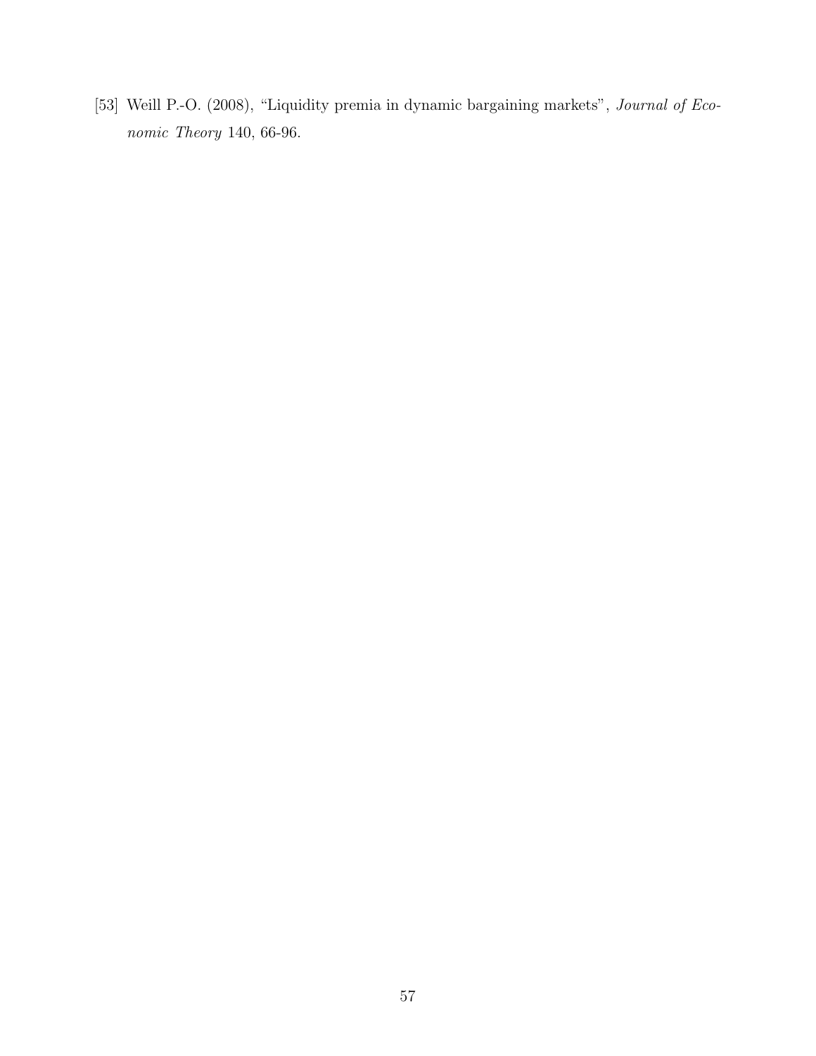[53] Weill P.-O. (2008), "Liquidity premia in dynamic bargaining markets", *Journal of Economic Theory* 140, 66-96.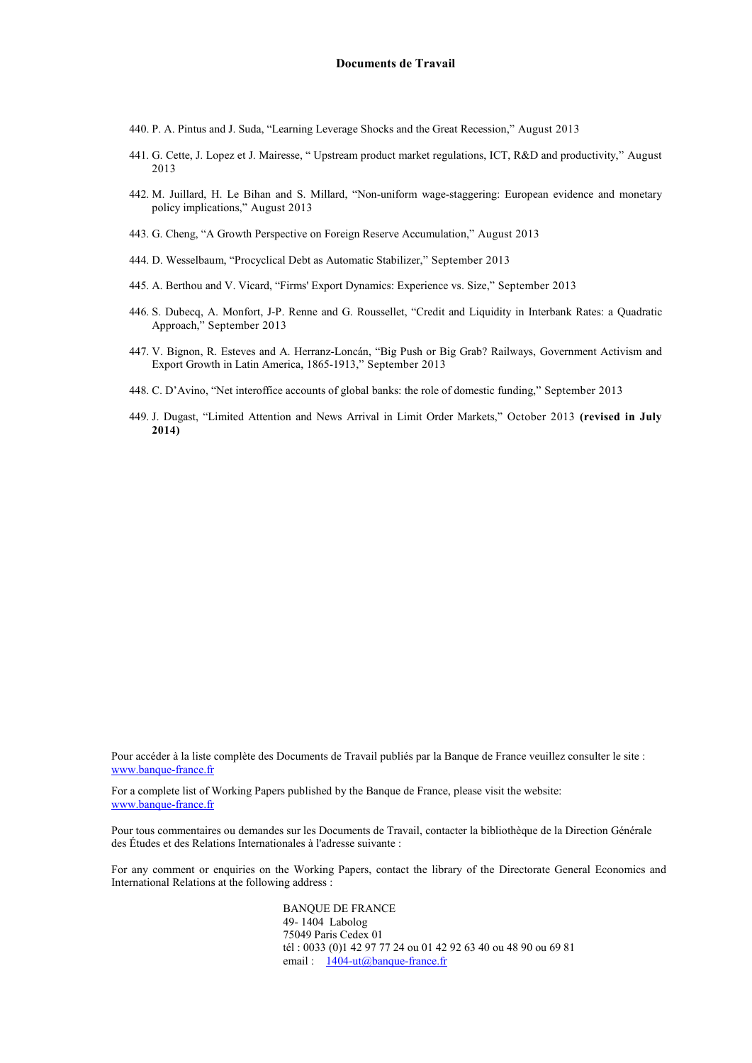## Documents de Travail

440. P. A. Pintus and J. Suda, "Learning Leverage Shocks and the Great Recession," August 2013

441. G. Cette, J. Lopez et J. Mairesse, " Upstream product market regulations, ICT, R&D and productivity," August 2013

442. M. Juillard, H. Le Bihan and S. Millard, "Non-uniform wage-staggering: European evidence and monetary policy implications," August 2013

443. G. Cheng, "A Growth Perspective on Foreign Reserve Accumulation," August 2013

444. D. Wesselbaum, "Procyclical Debt as Automatic Stabilizer," September 2013

445. A. Berthou and V. Vicard, "Firms' Export Dynamics: Experience vs. Size," September 2013

446. S. Dubecq, A. Monfort, J-P. Renne and G. Roussellet, "Credit and Liquidity in Interbank Rates: a Quadratic Approach," September 2013

447. V. Bignon, R. Esteves and A. Herranz-Loncán, "Big Push or Big Grab? Railways, Government Activism and Export Growth in Latin America, 1865-1913," September 2013

448. C. D'Avino, "Net interoffice accounts of global banks: the role of domestic funding," September 2013

449. J. Dugast, "Limited Attention and News Arrival in Limit Order Markets," October 2013 **(revised in July 2014)**

Pour accéder à la liste complète des Documents de Travail publiés par la Banque de France veuillez consulter le site : www.banque-france.fr

For a complete list of Working Papers published by the Banque de France, please visit the website: www.banque-france.fr

Pour tous commentaires ou demandes sur les Documents de Travail, contacter la bibliothèque de la Direction Générale des Études et des Relations Internationales à l'adresse suivante :

For any comment or enquiries on the Working Papers, contact the library of the Directorate General Economics and International Relations at the following address :

BANQUE DE FRANCE
49- 1404 Labolog
75049 Paris Cedex 01
tél : 0033 (0)1 42 97 77 24 ou 01 42 92 63 40 ou 48 90 ou 69 81
email : 1404-ut@banque-france.fr